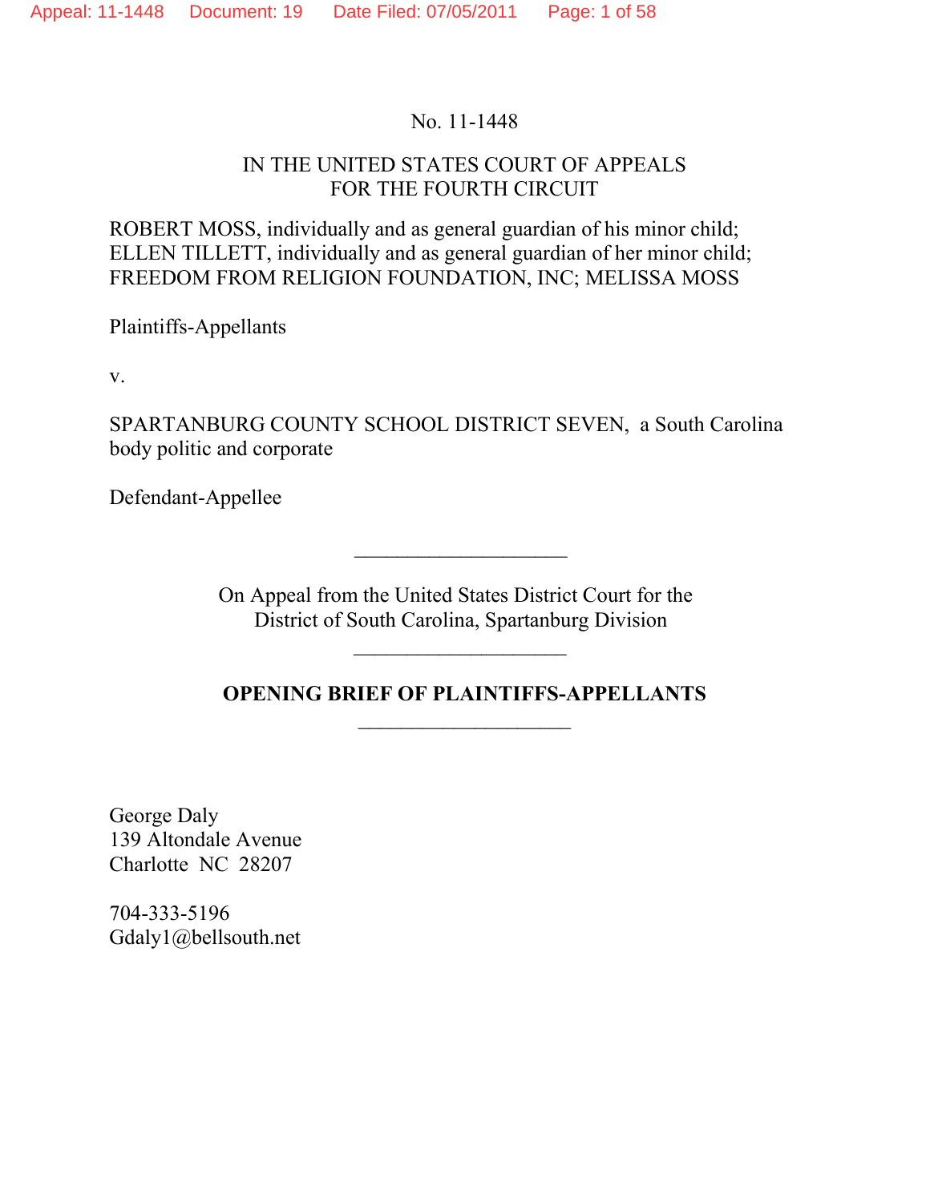No. 11-1448

IN THE UNITED STATES COURT OF APPEALS
FOR THE FOURTH CIRCUIT

ROBERT MOSS, individually and as general guardian of his minor child; ELLEN TILLETT, individually and as general guardian of her minor child; FREEDOM FROM RELIGION FOUNDATION, INC; MELISSA MOSS

Plaintiffs-Appellants

v.

SPARTANBURG COUNTY SCHOOL DISTRICT SEVEN, a South Carolina body politic and corporate

Defendant-Appellee

---

On Appeal from the United States District Court for the District of South Carolina, Spartanburg Division

---

**OPENING BRIEF OF PLAINTIFFS-APPELLANTS**

---

George Daly
139 Altondale Avenue
Charlotte NC 28207

704-333-5196
Gdaly1@bellsouth.net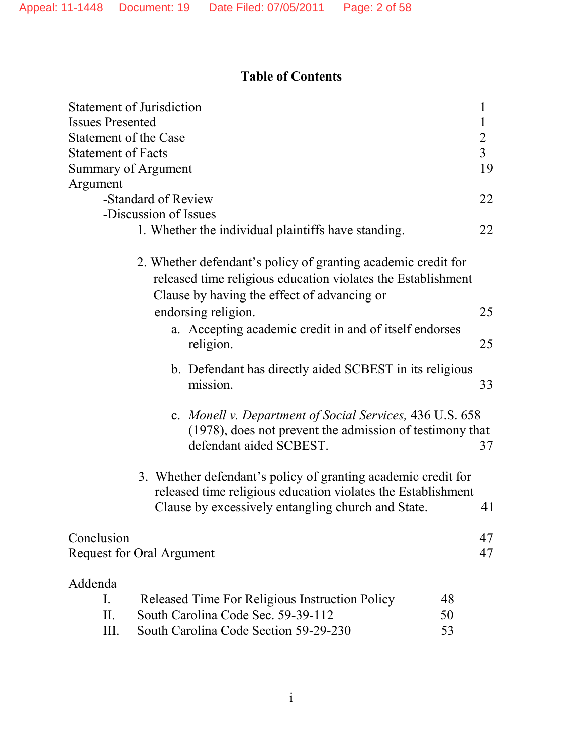## Table of Contents

| | |
|---|---|
| Statement of Jurisdiction | 1 |
| Issues Presented | 1 |
| Statement of the Case | 2 |
| Statement of Facts | 3 |
| Summary of Argument | 19 |
| Argument | |
| -Standard of Review | 22 |
| -Discussion of Issues | |
| 1. Whether the individual plaintiffs have standing. | 22 |
| 2. Whether defendant's policy of granting academic credit for released time religious education violates the Establishment Clause by having the effect of advancing or endorsing religion. | 25 |
| a. Accepting academic credit in and of itself endorses religion. | 25 |
| b. Defendant has directly aided SCBEST in its religious mission. | 33 |
| c. *Monell v. Department of Social Services,* 436 U.S. 658 (1978), does not prevent the admission of testimony that defendant aided SCBEST. | 37 |
| 3. Whether defendant's policy of granting academic credit for released time religious education violates the Establishment Clause by excessively entangling church and State. | 41 |
| Conclusion | 47 |
| Request for Oral Argument | 47 |

Addenda

| | | |
|---|---|---|
| I. | Released Time For Religious Instruction Policy | 48 |
| II. | South Carolina Code Sec. 59-39-112 | 50 |
| III. | South Carolina Code Section 59-29-230 | 53 |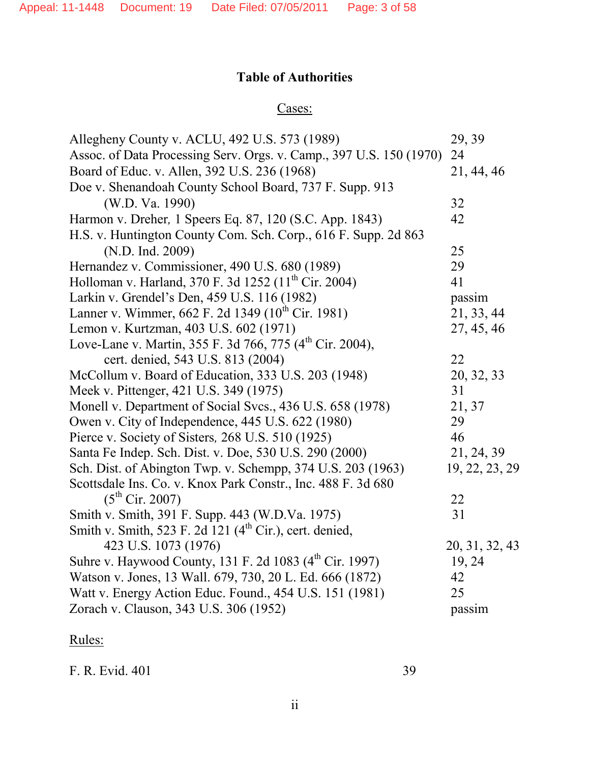# Table of Authorities

## Cases:

| | |
|---|---|
| Allegheny County v. ACLU, 492 U.S. 573 (1989) | 29, 39 |
| Assoc. of Data Processing Serv. Orgs. v. Camp., 397 U.S. 150 (1970) | 24 |
| Board of Educ. v. Allen, 392 U.S. 236 (1968) | 21, 44, 46 |
| Doe v. Shenandoah County School Board, 737 F. Supp. 913 (W.D. Va. 1990) | 32 |
| Harmon v. Dreher, 1 Speers Eq. 87, 120 (S.C. App. 1843) | 42 |
| H.S. v. Huntington County Com. Sch. Corp., 616 F. Supp. 2d 863 (N.D. Ind. 2009) | 25 |
| Hernandez v. Commissioner, 490 U.S. 680 (1989) | 29 |
| Holloman v. Harland, 370 F. 3d 1252 (11th Cir. 2004) | 41 |
| Larkin v. Grendel's Den, 459 U.S. 116 (1982) | passim |
| Lanner v. Wimmer, 662 F. 2d 1349 (10th Cir. 1981) | 21, 33, 44 |
| Lemon v. Kurtzman, 403 U.S. 602 (1971) | 27, 45, 46 |
| Love-Lane v. Martin, 355 F. 3d 766, 775 (4th Cir. 2004), cert. denied, 543 U.S. 813 (2004) | 22 |
| McCollum v. Board of Education, 333 U.S. 203 (1948) | 20, 32, 33 |
| Meek v. Pittenger, 421 U.S. 349 (1975) | 31 |
| Monell v. Department of Social Svcs., 436 U.S. 658 (1978) | 21, 37 |
| Owen v. City of Independence, 445 U.S. 622 (1980) | 29 |
| Pierce v. Society of Sisters, 268 U.S. 510 (1925) | 46 |
| Santa Fe Indep. Sch. Dist. v. Doe, 530 U.S. 290 (2000) | 21, 24, 39 |
| Sch. Dist. of Abington Twp. v. Schempp, 374 U.S. 203 (1963) | 19, 22, 23, 29 |
| Scottsdale Ins. Co. v. Knox Park Constr., Inc. 488 F. 3d 680 (5th Cir. 2007) | 22 |
| Smith v. Smith, 391 F. Supp. 443 (W.D.Va. 1975) | 31 |
| Smith v. Smith, 523 F. 2d 121 (4th Cir.), cert. denied, 423 U.S. 1073 (1976) | 20, 31, 32, 43 |
| Suhre v. Haywood County, 131 F. 2d 1083 (4th Cir. 1997) | 19, 24 |
| Watson v. Jones, 13 Wall. 679, 730, 20 L. Ed. 666 (1872) | 42 |
| Watt v. Energy Action Educ. Found., 454 U.S. 151 (1981) | 25 |
| Zorach v. Clauson, 343 U.S. 306 (1952) | passim |

## Rules:

| | |
|---|---|
| F. R. Evid. 401 | 39 |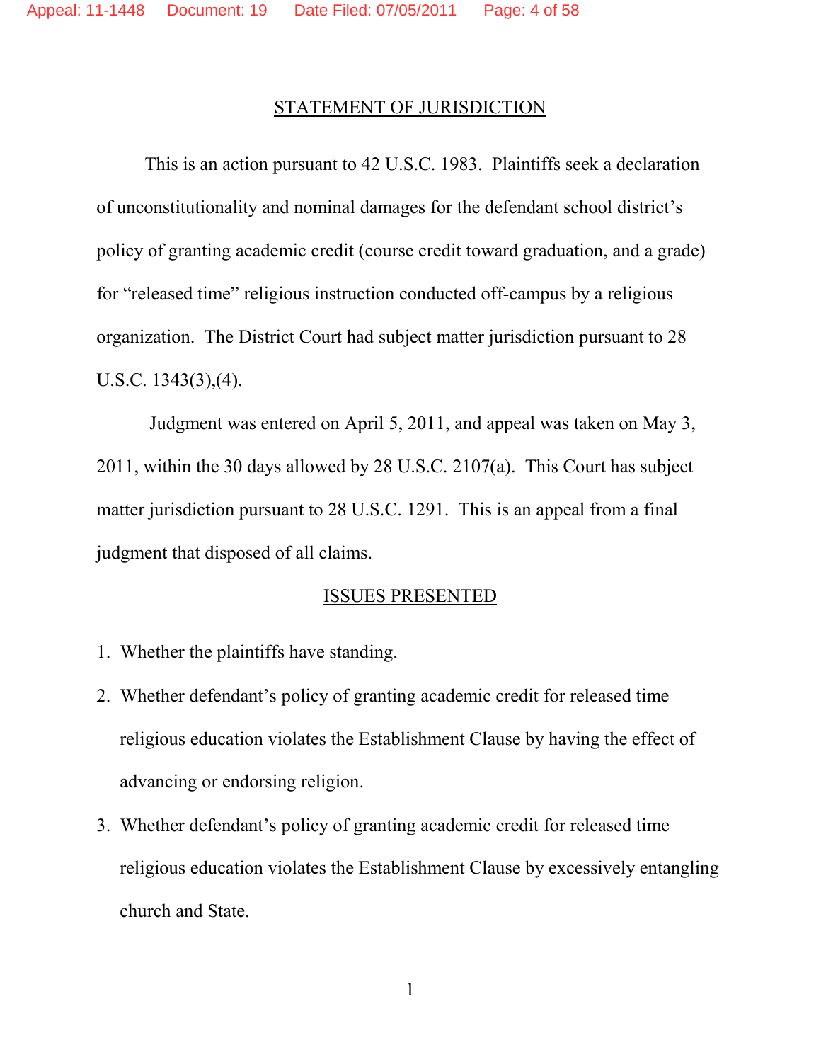## STATEMENT OF JURISDICTION

This is an action pursuant to 42 U.S.C. 1983. Plaintiffs seek a declaration of unconstitutionality and nominal damages for the defendant school district's policy of granting academic credit (course credit toward graduation, and a grade) for "released time" religious instruction conducted off-campus by a religious organization. The District Court had subject matter jurisdiction pursuant to 28 U.S.C. 1343(3),(4).

Judgment was entered on April 5, 2011, and appeal was taken on May 3, 2011, within the 30 days allowed by 28 U.S.C. 2107(a). This Court has subject matter jurisdiction pursuant to 28 U.S.C. 1291. This is an appeal from a final judgment that disposed of all claims.

## ISSUES PRESENTED

1. Whether the plaintiffs have standing.
2. Whether defendant's policy of granting academic credit for released time religious education violates the Establishment Clause by having the effect of advancing or endorsing religion.
3. Whether defendant's policy of granting academic credit for released time religious education violates the Establishment Clause by excessively entangling church and State.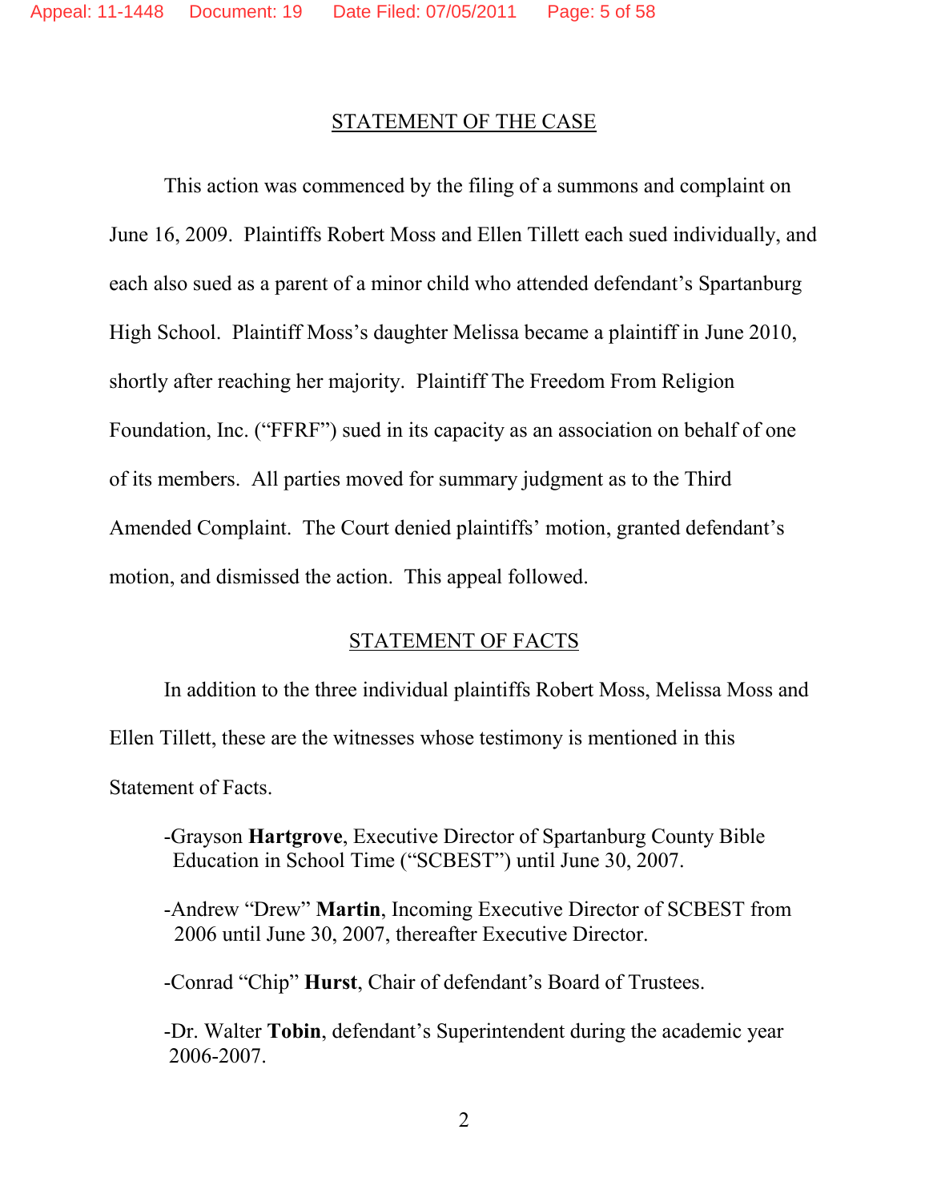## STATEMENT OF THE CASE

This action was commenced by the filing of a summons and complaint on June 16, 2009. Plaintiffs Robert Moss and Ellen Tillett each sued individually, and each also sued as a parent of a minor child who attended defendant's Spartanburg High School. Plaintiff Moss's daughter Melissa became a plaintiff in June 2010, shortly after reaching her majority. Plaintiff The Freedom From Religion Foundation, Inc. ("FFRF") sued in its capacity as an association on behalf of one of its members. All parties moved for summary judgment as to the Third Amended Complaint. The Court denied plaintiffs' motion, granted defendant's motion, and dismissed the action. This appeal followed.

## STATEMENT OF FACTS

In addition to the three individual plaintiffs Robert Moss, Melissa Moss and Ellen Tillett, these are the witnesses whose testimony is mentioned in this Statement of Facts.

-Grayson **Hartgrove**, Executive Director of Spartanburg County Bible Education in School Time ("SCBEST") until June 30, 2007.

-Andrew "Drew" **Martin**, Incoming Executive Director of SCBEST from 2006 until June 30, 2007, thereafter Executive Director.

-Conrad "Chip" **Hurst**, Chair of defendant's Board of Trustees.

-Dr. Walter **Tobin**, defendant's Superintendent during the academic year 2006-2007.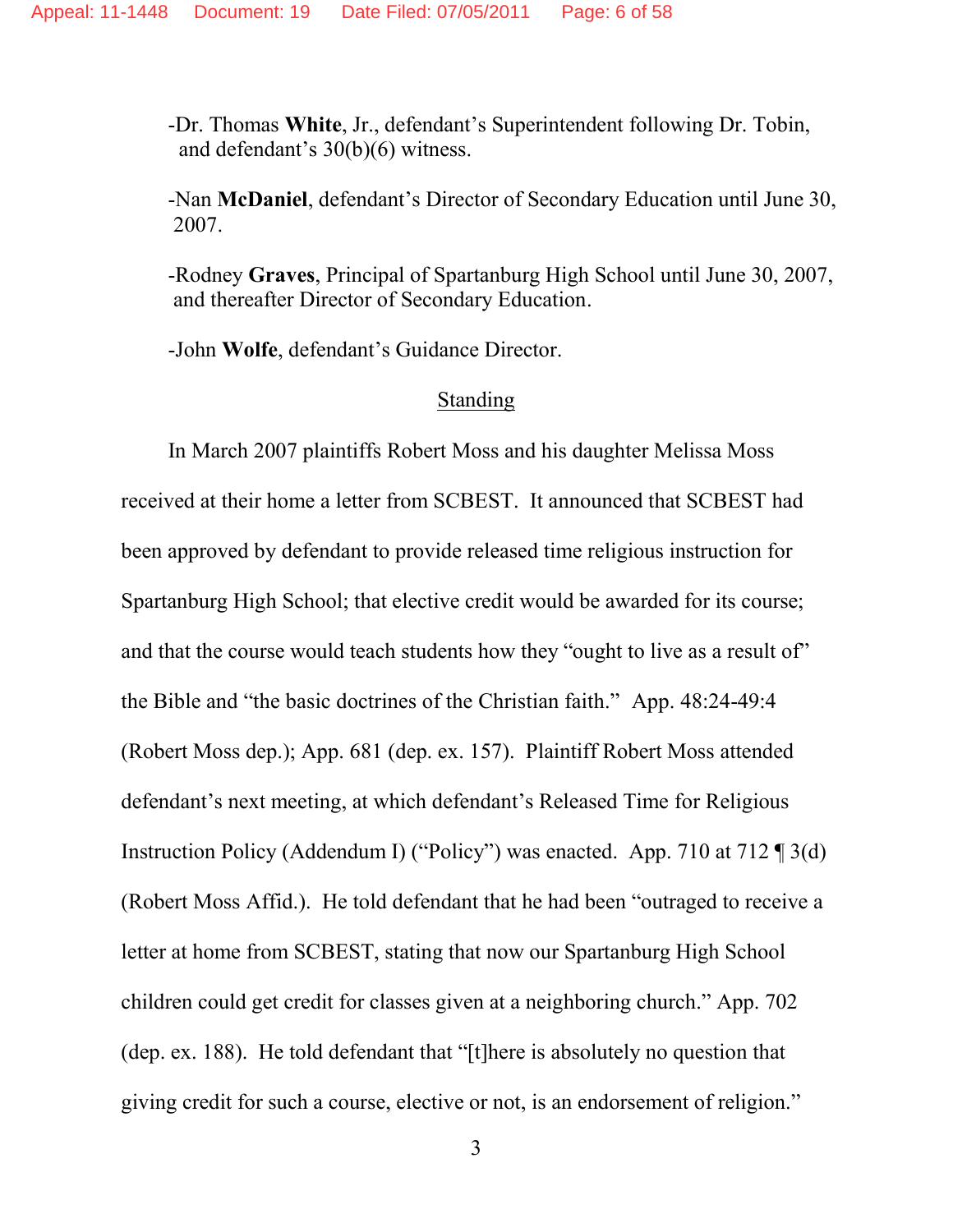-Dr. Thomas **White**, Jr., defendant's Superintendent following Dr. Tobin, and defendant's 30(b)(6) witness.

-Nan **McDaniel**, defendant's Director of Secondary Education until June 30, 2007.

-Rodney **Graves**, Principal of Spartanburg High School until June 30, 2007, and thereafter Director of Secondary Education.

-John **Wolfe**, defendant's Guidance Director.

<u>Standing</u>

In March 2007 plaintiffs Robert Moss and his daughter Melissa Moss received at their home a letter from SCBEST. It announced that SCBEST had been approved by defendant to provide released time religious instruction for Spartanburg High School; that elective credit would be awarded for its course; and that the course would teach students how they "ought to live as a result of" the Bible and "the basic doctrines of the Christian faith." App. 48:24-49:4 (Robert Moss dep.); App. 681 (dep. ex. 157). Plaintiff Robert Moss attended defendant's next meeting, at which defendant's Released Time for Religious Instruction Policy (Addendum I) ("Policy") was enacted. App. 710 at 712 ¶ 3(d) (Robert Moss Affid.). He told defendant that he had been "outraged to receive a letter at home from SCBEST, stating that now our Spartanburg High School children could get credit for classes given at a neighboring church." App. 702 (dep. ex. 188). He told defendant that "[t]here is absolutely no question that giving credit for such a course, elective or not, is an endorsement of religion."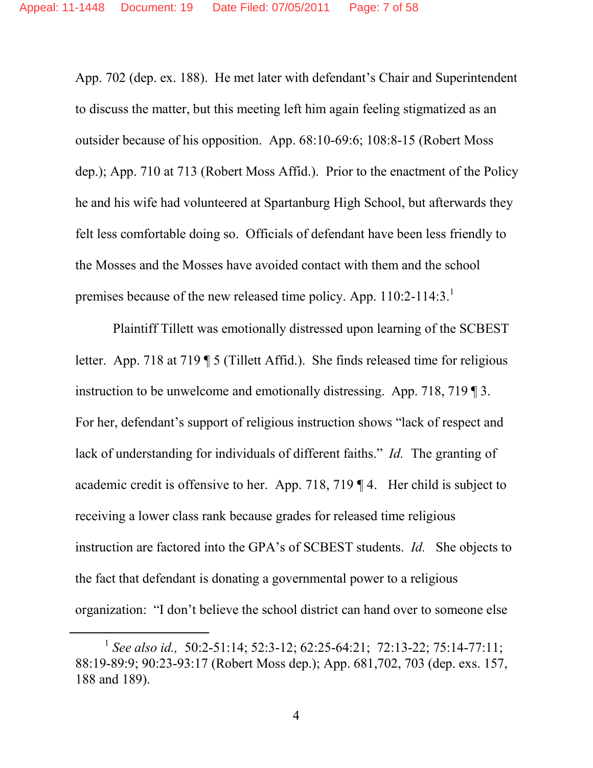App. 702 (dep. ex. 188). He met later with defendant's Chair and Superintendent to discuss the matter, but this meeting left him again feeling stigmatized as an outsider because of his opposition. App. 68:10-69:6; 108:8-15 (Robert Moss dep.); App. 710 at 713 (Robert Moss Affid.). Prior to the enactment of the Policy he and his wife had volunteered at Spartanburg High School, but afterwards they felt less comfortable doing so. Officials of defendant have been less friendly to the Mosses and the Mosses have avoided contact with them and the school premises because of the new released time policy. App. 110:2-114:3.[1]

Plaintiff Tillett was emotionally distressed upon learning of the SCBEST letter. App. 718 at 719 ¶ 5 (Tillett Affid.). She finds released time for religious instruction to be unwelcome and emotionally distressing. App. 718, 719 ¶ 3. For her, defendant's support of religious instruction shows "lack of respect and lack of understanding for individuals of different faiths." *Id.* The granting of academic credit is offensive to her. App. 718, 719 ¶ 4. Her child is subject to receiving a lower class rank because grades for released time religious instruction are factored into the GPA's of SCBEST students. *Id.* She objects to the fact that defendant is donating a governmental power to a religious organization: "I don't believe the school district can hand over to someone else

---

[1] *See also id.,* 50:2-51:14; 52:3-12; 62:25-64:21; 72:13-22; 75:14-77:11; 88:19-89:9; 90:23-93:17 (Robert Moss dep.); App. 681,702, 703 (dep. exs. 157, 188 and 189).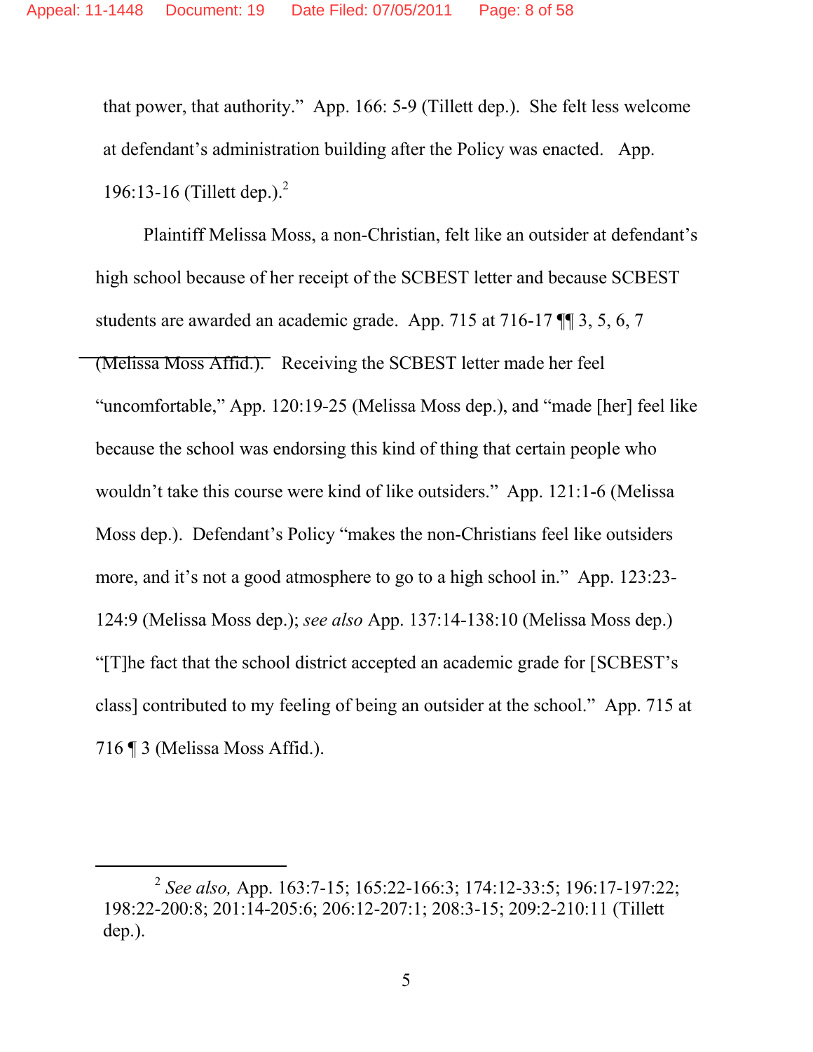that power, that authority." App. 166: 5-9 (Tillett dep.). She felt less welcome at defendant's administration building after the Policy was enacted. App. 196:13-16 (Tillett dep.).[2]

Plaintiff Melissa Moss, a non-Christian, felt like an outsider at defendant's high school because of her receipt of the SCBEST letter and because SCBEST students are awarded an academic grade. App. 715 at 716-17 ¶¶ 3, 5, 6, 7 (Melissa Moss Affid.). Receiving the SCBEST letter made her feel "uncomfortable," App. 120:19-25 (Melissa Moss dep.), and "made [her] feel like because the school was endorsing this kind of thing that certain people who wouldn't take this course were kind of like outsiders." App. 121:1-6 (Melissa Moss dep.). Defendant's Policy "makes the non-Christians feel like outsiders more, and it's not a good atmosphere to go to a high school in." App. 123:23-124:9 (Melissa Moss dep.); *see also* App. 137:14-138:10 (Melissa Moss dep.) "[T]he fact that the school district accepted an academic grade for [SCBEST's class] contributed to my feeling of being an outsider at the school." App. 715 at 716 ¶ 3 (Melissa Moss Affid.).

---

[2] *See also,* App. 163:7-15; 165:22-166:3; 174:12-33:5; 196:17-197:22; 198:22-200:8; 201:14-205:6; 206:12-207:1; 208:3-15; 209:2-210:11 (Tillett dep.).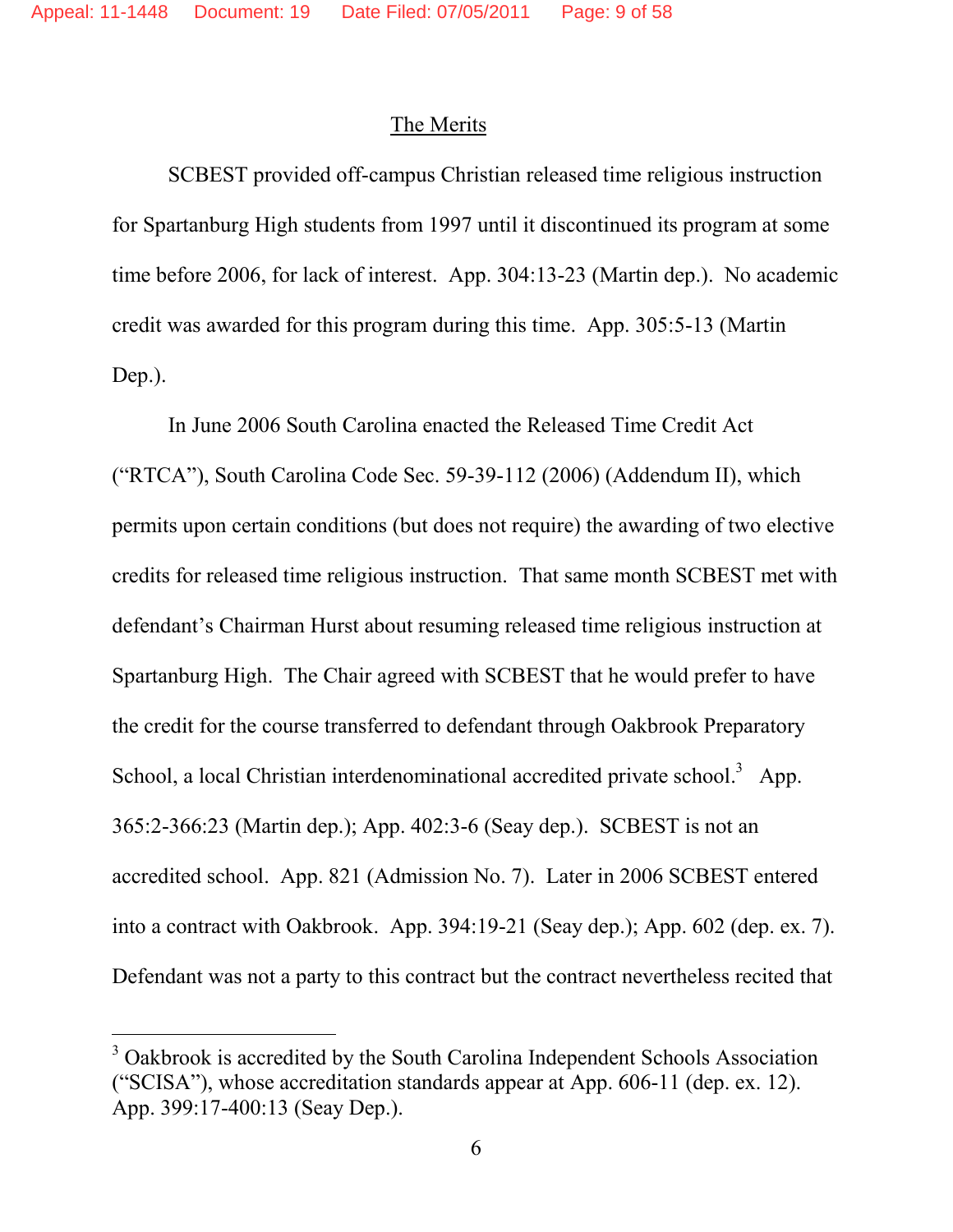## The Merits

SCBEST provided off-campus Christian released time religious instruction for Spartanburg High students from 1997 until it discontinued its program at some time before 2006, for lack of interest. App. 304:13-23 (Martin dep.). No academic credit was awarded for this program during this time. App. 305:5-13 (Martin Dep.).

In June 2006 South Carolina enacted the Released Time Credit Act ("RTCA"), South Carolina Code Sec. 59-39-112 (2006) (Addendum II), which permits upon certain conditions (but does not require) the awarding of two elective credits for released time religious instruction. That same month SCBEST met with defendant's Chairman Hurst about resuming released time religious instruction at Spartanburg High. The Chair agreed with SCBEST that he would prefer to have the credit for the course transferred to defendant through Oakbrook Preparatory School, a local Christian interdenominational accredited private school.[3] App. 365:2-366:23 (Martin dep.); App. 402:3-6 (Seay dep.). SCBEST is not an accredited school. App. 821 (Admission No. 7). Later in 2006 SCBEST entered into a contract with Oakbrook. App. 394:19-21 (Seay dep.); App. 602 (dep. ex. 7). Defendant was not a party to this contract but the contract nevertheless recited that

---

[3] Oakbrook is accredited by the South Carolina Independent Schools Association ("SCISA"), whose accreditation standards appear at App. 606-11 (dep. ex. 12). App. 399:17-400:13 (Seay Dep.).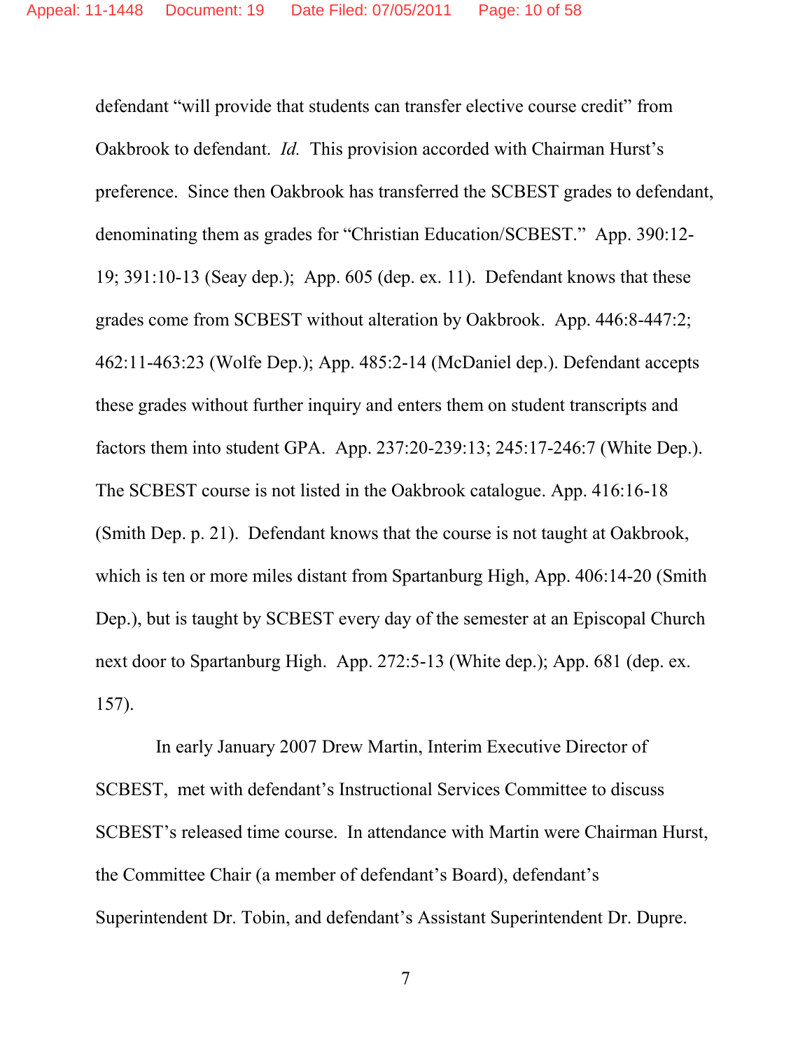defendant "will provide that students can transfer elective course credit" from Oakbrook to defendant. *Id.* This provision accorded with Chairman Hurst's preference. Since then Oakbrook has transferred the SCBEST grades to defendant, denominating them as grades for "Christian Education/SCBEST." App. 390:12-19; 391:10-13 (Seay dep.); App. 605 (dep. ex. 11). Defendant knows that these grades come from SCBEST without alteration by Oakbrook. App. 446:8-447:2; 462:11-463:23 (Wolfe Dep.); App. 485:2-14 (McDaniel dep.). Defendant accepts these grades without further inquiry and enters them on student transcripts and factors them into student GPA. App. 237:20-239:13; 245:17-246:7 (White Dep.). The SCBEST course is not listed in the Oakbrook catalogue. App. 416:16-18 (Smith Dep. p. 21). Defendant knows that the course is not taught at Oakbrook, which is ten or more miles distant from Spartanburg High, App. 406:14-20 (Smith Dep.), but is taught by SCBEST every day of the semester at an Episcopal Church next door to Spartanburg High. App. 272:5-13 (White dep.); App. 681 (dep. ex. 157).

In early January 2007 Drew Martin, Interim Executive Director of SCBEST, met with defendant's Instructional Services Committee to discuss SCBEST's released time course. In attendance with Martin were Chairman Hurst, the Committee Chair (a member of defendant's Board), defendant's Superintendent Dr. Tobin, and defendant's Assistant Superintendent Dr. Dupre.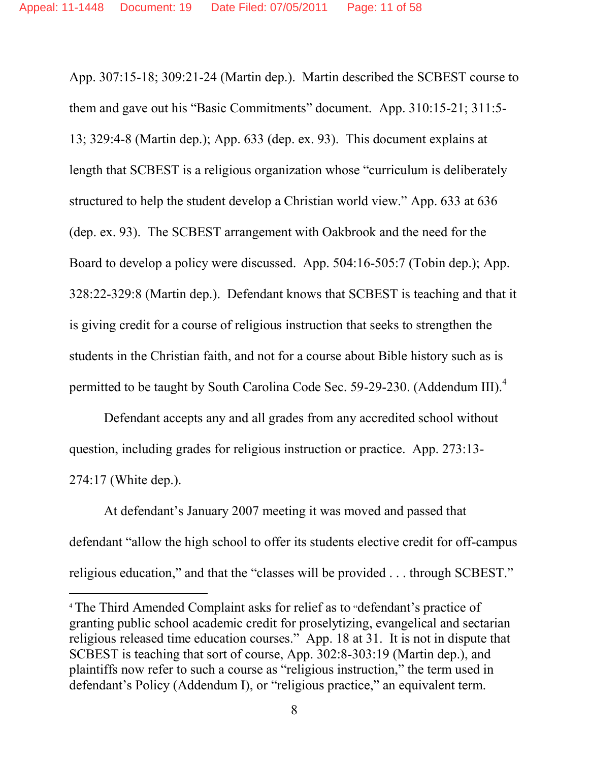App. 307:15-18; 309:21-24 (Martin dep.). Martin described the SCBEST course to them and gave out his "Basic Commitments" document. App. 310:15-21; 311:5-13; 329:4-8 (Martin dep.); App. 633 (dep. ex. 93). This document explains at length that SCBEST is a religious organization whose "curriculum is deliberately structured to help the student develop a Christian world view." App. 633 at 636 (dep. ex. 93). The SCBEST arrangement with Oakbrook and the need for the Board to develop a policy were discussed. App. 504:16-505:7 (Tobin dep.); App. 328:22-329:8 (Martin dep.). Defendant knows that SCBEST is teaching and that it is giving credit for a course of religious instruction that seeks to strengthen the students in the Christian faith, and not for a course about Bible history such as is permitted to be taught by South Carolina Code Sec. 59-29-230. (Addendum III).[4]

Defendant accepts any and all grades from any accredited school without question, including grades for religious instruction or practice. App. 273:13-274:17 (White dep.).

At defendant's January 2007 meeting it was moved and passed that defendant "allow the high school to offer its students elective credit for off-campus religious education," and that the "classes will be provided . . . through SCBEST."

---

[4] The Third Amended Complaint asks for relief as to "defendant's practice of granting public school academic credit for proselytizing, evangelical and sectarian religious released time education courses." App. 18 at 31. It is not in dispute that SCBEST is teaching that sort of course, App. 302:8-303:19 (Martin dep.), and plaintiffs now refer to such a course as "religious instruction," the term used in defendant's Policy (Addendum I), or "religious practice," an equivalent term.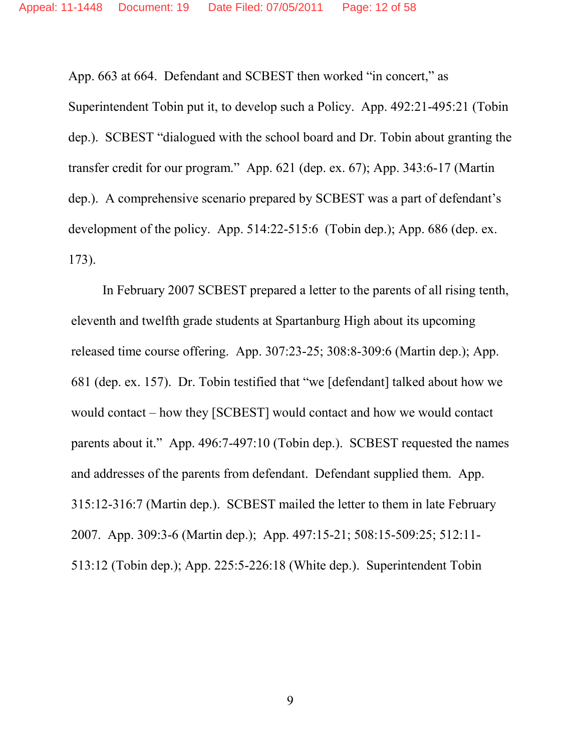App. 663 at 664. Defendant and SCBEST then worked "in concert," as Superintendent Tobin put it, to develop such a Policy. App. 492:21-495:21 (Tobin dep.). SCBEST "dialogued with the school board and Dr. Tobin about granting the transfer credit for our program." App. 621 (dep. ex. 67); App. 343:6-17 (Martin dep.). A comprehensive scenario prepared by SCBEST was a part of defendant's development of the policy. App. 514:22-515:6 (Tobin dep.); App. 686 (dep. ex. 173).

In February 2007 SCBEST prepared a letter to the parents of all rising tenth, eleventh and twelfth grade students at Spartanburg High about its upcoming released time course offering. App. 307:23-25; 308:8-309:6 (Martin dep.); App. 681 (dep. ex. 157). Dr. Tobin testified that "we [defendant] talked about how we would contact – how they [SCBEST] would contact and how we would contact parents about it." App. 496:7-497:10 (Tobin dep.). SCBEST requested the names and addresses of the parents from defendant. Defendant supplied them. App. 315:12-316:7 (Martin dep.). SCBEST mailed the letter to them in late February 2007. App. 309:3-6 (Martin dep.); App. 497:15-21; 508:15-509:25; 512:11-513:12 (Tobin dep.); App. 225:5-226:18 (White dep.). Superintendent Tobin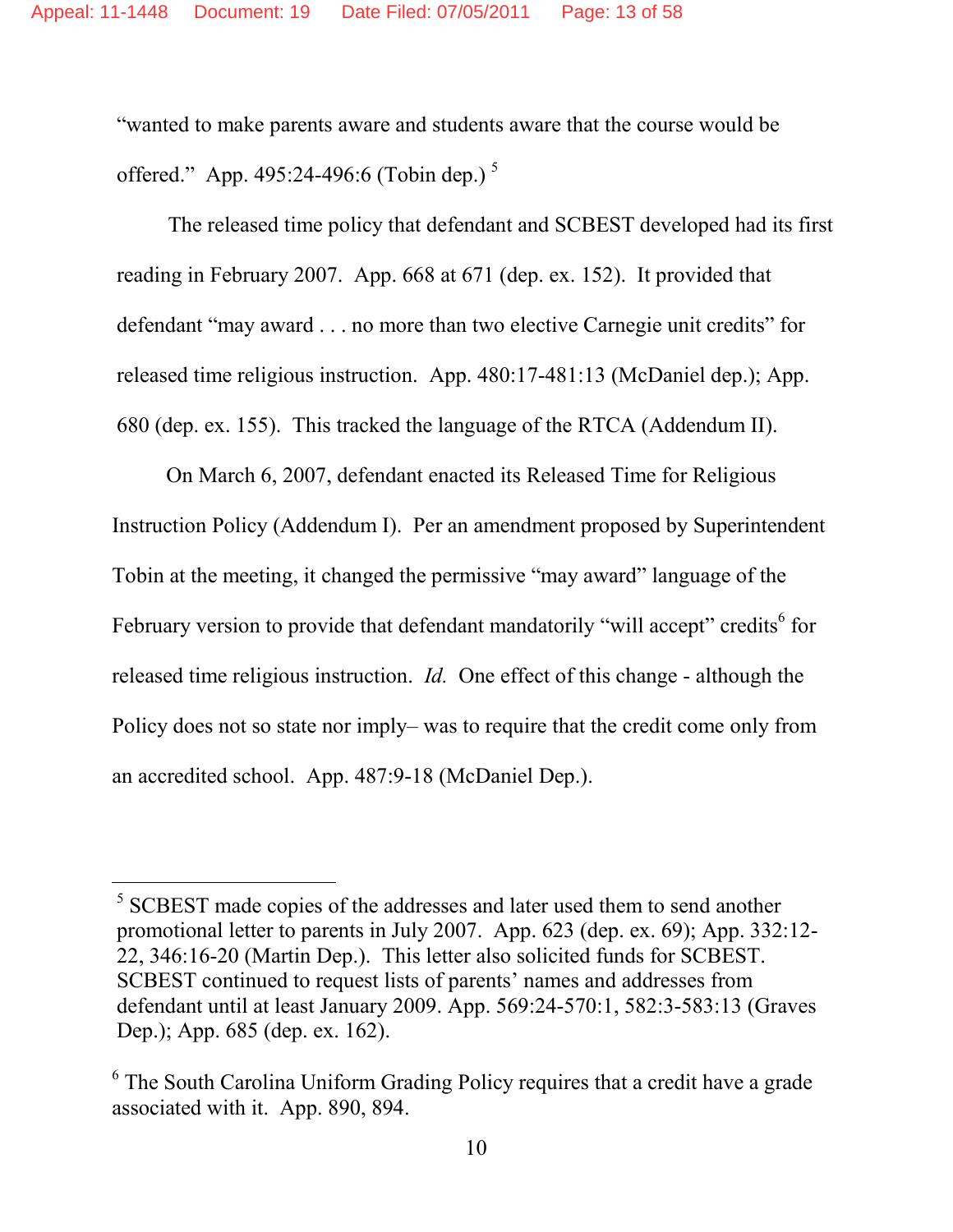"wanted to make parents aware and students aware that the course would be offered." App. 495:24-496:6 (Tobin dep.) [5]

The released time policy that defendant and SCBEST developed had its first reading in February 2007. App. 668 at 671 (dep. ex. 152). It provided that defendant "may award . . . no more than two elective Carnegie unit credits" for released time religious instruction. App. 480:17-481:13 (McDaniel dep.); App. 680 (dep. ex. 155). This tracked the language of the RTCA (Addendum II).

On March 6, 2007, defendant enacted its Released Time for Religious Instruction Policy (Addendum I). Per an amendment proposed by Superintendent Tobin at the meeting, it changed the permissive "may award" language of the February version to provide that defendant mandatorily "will accept" credits[6] for released time religious instruction. *Id.* One effect of this change - although the Policy does not so state nor imply– was to require that the credit come only from an accredited school. App. 487:9-18 (McDaniel Dep.).

---

[5] SCBEST made copies of the addresses and later used them to send another promotional letter to parents in July 2007. App. 623 (dep. ex. 69); App. 332:12-22, 346:16-20 (Martin Dep.). This letter also solicited funds for SCBEST. SCBEST continued to request lists of parents' names and addresses from defendant until at least January 2009. App. 569:24-570:1, 582:3-583:13 (Graves Dep.); App. 685 (dep. ex. 162).

[6] The South Carolina Uniform Grading Policy requires that a credit have a grade associated with it. App. 890, 894.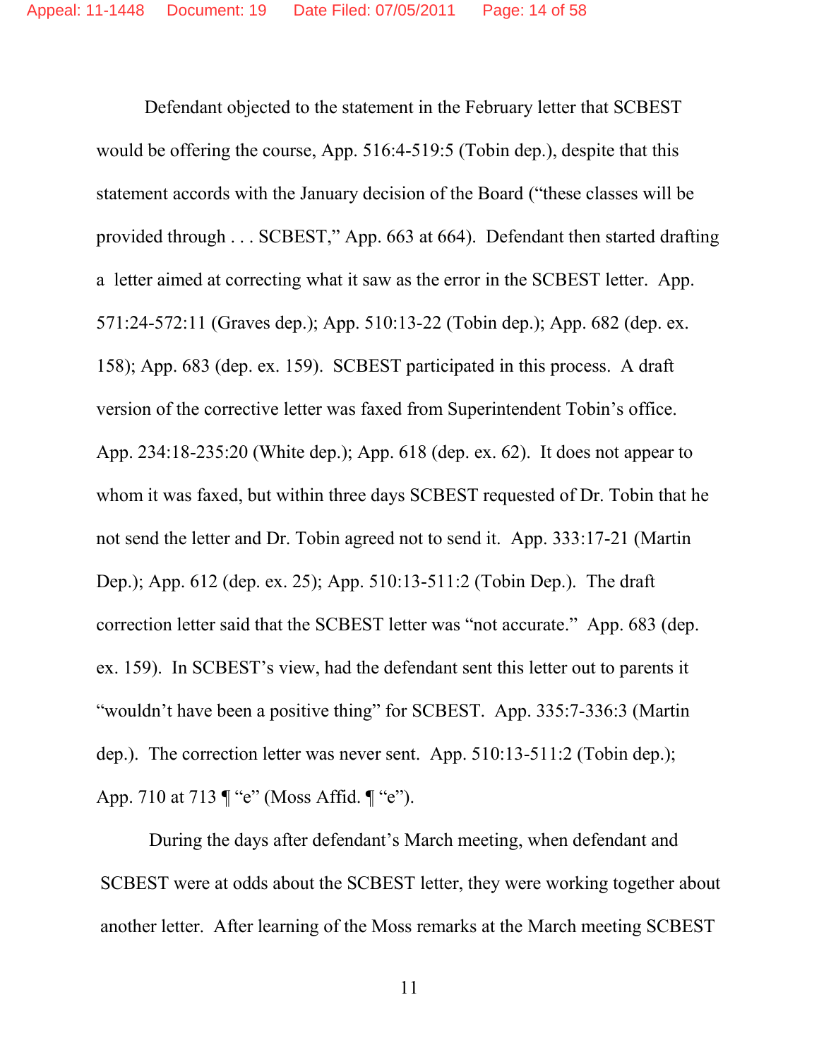Defendant objected to the statement in the February letter that SCBEST would be offering the course, App. 516:4-519:5 (Tobin dep.), despite that this statement accords with the January decision of the Board ("these classes will be provided through . . . SCBEST," App. 663 at 664). Defendant then started drafting a letter aimed at correcting what it saw as the error in the SCBEST letter. App. 571:24-572:11 (Graves dep.); App. 510:13-22 (Tobin dep.); App. 682 (dep. ex. 158); App. 683 (dep. ex. 159). SCBEST participated in this process. A draft version of the corrective letter was faxed from Superintendent Tobin's office. App. 234:18-235:20 (White dep.); App. 618 (dep. ex. 62). It does not appear to whom it was faxed, but within three days SCBEST requested of Dr. Tobin that he not send the letter and Dr. Tobin agreed not to send it. App. 333:17-21 (Martin Dep.); App. 612 (dep. ex. 25); App. 510:13-511:2 (Tobin Dep.). The draft correction letter said that the SCBEST letter was "not accurate." App. 683 (dep. ex. 159). In SCBEST's view, had the defendant sent this letter out to parents it "wouldn't have been a positive thing" for SCBEST. App. 335:7-336:3 (Martin dep.). The correction letter was never sent. App. 510:13-511:2 (Tobin dep.); App. 710 at 713 ¶ "e" (Moss Affid. ¶ "e").

During the days after defendant's March meeting, when defendant and SCBEST were at odds about the SCBEST letter, they were working together about another letter. After learning of the Moss remarks at the March meeting SCBEST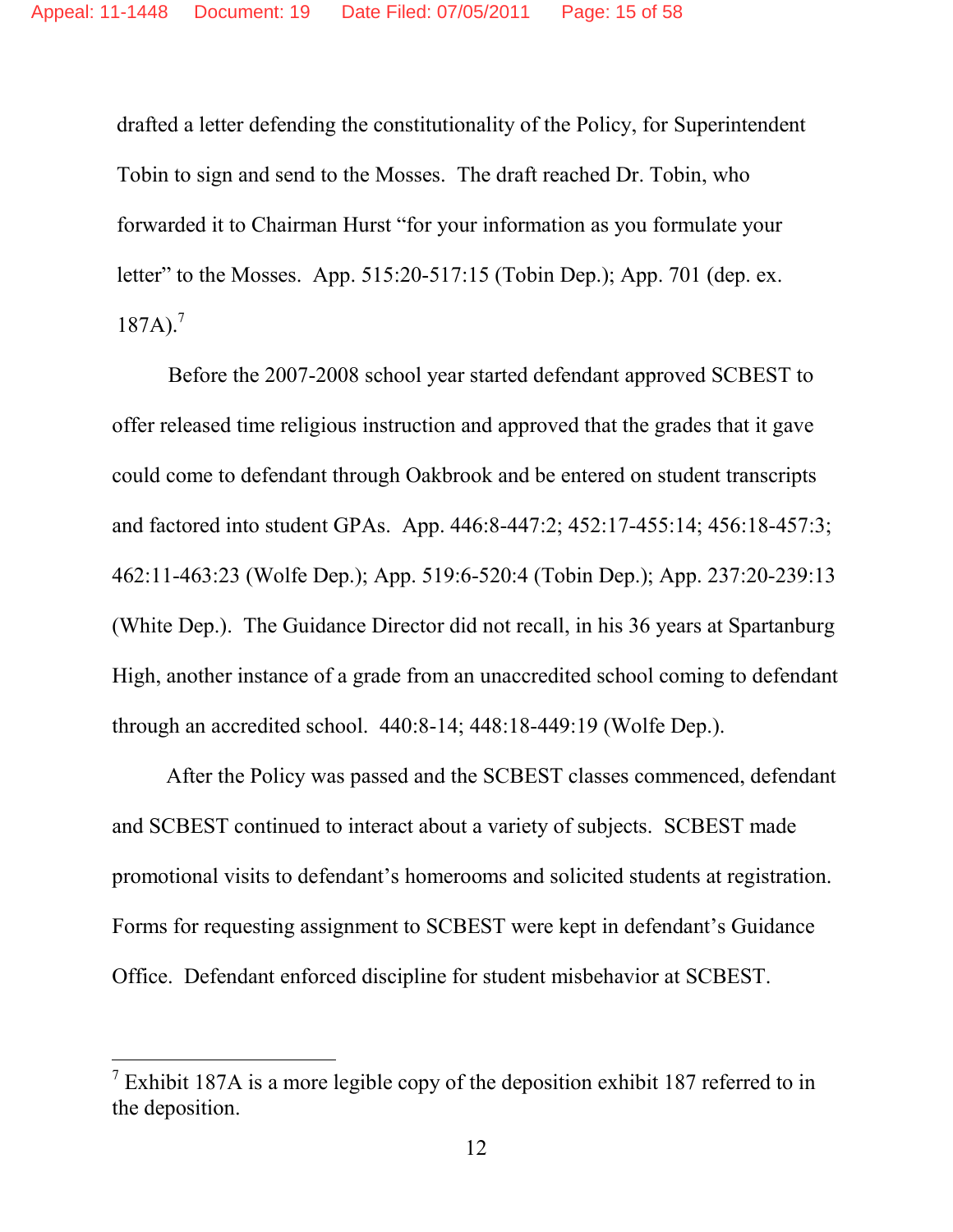drafted a letter defending the constitutionality of the Policy, for Superintendent Tobin to sign and send to the Mosses. The draft reached Dr. Tobin, who forwarded it to Chairman Hurst "for your information as you formulate your letter" to the Mosses. App. 515:20-517:15 (Tobin Dep.); App. 701 (dep. ex. 187A).[7]

Before the 2007-2008 school year started defendant approved SCBEST to offer released time religious instruction and approved that the grades that it gave could come to defendant through Oakbrook and be entered on student transcripts and factored into student GPAs. App. 446:8-447:2; 452:17-455:14; 456:18-457:3; 462:11-463:23 (Wolfe Dep.); App. 519:6-520:4 (Tobin Dep.); App. 237:20-239:13 (White Dep.). The Guidance Director did not recall, in his 36 years at Spartanburg High, another instance of a grade from an unaccredited school coming to defendant through an accredited school. 440:8-14; 448:18-449:19 (Wolfe Dep.).

After the Policy was passed and the SCBEST classes commenced, defendant and SCBEST continued to interact about a variety of subjects. SCBEST made promotional visits to defendant's homerooms and solicited students at registration. Forms for requesting assignment to SCBEST were kept in defendant's Guidance Office. Defendant enforced discipline for student misbehavior at SCBEST.

---

[7] Exhibit 187A is a more legible copy of the deposition exhibit 187 referred to in the deposition.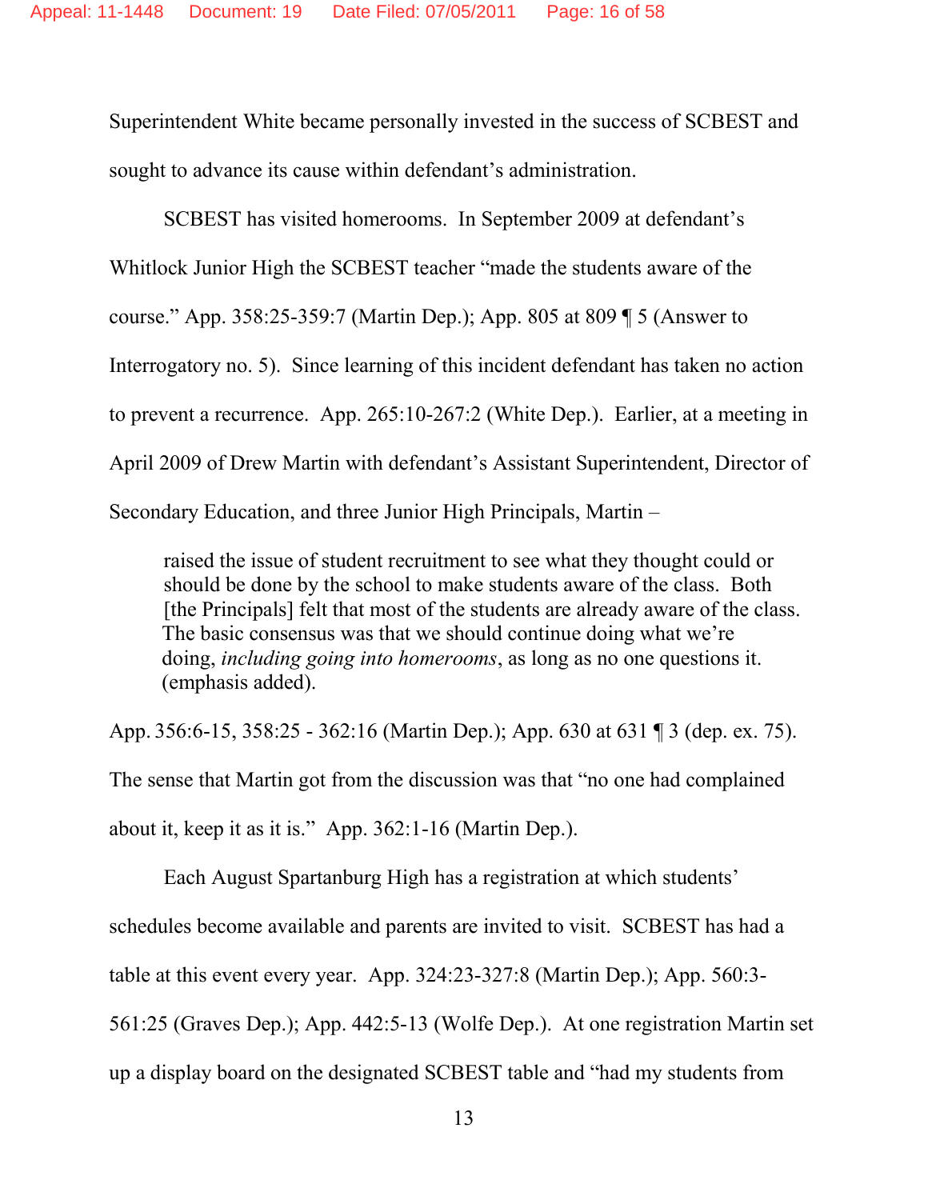Superintendent White became personally invested in the success of SCBEST and sought to advance its cause within defendant's administration.

SCBEST has visited homerooms. In September 2009 at defendant's Whitlock Junior High the SCBEST teacher "made the students aware of the course." App. 358:25-359:7 (Martin Dep.); App. 805 at 809 ¶ 5 (Answer to Interrogatory no. 5). Since learning of this incident defendant has taken no action to prevent a recurrence. App. 265:10-267:2 (White Dep.). Earlier, at a meeting in April 2009 of Drew Martin with defendant's Assistant Superintendent, Director of Secondary Education, and three Junior High Principals, Martin –

> raised the issue of student recruitment to see what they thought could or should be done by the school to make students aware of the class. Both [the Principals] felt that most of the students are already aware of the class. The basic consensus was that we should continue doing what we're doing, *including going into homerooms*, as long as no one questions it. (emphasis added).

App. 356:6-15, 358:25 - 362:16 (Martin Dep.); App. 630 at 631 ¶ 3 (dep. ex. 75). The sense that Martin got from the discussion was that "no one had complained about it, keep it as it is." App. 362:1-16 (Martin Dep.).

Each August Spartanburg High has a registration at which students' schedules become available and parents are invited to visit. SCBEST has had a table at this event every year. App. 324:23-327:8 (Martin Dep.); App. 560:3-561:25 (Graves Dep.); App. 442:5-13 (Wolfe Dep.). At one registration Martin set up a display board on the designated SCBEST table and "had my students from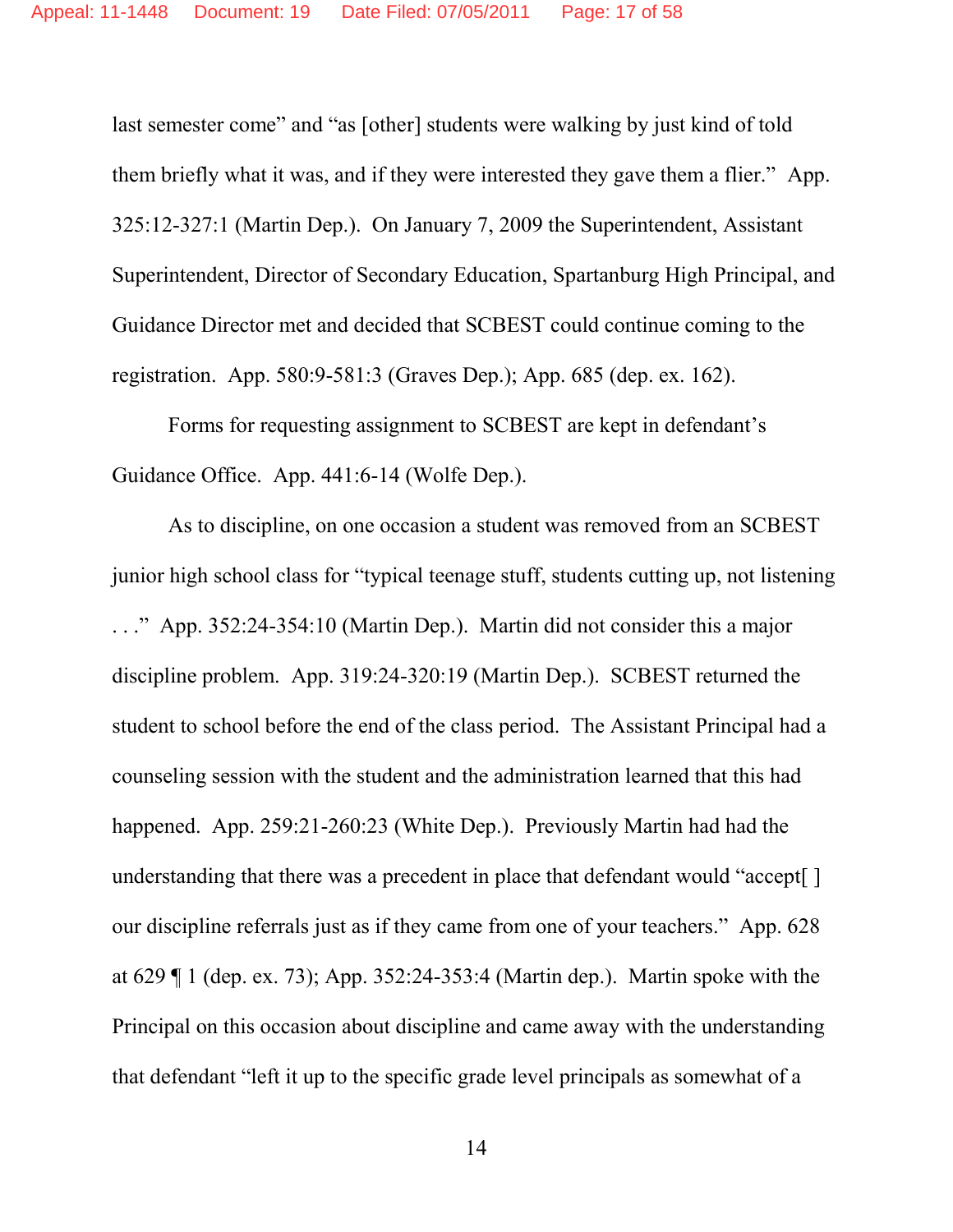last semester come" and "as [other] students were walking by just kind of told them briefly what it was, and if they were interested they gave them a flier." App. 325:12-327:1 (Martin Dep.). On January 7, 2009 the Superintendent, Assistant Superintendent, Director of Secondary Education, Spartanburg High Principal, and Guidance Director met and decided that SCBEST could continue coming to the registration. App. 580:9-581:3 (Graves Dep.); App. 685 (dep. ex. 162).

Forms for requesting assignment to SCBEST are kept in defendant's Guidance Office. App. 441:6-14 (Wolfe Dep.).

As to discipline, on one occasion a student was removed from an SCBEST junior high school class for "typical teenage stuff, students cutting up, not listening . . ." App. 352:24-354:10 (Martin Dep.). Martin did not consider this a major discipline problem. App. 319:24-320:19 (Martin Dep.). SCBEST returned the student to school before the end of the class period. The Assistant Principal had a counseling session with the student and the administration learned that this had happened. App. 259:21-260:23 (White Dep.). Previously Martin had had the understanding that there was a precedent in place that defendant would "accept[ ] our discipline referrals just as if they came from one of your teachers." App. 628 at 629 ¶ 1 (dep. ex. 73); App. 352:24-353:4 (Martin dep.). Martin spoke with the Principal on this occasion about discipline and came away with the understanding that defendant "left it up to the specific grade level principals as somewhat of a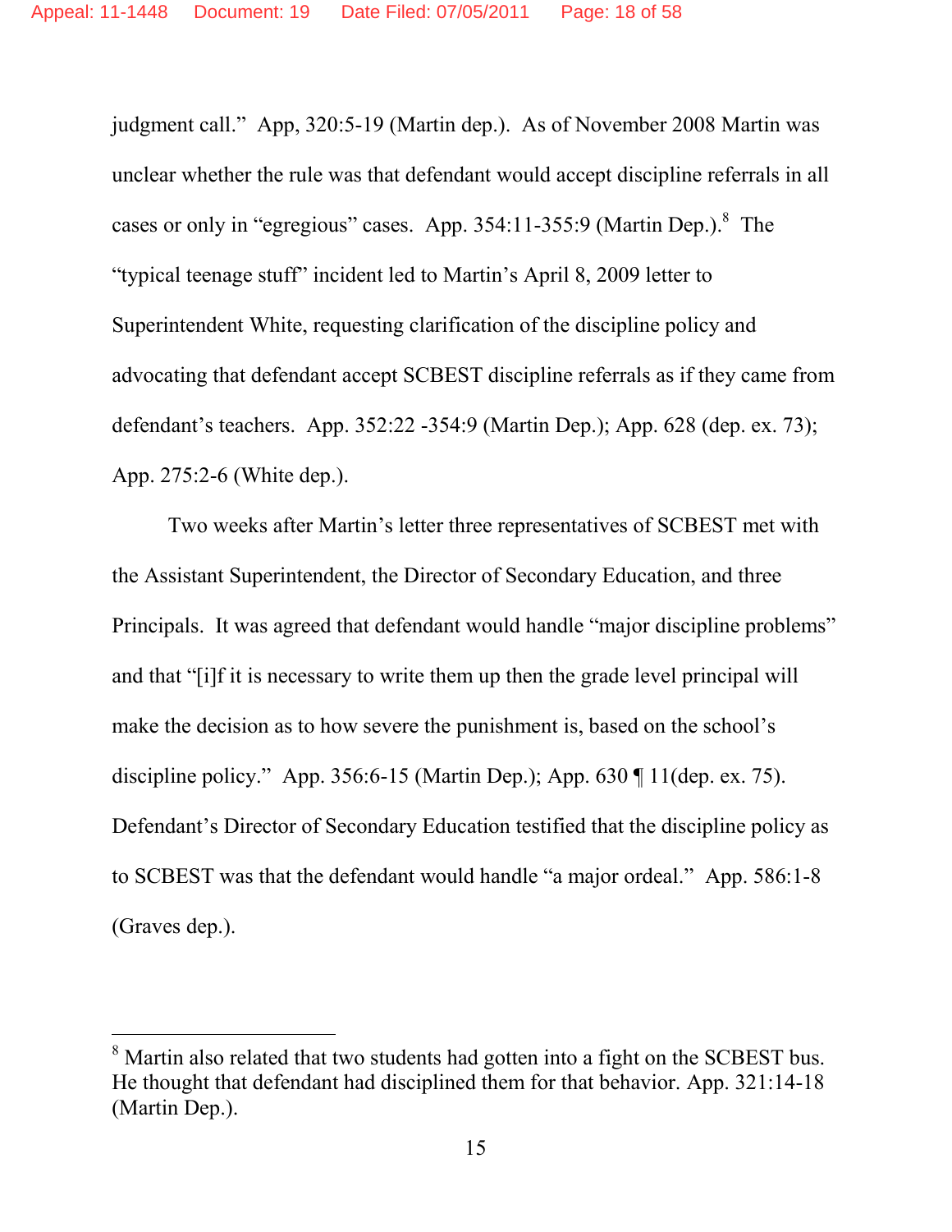judgment call." App, 320:5-19 (Martin dep.). As of November 2008 Martin was unclear whether the rule was that defendant would accept discipline referrals in all cases or only in "egregious" cases. App. 354:11-355:9 (Martin Dep.).[8] The "typical teenage stuff" incident led to Martin's April 8, 2009 letter to Superintendent White, requesting clarification of the discipline policy and advocating that defendant accept SCBEST discipline referrals as if they came from defendant's teachers. App. 352:22 -354:9 (Martin Dep.); App. 628 (dep. ex. 73); App. 275:2-6 (White dep.).

Two weeks after Martin's letter three representatives of SCBEST met with the Assistant Superintendent, the Director of Secondary Education, and three Principals. It was agreed that defendant would handle "major discipline problems" and that "[i]f it is necessary to write them up then the grade level principal will make the decision as to how severe the punishment is, based on the school's discipline policy." App. 356:6-15 (Martin Dep.); App. 630 ¶ 11(dep. ex. 75). Defendant's Director of Secondary Education testified that the discipline policy as to SCBEST was that the defendant would handle "a major ordeal." App. 586:1-8 (Graves dep.).

---

[8] Martin also related that two students had gotten into a fight on the SCBEST bus. He thought that defendant had disciplined them for that behavior. App. 321:14-18 (Martin Dep.).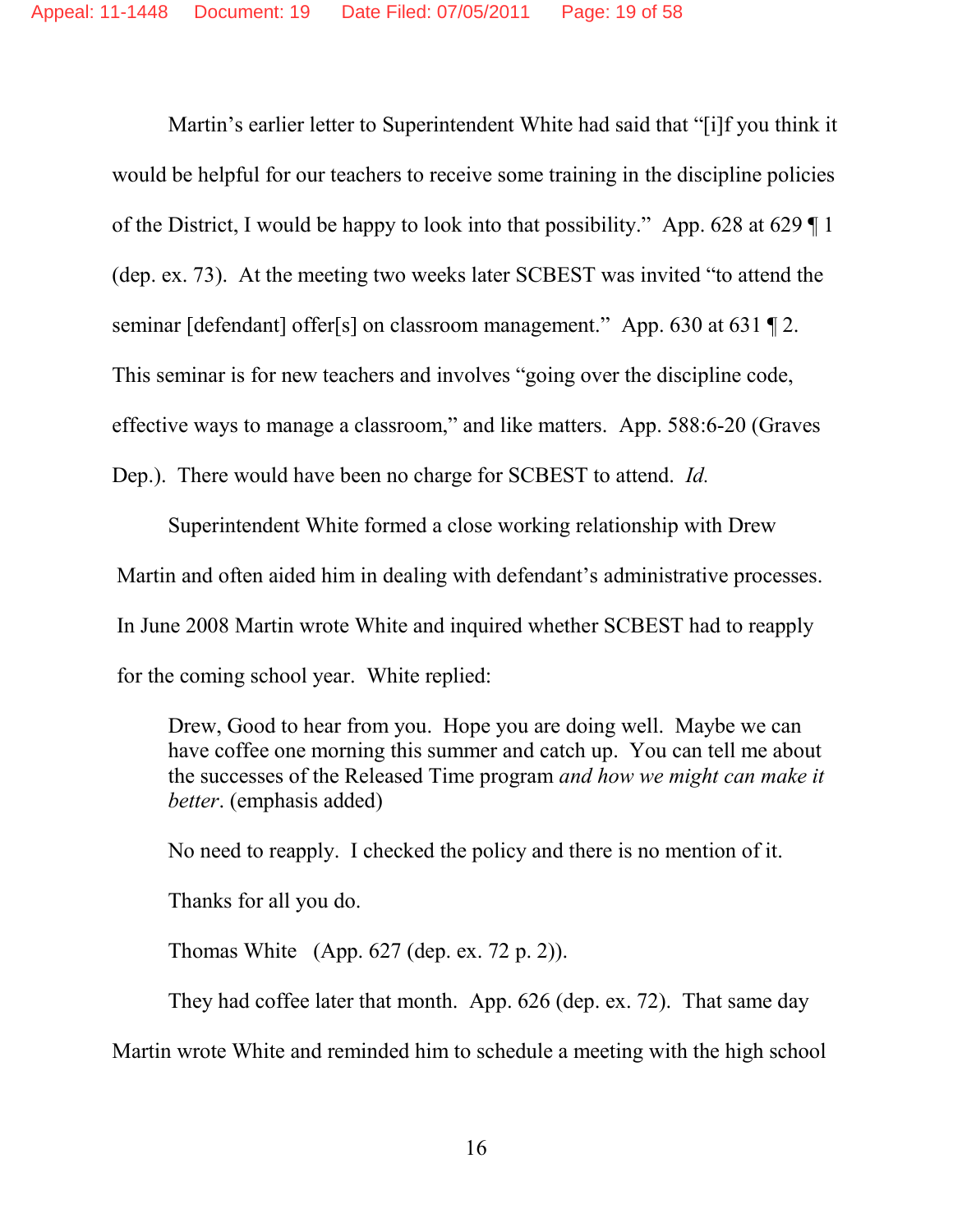Martin's earlier letter to Superintendent White had said that "[i]f you think it would be helpful for our teachers to receive some training in the discipline policies of the District, I would be happy to look into that possibility." App. 628 at 629 ¶ 1 (dep. ex. 73). At the meeting two weeks later SCBEST was invited "to attend the seminar [defendant] offer[s] on classroom management." App. 630 at 631 ¶ 2. This seminar is for new teachers and involves "going over the discipline code, effective ways to manage a classroom," and like matters. App. 588:6-20 (Graves Dep.). There would have been no charge for SCBEST to attend. *Id.*

Superintendent White formed a close working relationship with Drew Martin and often aided him in dealing with defendant's administrative processes. In June 2008 Martin wrote White and inquired whether SCBEST had to reapply for the coming school year. White replied:

> Drew, Good to hear from you. Hope you are doing well. Maybe we can have coffee one morning this summer and catch up. You can tell me about the successes of the Released Time program *and how we might can make it better*. (emphasis added)
>
> No need to reapply. I checked the policy and there is no mention of it.
>
> Thanks for all you do.
>
> Thomas White (App. 627 (dep. ex. 72 p. 2)).

They had coffee later that month. App. 626 (dep. ex. 72). That same day Martin wrote White and reminded him to schedule a meeting with the high school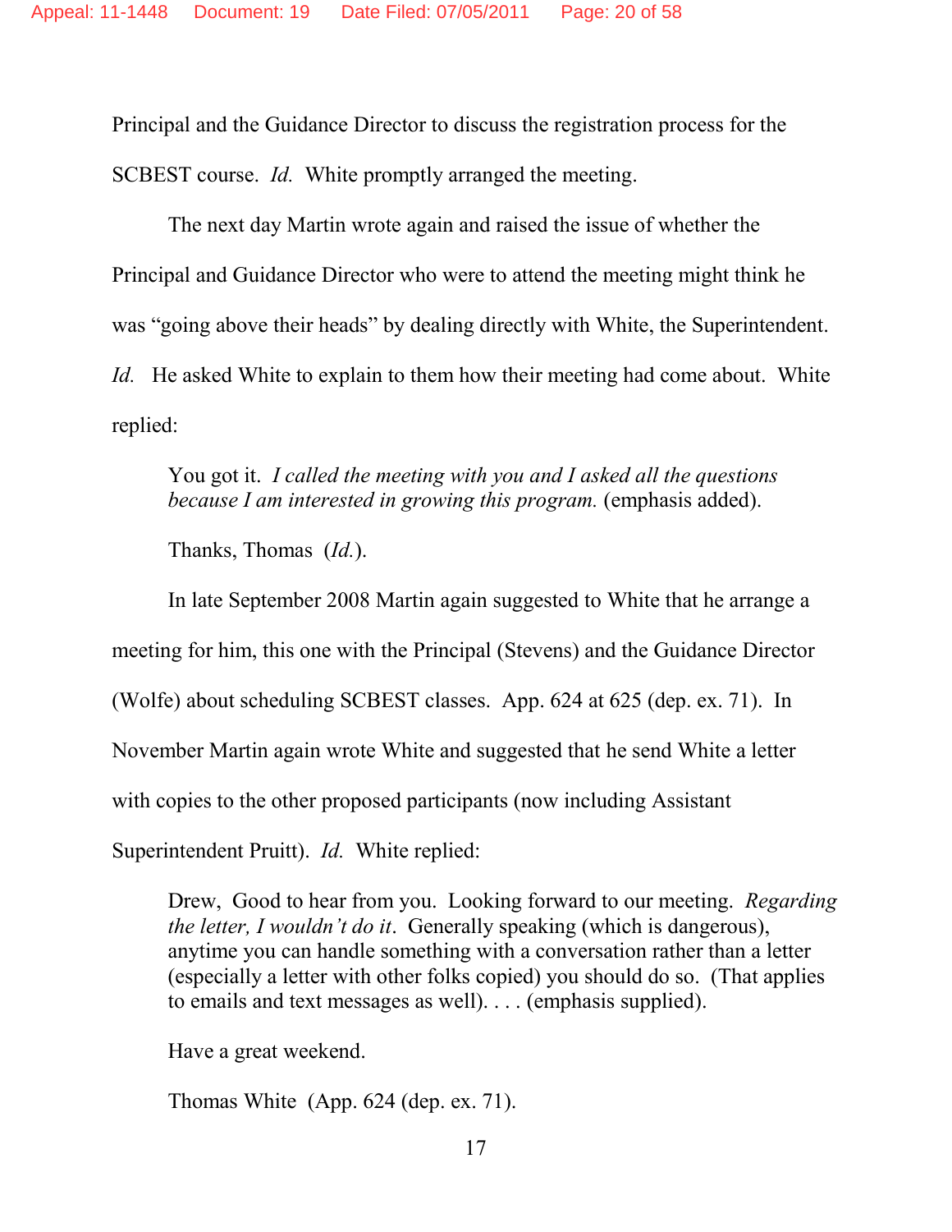Principal and the Guidance Director to discuss the registration process for the SCBEST course. *Id.* White promptly arranged the meeting.

The next day Martin wrote again and raised the issue of whether the Principal and Guidance Director who were to attend the meeting might think he was "going above their heads" by dealing directly with White, the Superintendent. *Id.* He asked White to explain to them how their meeting had come about. White replied:

> You got it. *I called the meeting with you and I asked all the questions because I am interested in growing this program.* (emphasis added).
>
> Thanks, Thomas (*Id.*).

In late September 2008 Martin again suggested to White that he arrange a meeting for him, this one with the Principal (Stevens) and the Guidance Director (Wolfe) about scheduling SCBEST classes. App. 624 at 625 (dep. ex. 71). In November Martin again wrote White and suggested that he send White a letter with copies to the other proposed participants (now including Assistant Superintendent Pruitt). *Id.* White replied:

> Drew, Good to hear from you. Looking forward to our meeting. *Regarding the letter, I wouldn't do it*. Generally speaking (which is dangerous), anytime you can handle something with a conversation rather than a letter (especially a letter with other folks copied) you should do so. (That applies to emails and text messages as well). . . . (emphasis supplied).
>
> Have a great weekend.
>
> Thomas White (App. 624 (dep. ex. 71).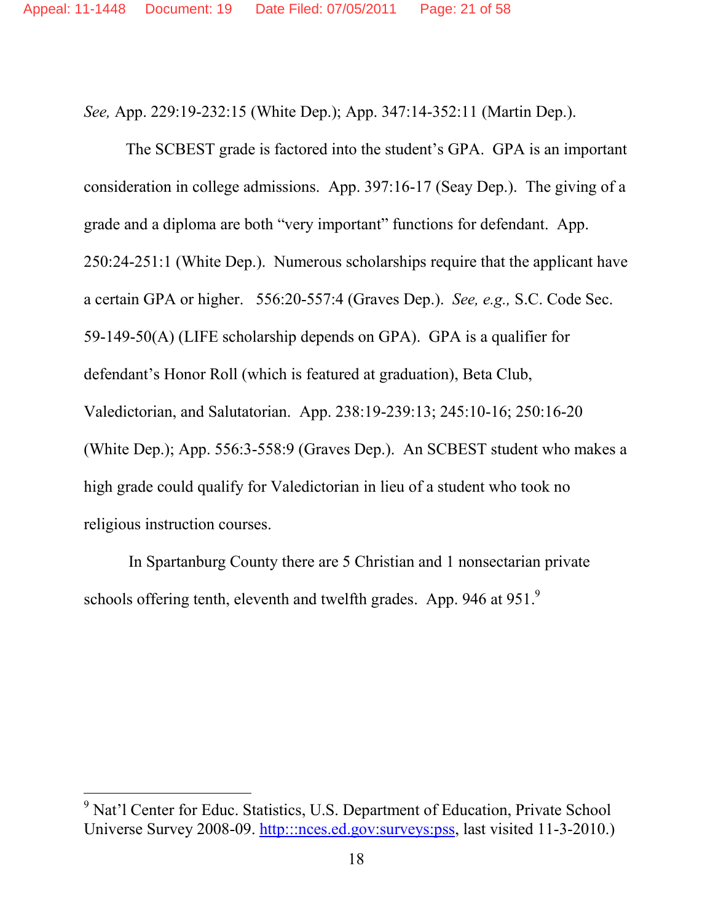*See,* App. 229:19-232:15 (White Dep.); App. 347:14-352:11 (Martin Dep.).

The SCBEST grade is factored into the student's GPA. GPA is an important consideration in college admissions. App. 397:16-17 (Seay Dep.). The giving of a grade and a diploma are both "very important" functions for defendant. App. 250:24-251:1 (White Dep.). Numerous scholarships require that the applicant have a certain GPA or higher. 556:20-557:4 (Graves Dep.). *See, e.g.,* S.C. Code Sec. 59-149-50(A) (LIFE scholarship depends on GPA). GPA is a qualifier for defendant's Honor Roll (which is featured at graduation), Beta Club, Valedictorian, and Salutatorian. App. 238:19-239:13; 245:10-16; 250:16-20 (White Dep.); App. 556:3-558:9 (Graves Dep.). An SCBEST student who makes a high grade could qualify for Valedictorian in lieu of a student who took no religious instruction courses.

In Spartanburg County there are 5 Christian and 1 nonsectarian private schools offering tenth, eleventh and twelfth grades. App. 946 at 951.[9]

---

[9] Nat'l Center for Educ. Statistics, U.S. Department of Education, Private School Universe Survey 2008-09. http:::nces.ed.gov:surveys:pss, last visited 11-3-2010.)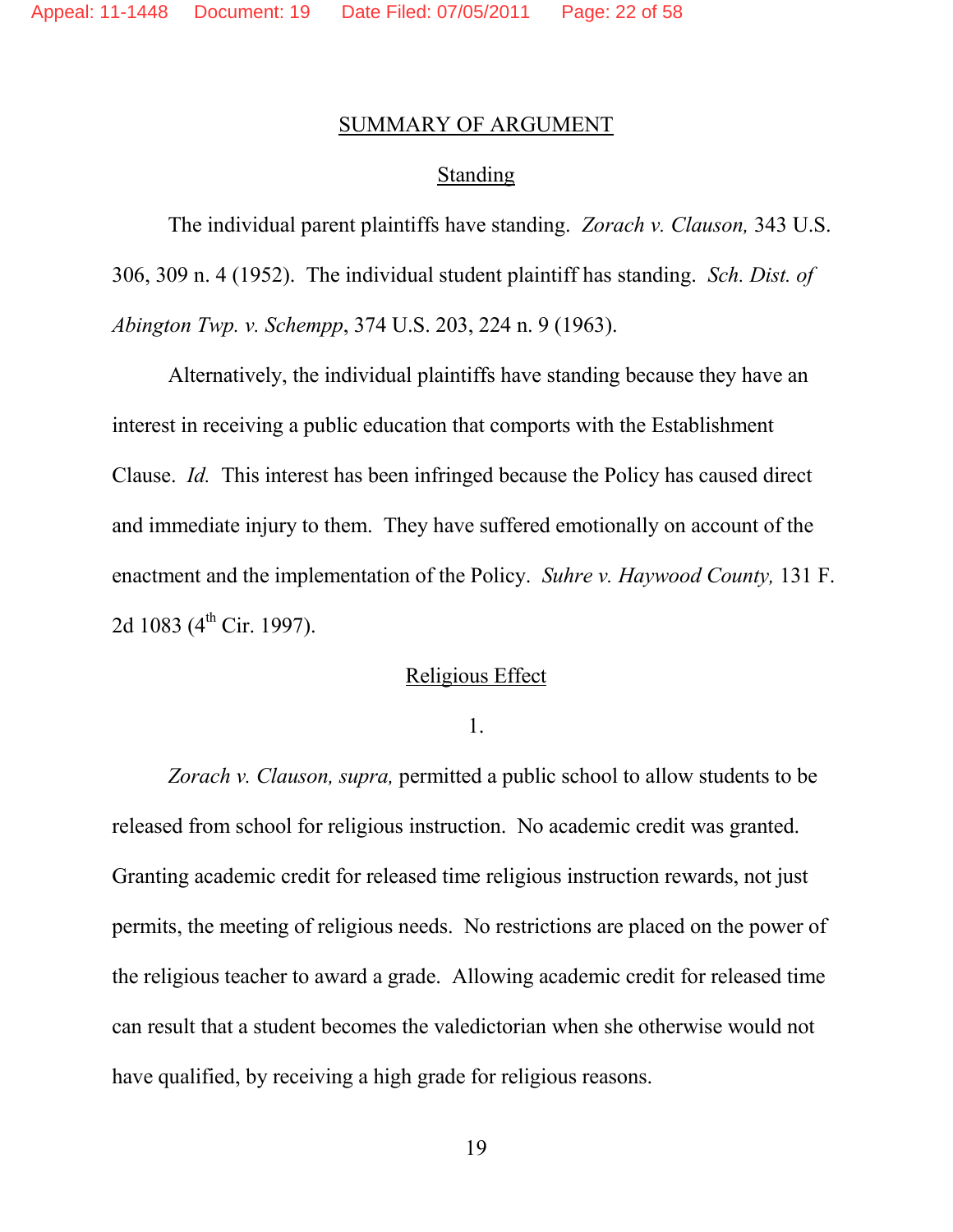## SUMMARY OF ARGUMENT

### Standing

The individual parent plaintiffs have standing. *Zorach v. Clauson,* 343 U.S. 306, 309 n. 4 (1952). The individual student plaintiff has standing. *Sch. Dist. of Abington Twp. v. Schempp*, 374 U.S. 203, 224 n. 9 (1963).

Alternatively, the individual plaintiffs have standing because they have an interest in receiving a public education that comports with the Establishment Clause. *Id.* This interest has been infringed because the Policy has caused direct and immediate injury to them. They have suffered emotionally on account of the enactment and the implementation of the Policy. *Suhre v. Haywood County,* 131 F. 2d 1083 (4th Cir. 1997).

### Religious Effect

1.

*Zorach v. Clauson, supra,* permitted a public school to allow students to be released from school for religious instruction. No academic credit was granted. Granting academic credit for released time religious instruction rewards, not just permits, the meeting of religious needs. No restrictions are placed on the power of the religious teacher to award a grade. Allowing academic credit for released time can result that a student becomes the valedictorian when she otherwise would not have qualified, by receiving a high grade for religious reasons.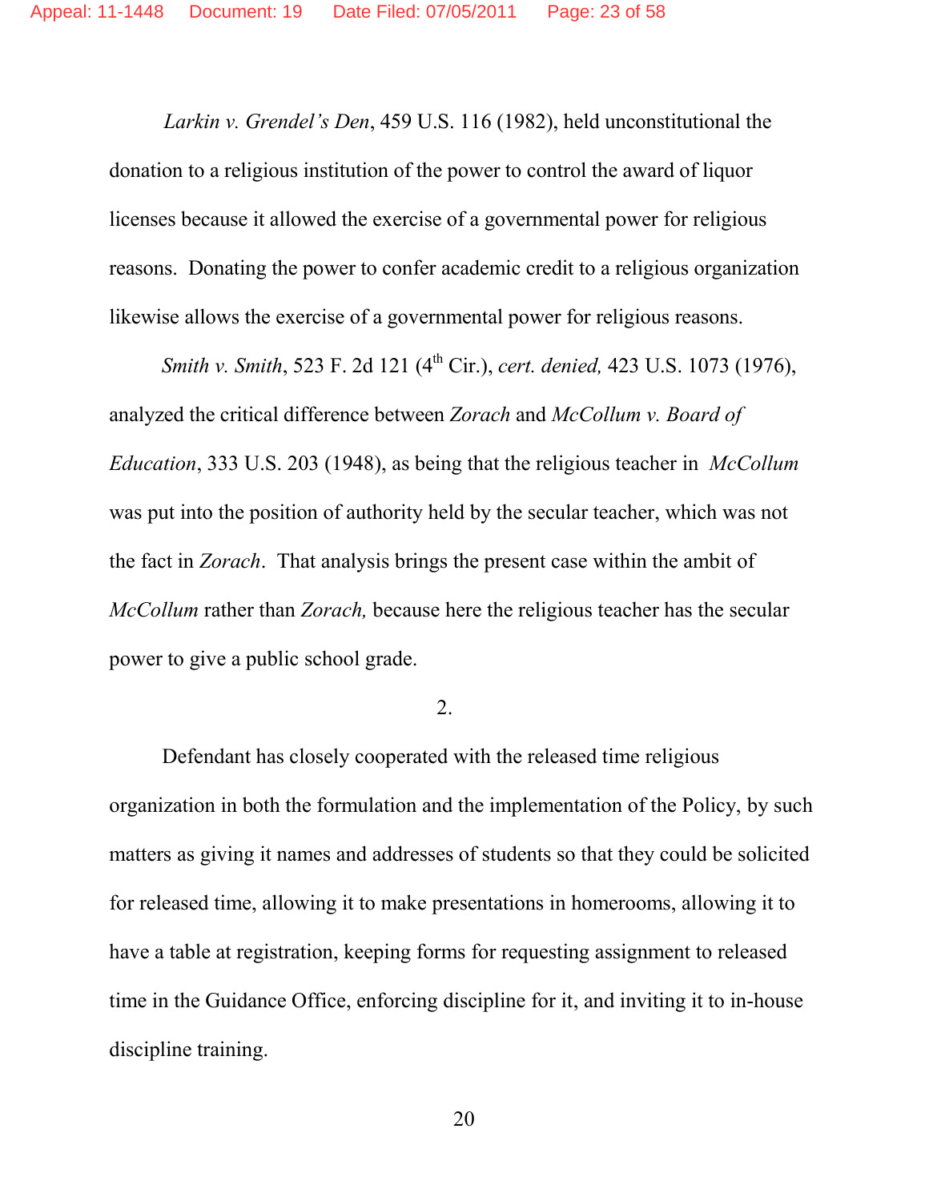*Larkin v. Grendel's Den*, 459 U.S. 116 (1982), held unconstitutional the donation to a religious institution of the power to control the award of liquor licenses because it allowed the exercise of a governmental power for religious reasons. Donating the power to confer academic credit to a religious organization likewise allows the exercise of a governmental power for religious reasons.

*Smith v. Smith*, 523 F. 2d 121 (4th Cir.), *cert. denied,* 423 U.S. 1073 (1976), analyzed the critical difference between *Zorach* and *McCollum v. Board of Education*, 333 U.S. 203 (1948), as being that the religious teacher in *McCollum* was put into the position of authority held by the secular teacher, which was not the fact in *Zorach*. That analysis brings the present case within the ambit of *McCollum* rather than *Zorach,* because here the religious teacher has the secular power to give a public school grade.

2.

Defendant has closely cooperated with the released time religious organization in both the formulation and the implementation of the Policy, by such matters as giving it names and addresses of students so that they could be solicited for released time, allowing it to make presentations in homerooms, allowing it to have a table at registration, keeping forms for requesting assignment to released time in the Guidance Office, enforcing discipline for it, and inviting it to in-house discipline training.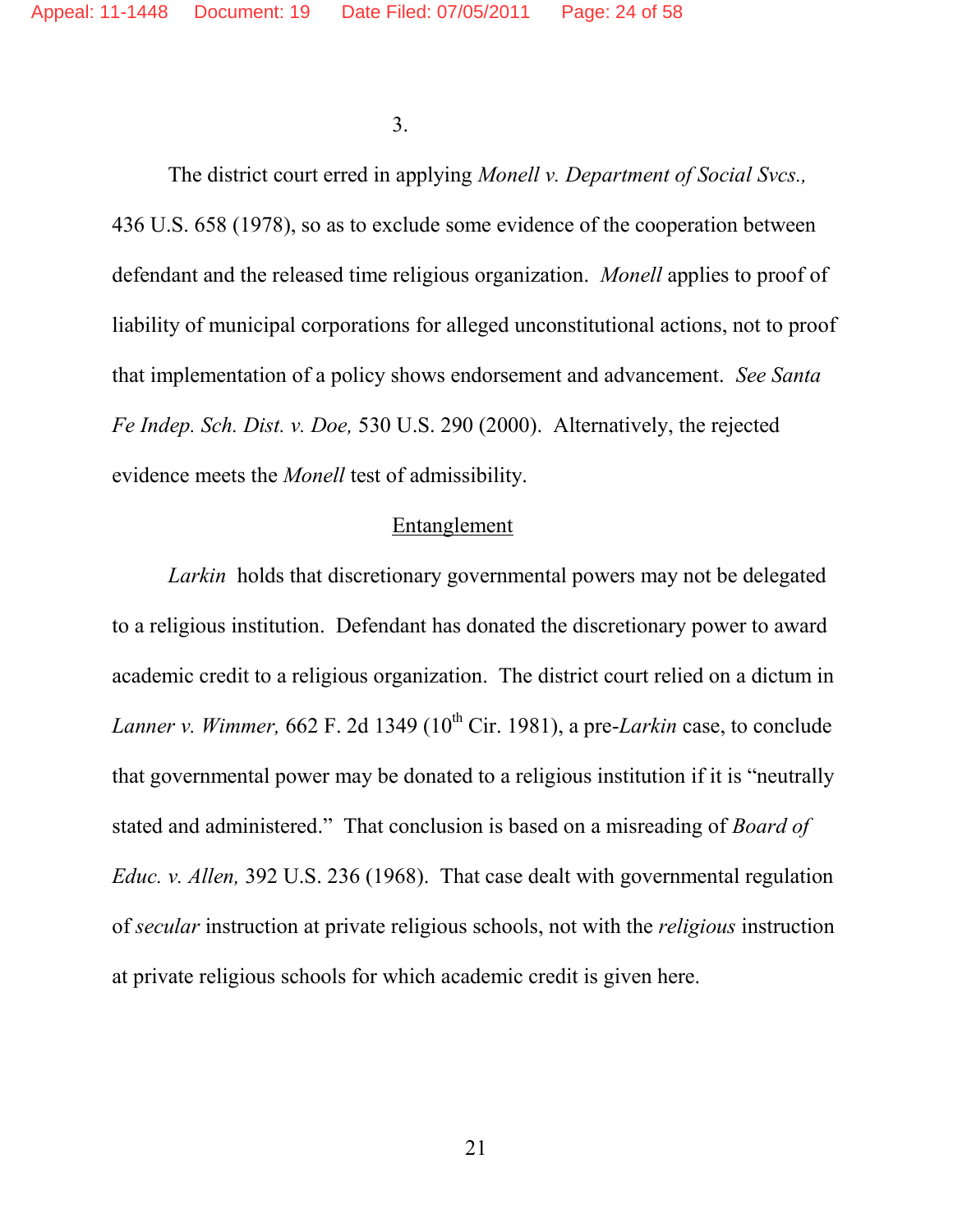3.

The district court erred in applying *Monell v. Department of Social Svcs.,* 436 U.S. 658 (1978), so as to exclude some evidence of the cooperation between defendant and the released time religious organization. *Monell* applies to proof of liability of municipal corporations for alleged unconstitutional actions, not to proof that implementation of a policy shows endorsement and advancement. *See Santa Fe Indep. Sch. Dist. v. Doe,* 530 U.S. 290 (2000). Alternatively, the rejected evidence meets the *Monell* test of admissibility.

<u>Entanglement</u>

*Larkin* holds that discretionary governmental powers may not be delegated to a religious institution. Defendant has donated the discretionary power to award academic credit to a religious organization. The district court relied on a dictum in *Lanner v. Wimmer,* 662 F. 2d 1349 (10th Cir. 1981), a pre-*Larkin* case, to conclude that governmental power may be donated to a religious institution if it is "neutrally stated and administered." That conclusion is based on a misreading of *Board of Educ. v. Allen,* 392 U.S. 236 (1968). That case dealt with governmental regulation of *secular* instruction at private religious schools, not with the *religious* instruction at private religious schools for which academic credit is given here.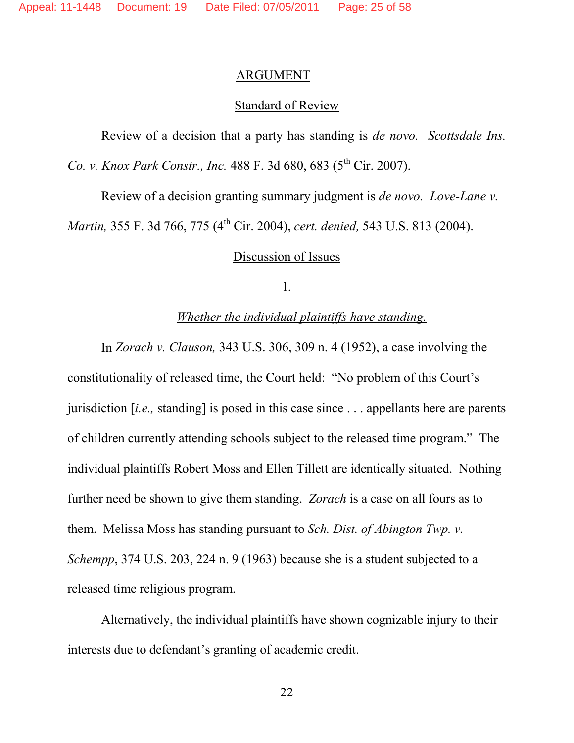## ARGUMENT

### Standard of Review

Review of a decision that a party has standing is *de novo*. *Scottsdale Ins. Co. v. Knox Park Constr., Inc.* 488 F. 3d 680, 683 (5th Cir. 2007).

Review of a decision granting summary judgment is *de novo*. *Love-Lane v. Martin,* 355 F. 3d 766, 775 (4th Cir. 2004), *cert. denied,* 543 U.S. 813 (2004).

### Discussion of Issues

1.

*Whether the individual plaintiffs have standing.*

In *Zorach v. Clauson,* 343 U.S. 306, 309 n. 4 (1952), a case involving the constitutionality of released time, the Court held: "No problem of this Court's jurisdiction [*i.e.,* standing] is posed in this case since . . . appellants here are parents of children currently attending schools subject to the released time program." The individual plaintiffs Robert Moss and Ellen Tillett are identically situated. Nothing further need be shown to give them standing. *Zorach* is a case on all fours as to them. Melissa Moss has standing pursuant to *Sch. Dist. of Abington Twp. v. Schempp*, 374 U.S. 203, 224 n. 9 (1963) because she is a student subjected to a released time religious program.

Alternatively, the individual plaintiffs have shown cognizable injury to their interests due to defendant's granting of academic credit.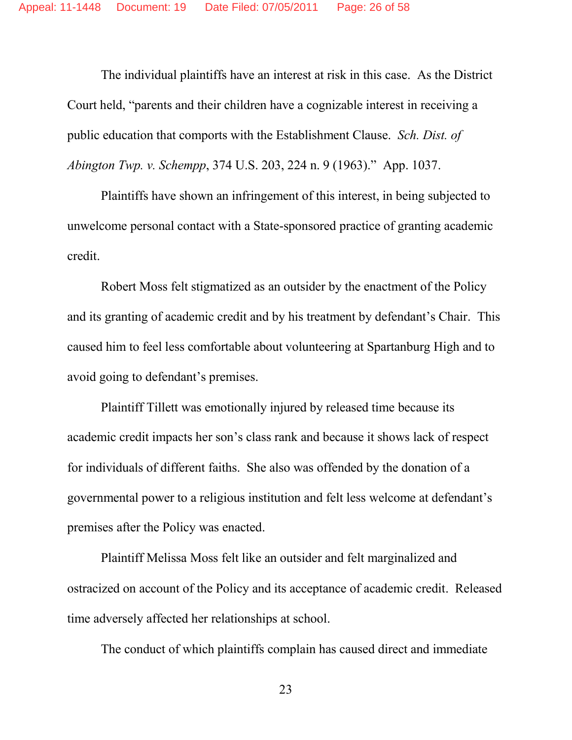The individual plaintiffs have an interest at risk in this case. As the District Court held, "parents and their children have a cognizable interest in receiving a public education that comports with the Establishment Clause. *Sch. Dist. of Abington Twp. v. Schempp*, 374 U.S. 203, 224 n. 9 (1963)." App. 1037.

Plaintiffs have shown an infringement of this interest, in being subjected to unwelcome personal contact with a State-sponsored practice of granting academic credit.

Robert Moss felt stigmatized as an outsider by the enactment of the Policy and its granting of academic credit and by his treatment by defendant's Chair. This caused him to feel less comfortable about volunteering at Spartanburg High and to avoid going to defendant's premises.

Plaintiff Tillett was emotionally injured by released time because its academic credit impacts her son's class rank and because it shows lack of respect for individuals of different faiths. She also was offended by the donation of a governmental power to a religious institution and felt less welcome at defendant's premises after the Policy was enacted.

Plaintiff Melissa Moss felt like an outsider and felt marginalized and ostracized on account of the Policy and its acceptance of academic credit. Released time adversely affected her relationships at school.

The conduct of which plaintiffs complain has caused direct and immediate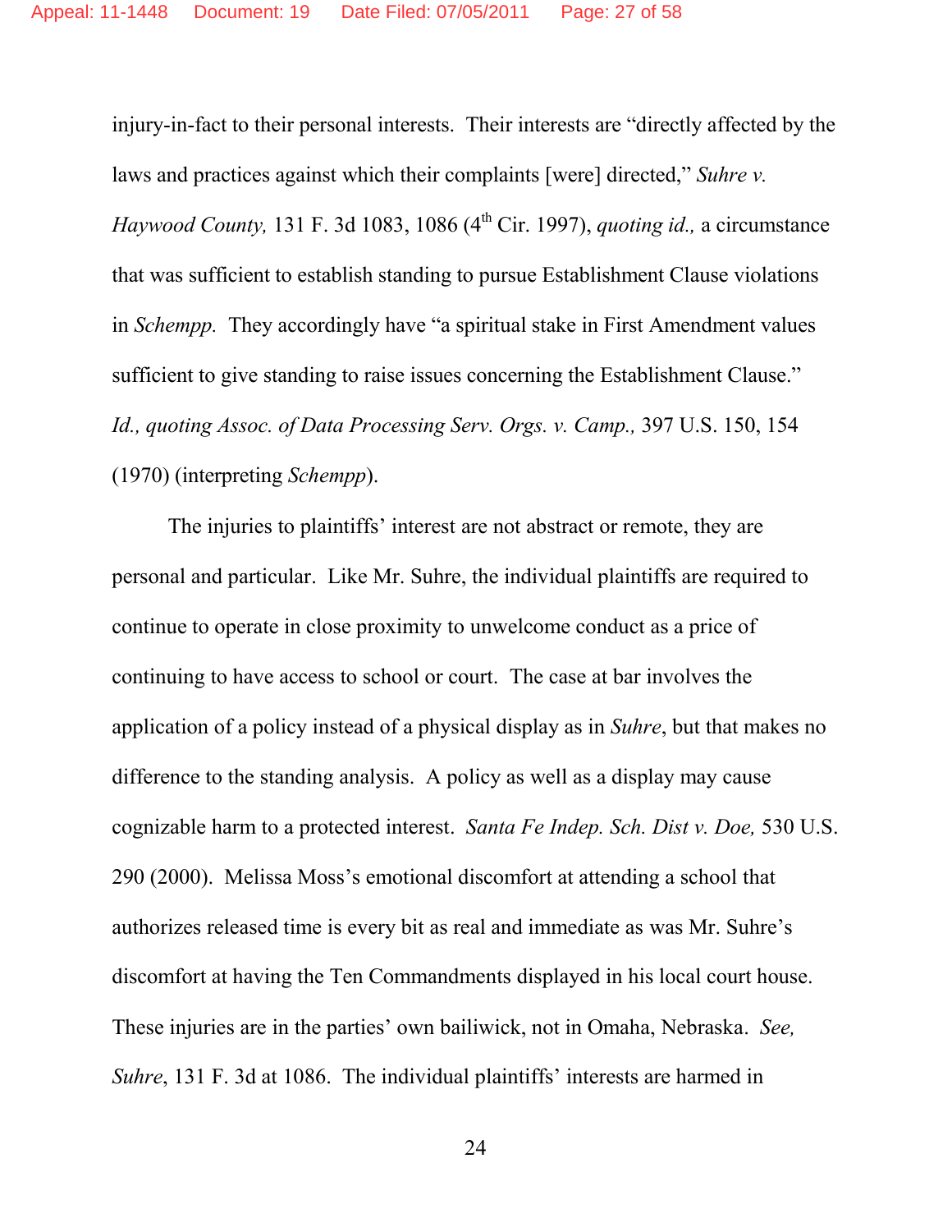injury-in-fact to their personal interests. Their interests are "directly affected by the laws and practices against which their complaints [were] directed," *Suhre v. Haywood County,* 131 F. 3d 1083, 1086 (4th Cir. 1997), *quoting id.,* a circumstance that was sufficient to establish standing to pursue Establishment Clause violations in *Schempp.* They accordingly have "a spiritual stake in First Amendment values sufficient to give standing to raise issues concerning the Establishment Clause." *Id., quoting Assoc. of Data Processing Serv. Orgs. v. Camp.,* 397 U.S. 150, 154 (1970) (interpreting *Schempp*).

The injuries to plaintiffs' interest are not abstract or remote, they are personal and particular. Like Mr. Suhre, the individual plaintiffs are required to continue to operate in close proximity to unwelcome conduct as a price of continuing to have access to school or court. The case at bar involves the application of a policy instead of a physical display as in *Suhre*, but that makes no difference to the standing analysis. A policy as well as a display may cause cognizable harm to a protected interest. *Santa Fe Indep. Sch. Dist v. Doe,* 530 U.S. 290 (2000). Melissa Moss's emotional discomfort at attending a school that authorizes released time is every bit as real and immediate as was Mr. Suhre's discomfort at having the Ten Commandments displayed in his local court house. These injuries are in the parties' own bailiwick, not in Omaha, Nebraska. *See, Suhre*, 131 F. 3d at 1086. The individual plaintiffs' interests are harmed in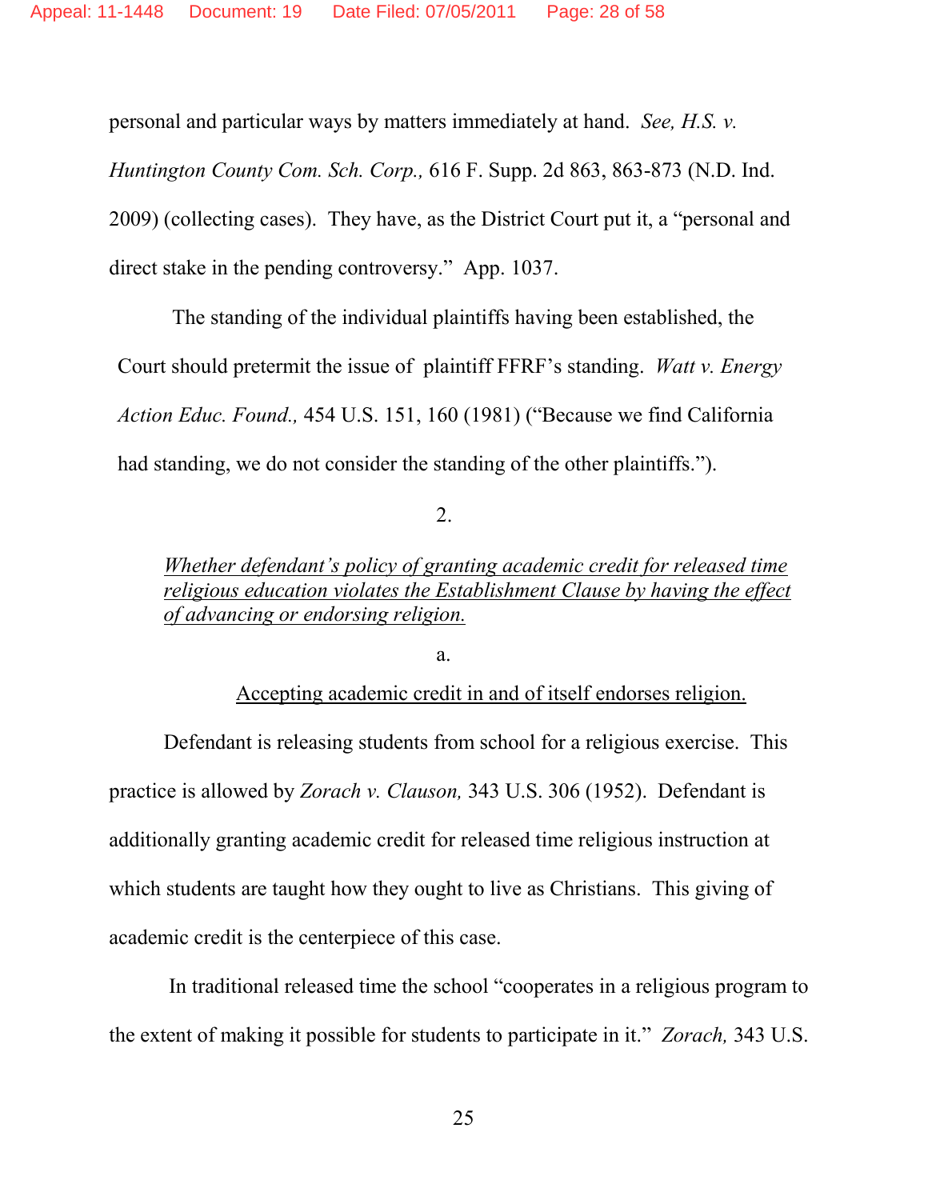personal and particular ways by matters immediately at hand. *See, H.S. v. Huntington County Com. Sch. Corp.,* 616 F. Supp. 2d 863, 863-873 (N.D. Ind. 2009) (collecting cases). They have, as the District Court put it, a "personal and direct stake in the pending controversy." App. 1037.

The standing of the individual plaintiffs having been established, the Court should pretermit the issue of plaintiff FFRF's standing. *Watt v. Energy Action Educ. Found.,* 454 U.S. 151, 160 (1981) ("Because we find California had standing, we do not consider the standing of the other plaintiffs.").

2.

*Whether defendant's policy of granting academic credit for released time religious education violates the Establishment Clause by having the effect of advancing or endorsing religion.*

a.

Accepting academic credit in and of itself endorses religion.

Defendant is releasing students from school for a religious exercise. This practice is allowed by *Zorach v. Clauson,* 343 U.S. 306 (1952). Defendant is additionally granting academic credit for released time religious instruction at which students are taught how they ought to live as Christians. This giving of academic credit is the centerpiece of this case.

In traditional released time the school "cooperates in a religious program to the extent of making it possible for students to participate in it." *Zorach,* 343 U.S.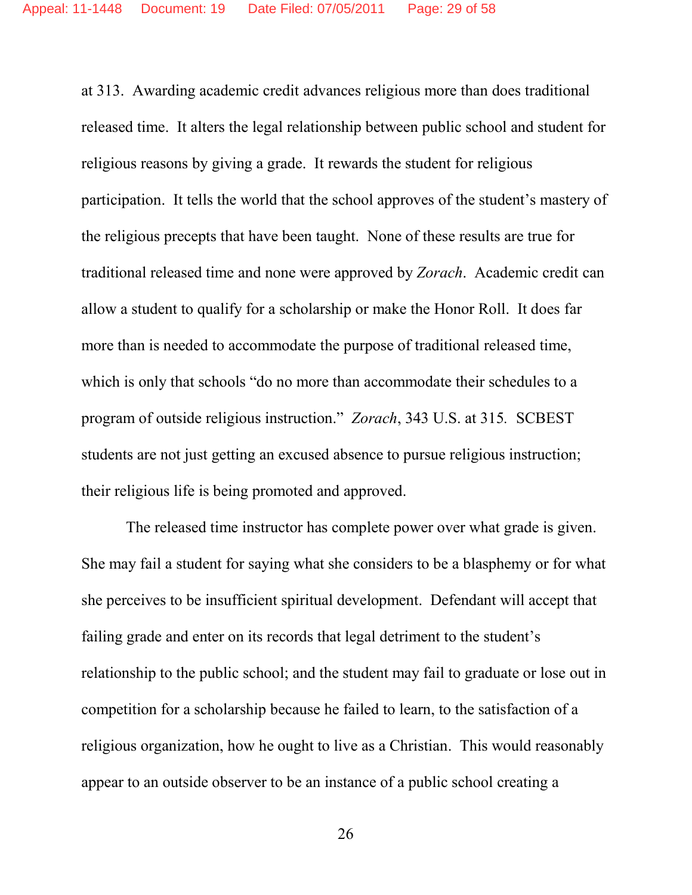at 313. Awarding academic credit advances religious more than does traditional released time. It alters the legal relationship between public school and student for religious reasons by giving a grade. It rewards the student for religious participation. It tells the world that the school approves of the student's mastery of the religious precepts that have been taught. None of these results are true for traditional released time and none were approved by *Zorach*. Academic credit can allow a student to qualify for a scholarship or make the Honor Roll. It does far more than is needed to accommodate the purpose of traditional released time, which is only that schools "do no more than accommodate their schedules to a program of outside religious instruction." *Zorach*, 343 U.S. at 315. SCBEST students are not just getting an excused absence to pursue religious instruction; their religious life is being promoted and approved.

The released time instructor has complete power over what grade is given. She may fail a student for saying what she considers to be a blasphemy or for what she perceives to be insufficient spiritual development. Defendant will accept that failing grade and enter on its records that legal detriment to the student's relationship to the public school; and the student may fail to graduate or lose out in competition for a scholarship because he failed to learn, to the satisfaction of a religious organization, how he ought to live as a Christian. This would reasonably appear to an outside observer to be an instance of a public school creating a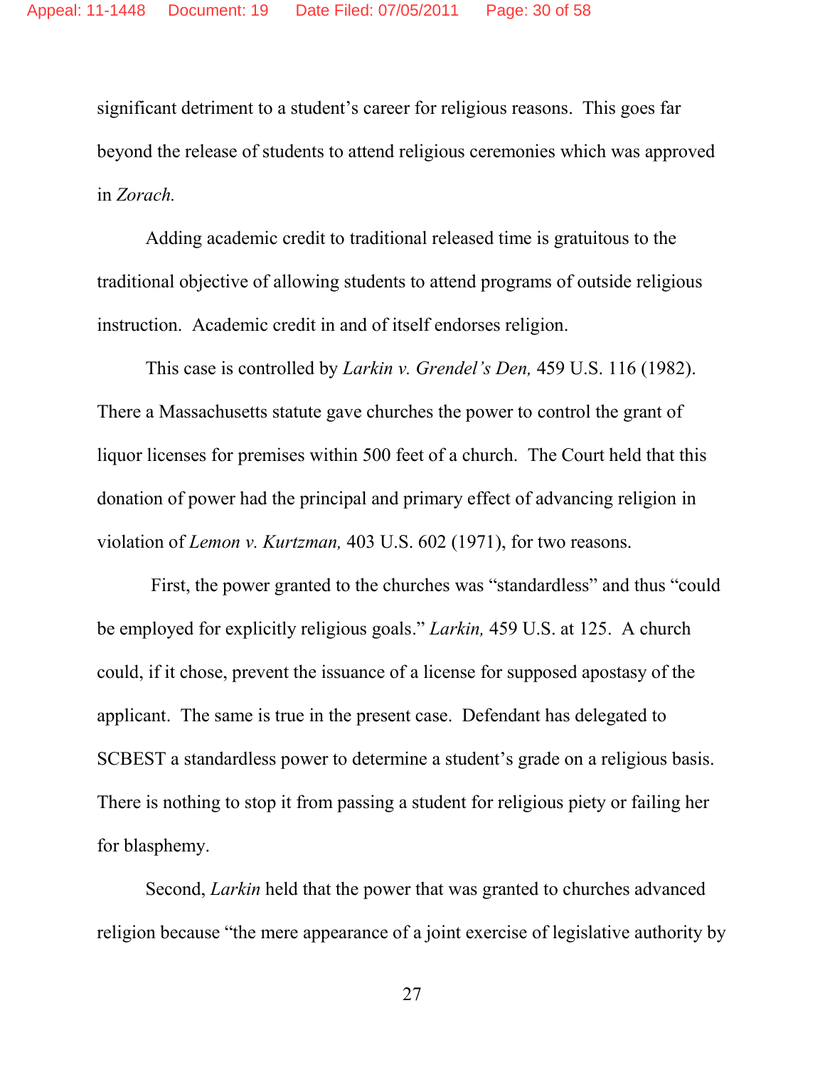significant detriment to a student's career for religious reasons. This goes far beyond the release of students to attend religious ceremonies which was approved in *Zorach.*

Adding academic credit to traditional released time is gratuitous to the traditional objective of allowing students to attend programs of outside religious instruction. Academic credit in and of itself endorses religion.

This case is controlled by *Larkin v. Grendel's Den,* 459 U.S. 116 (1982). There a Massachusetts statute gave churches the power to control the grant of liquor licenses for premises within 500 feet of a church. The Court held that this donation of power had the principal and primary effect of advancing religion in violation of *Lemon v. Kurtzman,* 403 U.S. 602 (1971), for two reasons.

First, the power granted to the churches was "standardless" and thus "could be employed for explicitly religious goals." *Larkin,* 459 U.S. at 125. A church could, if it chose, prevent the issuance of a license for supposed apostasy of the applicant. The same is true in the present case. Defendant has delegated to SCBEST a standardless power to determine a student's grade on a religious basis. There is nothing to stop it from passing a student for religious piety or failing her for blasphemy.

Second, *Larkin* held that the power that was granted to churches advanced religion because "the mere appearance of a joint exercise of legislative authority by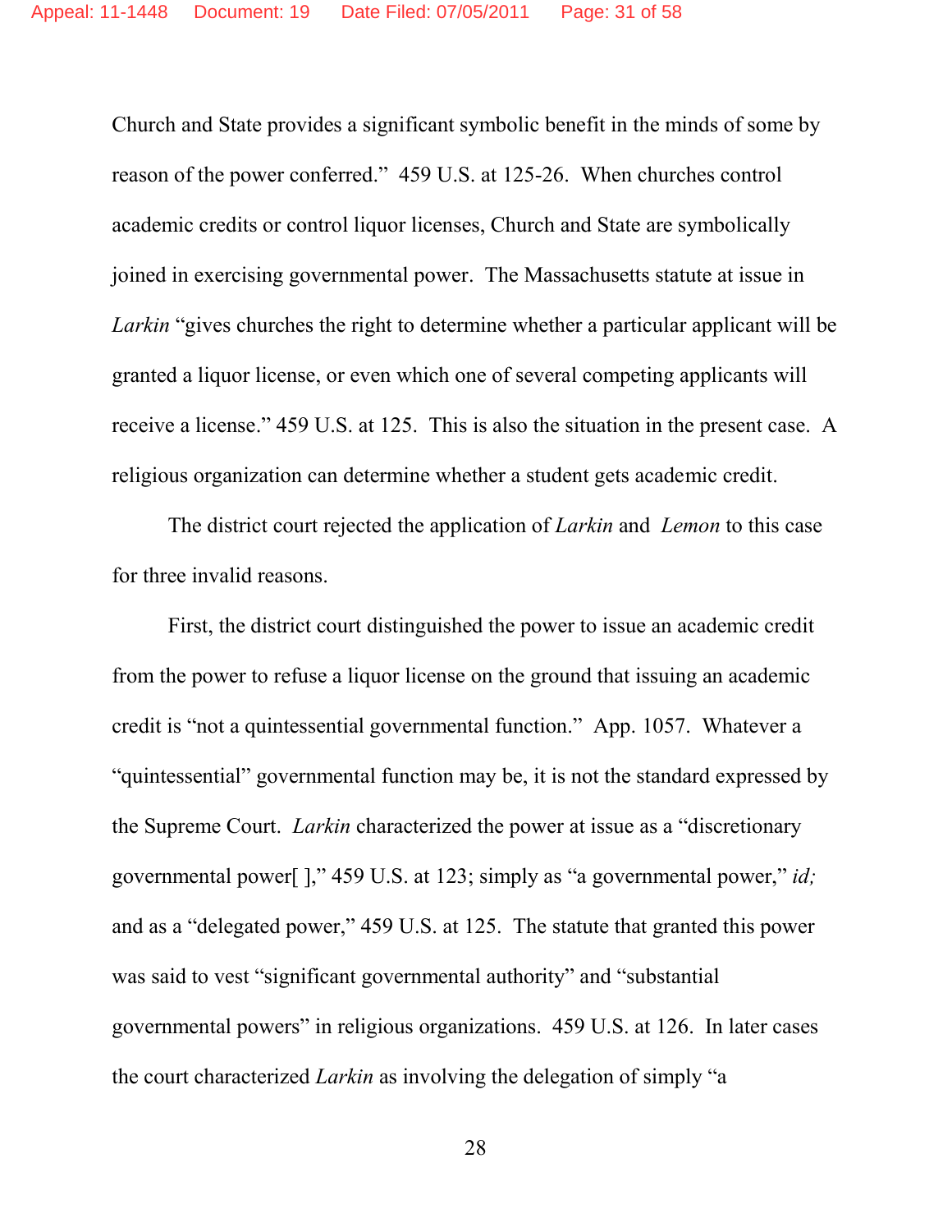Church and State provides a significant symbolic benefit in the minds of some by reason of the power conferred." 459 U.S. at 125-26. When churches control academic credits or control liquor licenses, Church and State are symbolically joined in exercising governmental power. The Massachusetts statute at issue in *Larkin* "gives churches the right to determine whether a particular applicant will be granted a liquor license, or even which one of several competing applicants will receive a license." 459 U.S. at 125. This is also the situation in the present case. A religious organization can determine whether a student gets academic credit.

The district court rejected the application of *Larkin* and *Lemon* to this case for three invalid reasons.

First, the district court distinguished the power to issue an academic credit from the power to refuse a liquor license on the ground that issuing an academic credit is "not a quintessential governmental function." App. 1057. Whatever a "quintessential" governmental function may be, it is not the standard expressed by the Supreme Court. *Larkin* characterized the power at issue as a "discretionary governmental power[ ]," 459 U.S. at 123; simply as "a governmental power," *id;* and as a "delegated power," 459 U.S. at 125. The statute that granted this power was said to vest "significant governmental authority" and "substantial governmental powers" in religious organizations. 459 U.S. at 126. In later cases the court characterized *Larkin* as involving the delegation of simply "a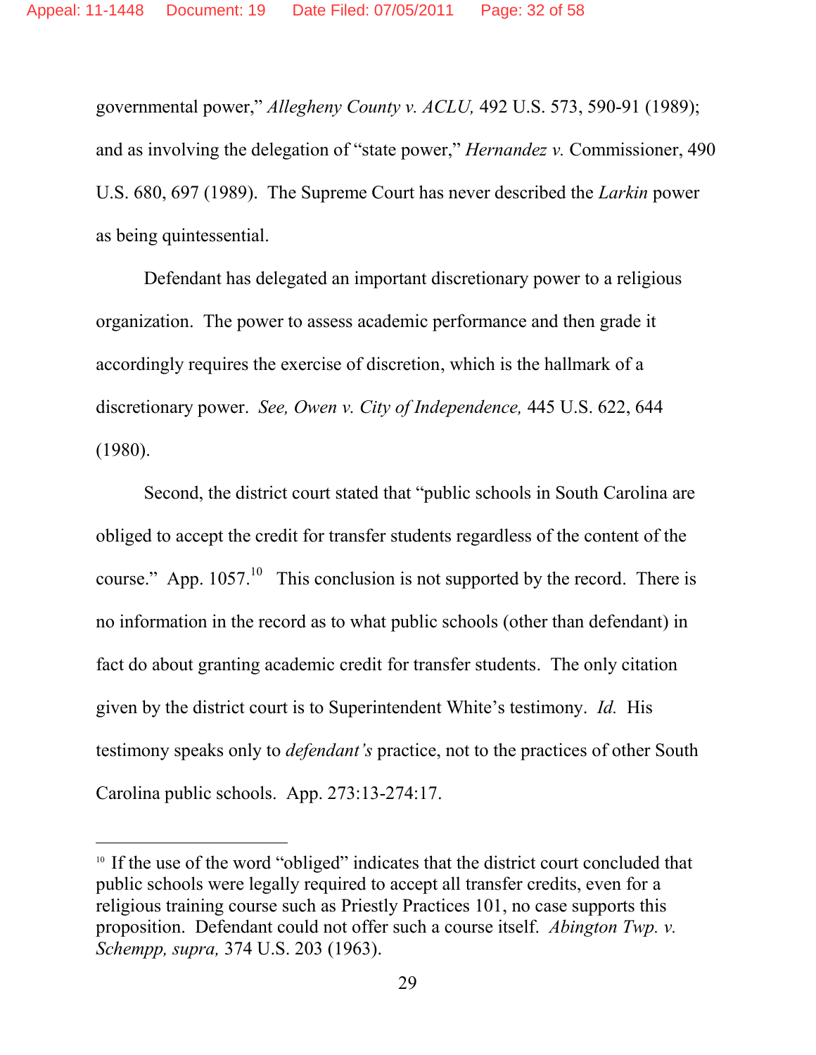governmental power," *Allegheny County v. ACLU,* 492 U.S. 573, 590-91 (1989); and as involving the delegation of "state power," *Hernandez v.* Commissioner, 490 U.S. 680, 697 (1989). The Supreme Court has never described the *Larkin* power as being quintessential.

Defendant has delegated an important discretionary power to a religious organization. The power to assess academic performance and then grade it accordingly requires the exercise of discretion, which is the hallmark of a discretionary power. *See, Owen v. City of Independence,* 445 U.S. 622, 644 (1980).

Second, the district court stated that "public schools in South Carolina are obliged to accept the credit for transfer students regardless of the content of the course." App. 1057.[10] This conclusion is not supported by the record. There is no information in the record as to what public schools (other than defendant) in fact do about granting academic credit for transfer students. The only citation given by the district court is to Superintendent White's testimony. *Id.* His testimony speaks only to *defendant's* practice, not to the practices of other South Carolina public schools. App. 273:13-274:17.

---

[10] If the use of the word "obliged" indicates that the district court concluded that public schools were legally required to accept all transfer credits, even for a religious training course such as Priestly Practices 101, no case supports this proposition. Defendant could not offer such a course itself. *Abington Twp. v. Schempp, supra,* 374 U.S. 203 (1963).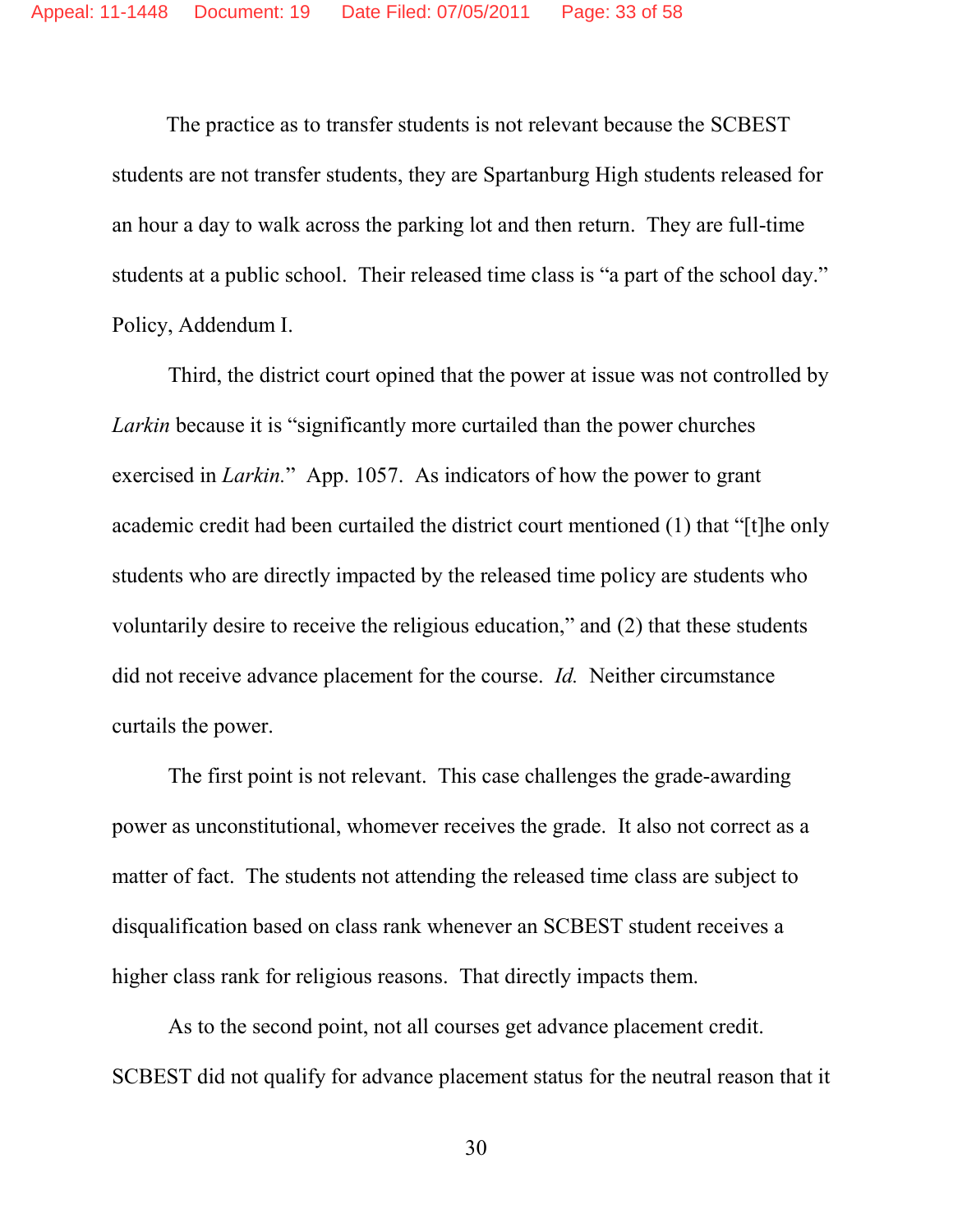The practice as to transfer students is not relevant because the SCBEST students are not transfer students, they are Spartanburg High students released for an hour a day to walk across the parking lot and then return. They are full-time students at a public school. Their released time class is "a part of the school day." Policy, Addendum I.

Third, the district court opined that the power at issue was not controlled by *Larkin* because it is "significantly more curtailed than the power churches exercised in *Larkin*." App. 1057. As indicators of how the power to grant academic credit had been curtailed the district court mentioned (1) that "[t]he only students who are directly impacted by the released time policy are students who voluntarily desire to receive the religious education," and (2) that these students did not receive advance placement for the course. *Id.* Neither circumstance curtails the power.

The first point is not relevant. This case challenges the grade-awarding power as unconstitutional, whomever receives the grade. It also not correct as a matter of fact. The students not attending the released time class are subject to disqualification based on class rank whenever an SCBEST student receives a higher class rank for religious reasons. That directly impacts them.

As to the second point, not all courses get advance placement credit. SCBEST did not qualify for advance placement status for the neutral reason that it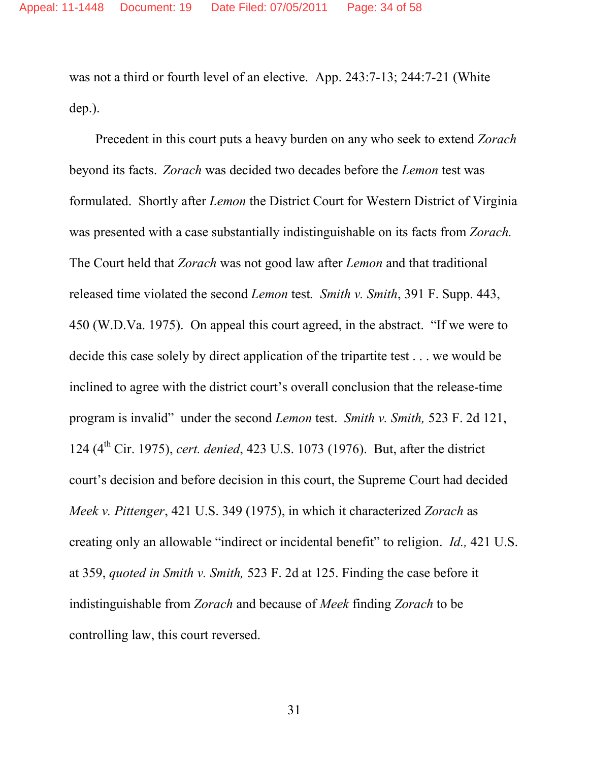was not a third or fourth level of an elective. App. 243:7-13; 244:7-21 (White dep.).

Precedent in this court puts a heavy burden on any who seek to extend *Zorach* beyond its facts. *Zorach* was decided two decades before the *Lemon* test was formulated. Shortly after *Lemon* the District Court for Western District of Virginia was presented with a case substantially indistinguishable on its facts from *Zorach.* The Court held that *Zorach* was not good law after *Lemon* and that traditional released time violated the second *Lemon* test. *Smith v. Smith*, 391 F. Supp. 443, 450 (W.D.Va. 1975). On appeal this court agreed, in the abstract. "If we were to decide this case solely by direct application of the tripartite test . . . we would be inclined to agree with the district court's overall conclusion that the release-time program is invalid" under the second *Lemon* test. *Smith v. Smith,* 523 F. 2d 121, 124 (4th Cir. 1975), *cert. denied*, 423 U.S. 1073 (1976). But, after the district court's decision and before decision in this court, the Supreme Court had decided *Meek v. Pittenger*, 421 U.S. 349 (1975), in which it characterized *Zorach* as creating only an allowable "indirect or incidental benefit" to religion. *Id.,* 421 U.S. at 359, *quoted in Smith v. Smith,* 523 F. 2d at 125. Finding the case before it indistinguishable from *Zorach* and because of *Meek* finding *Zorach* to be controlling law, this court reversed.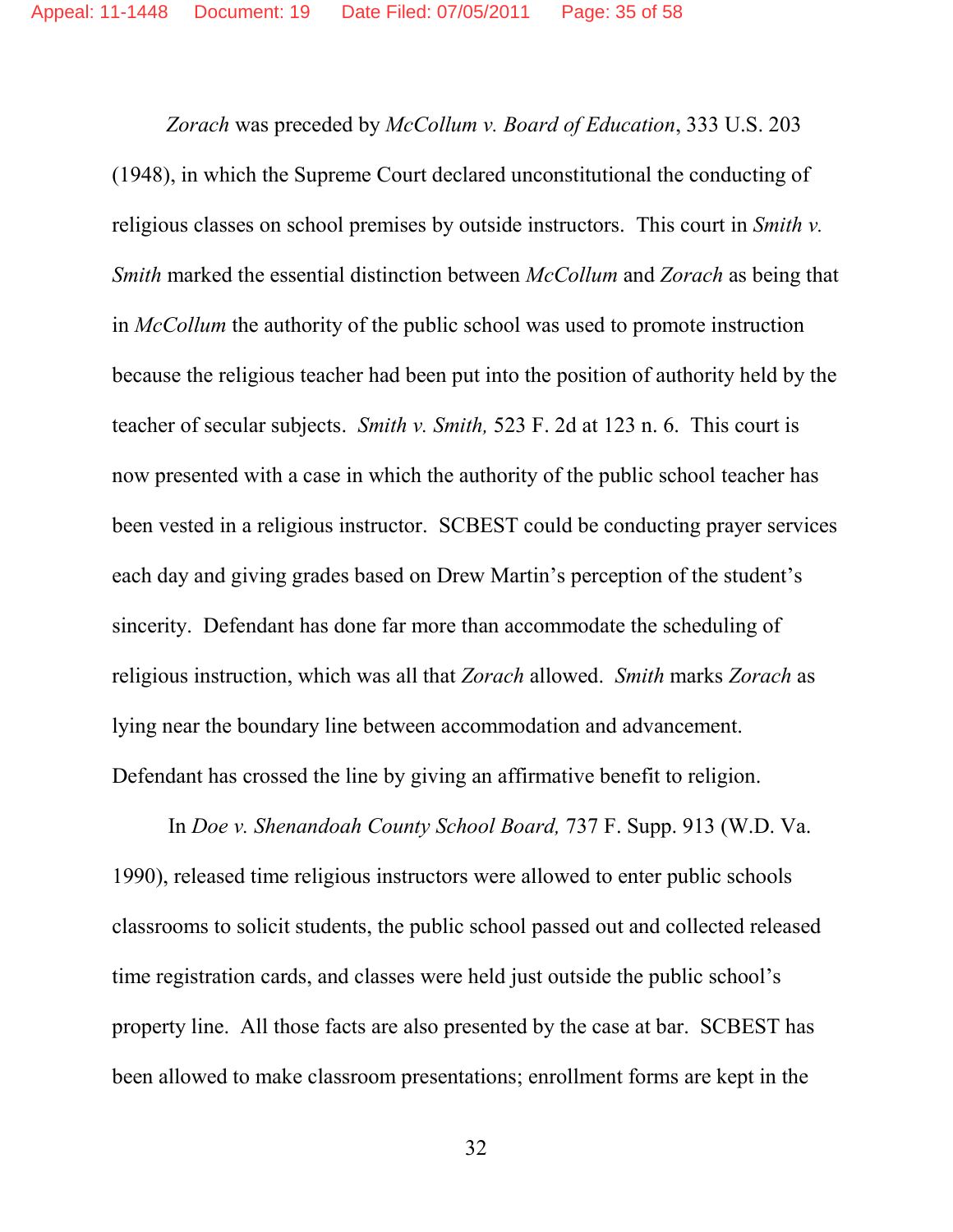*Zorach* was preceded by *McCollum v. Board of Education*, 333 U.S. 203 (1948), in which the Supreme Court declared unconstitutional the conducting of religious classes on school premises by outside instructors. This court in *Smith v. Smith* marked the essential distinction between *McCollum* and *Zorach* as being that in *McCollum* the authority of the public school was used to promote instruction because the religious teacher had been put into the position of authority held by the teacher of secular subjects. *Smith v. Smith,* 523 F. 2d at 123 n. 6. This court is now presented with a case in which the authority of the public school teacher has been vested in a religious instructor. SCBEST could be conducting prayer services each day and giving grades based on Drew Martin's perception of the student's sincerity. Defendant has done far more than accommodate the scheduling of religious instruction, which was all that *Zorach* allowed. *Smith* marks *Zorach* as lying near the boundary line between accommodation and advancement. Defendant has crossed the line by giving an affirmative benefit to religion.

In *Doe v. Shenandoah County School Board,* 737 F. Supp. 913 (W.D. Va. 1990), released time religious instructors were allowed to enter public schools classrooms to solicit students, the public school passed out and collected released time registration cards, and classes were held just outside the public school's property line. All those facts are also presented by the case at bar. SCBEST has been allowed to make classroom presentations; enrollment forms are kept in the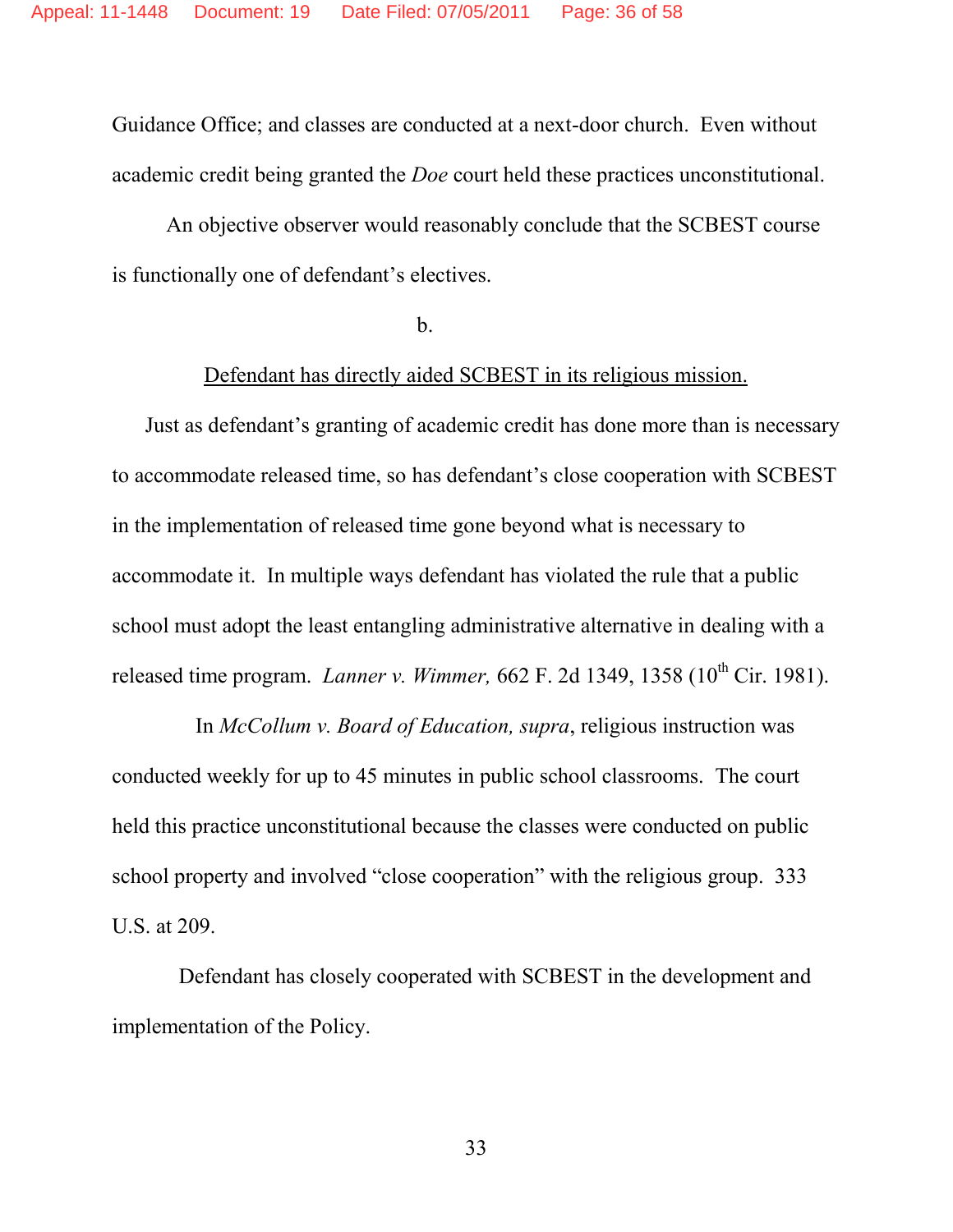Guidance Office; and classes are conducted at a next-door church. Even without academic credit being granted the *Doe* court held these practices unconstitutional.

An objective observer would reasonably conclude that the SCBEST course is functionally one of defendant's electives.

b.

<u>Defendant has directly aided SCBEST in its religious mission.</u>

Just as defendant's granting of academic credit has done more than is necessary to accommodate released time, so has defendant's close cooperation with SCBEST in the implementation of released time gone beyond what is necessary to accommodate it. In multiple ways defendant has violated the rule that a public school must adopt the least entangling administrative alternative in dealing with a released time program. *Lanner v. Wimmer,* 662 F. 2d 1349, 1358 (10th Cir. 1981).

In *McCollum v. Board of Education, supra*, religious instruction was conducted weekly for up to 45 minutes in public school classrooms. The court held this practice unconstitutional because the classes were conducted on public school property and involved "close cooperation" with the religious group. 333 U.S. at 209.

Defendant has closely cooperated with SCBEST in the development and implementation of the Policy.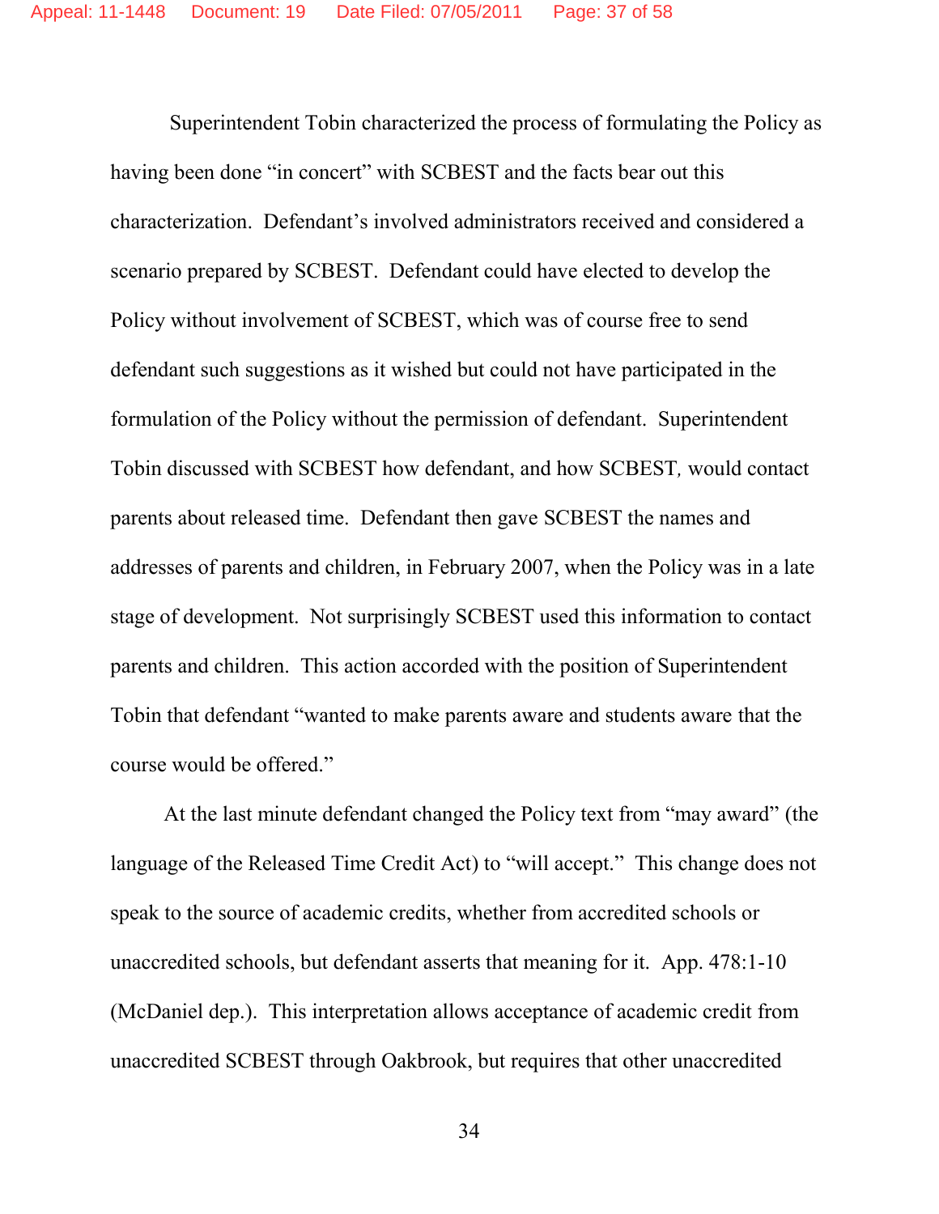Superintendent Tobin characterized the process of formulating the Policy as having been done "in concert" with SCBEST and the facts bear out this characterization. Defendant's involved administrators received and considered a scenario prepared by SCBEST. Defendant could have elected to develop the Policy without involvement of SCBEST, which was of course free to send defendant such suggestions as it wished but could not have participated in the formulation of the Policy without the permission of defendant. Superintendent Tobin discussed with SCBEST how defendant, and how SCBEST, would contact parents about released time. Defendant then gave SCBEST the names and addresses of parents and children, in February 2007, when the Policy was in a late stage of development. Not surprisingly SCBEST used this information to contact parents and children. This action accorded with the position of Superintendent Tobin that defendant "wanted to make parents aware and students aware that the course would be offered."

At the last minute defendant changed the Policy text from "may award" (the language of the Released Time Credit Act) to "will accept." This change does not speak to the source of academic credits, whether from accredited schools or unaccredited schools, but defendant asserts that meaning for it. App. 478:1-10 (McDaniel dep.). This interpretation allows acceptance of academic credit from unaccredited SCBEST through Oakbrook, but requires that other unaccredited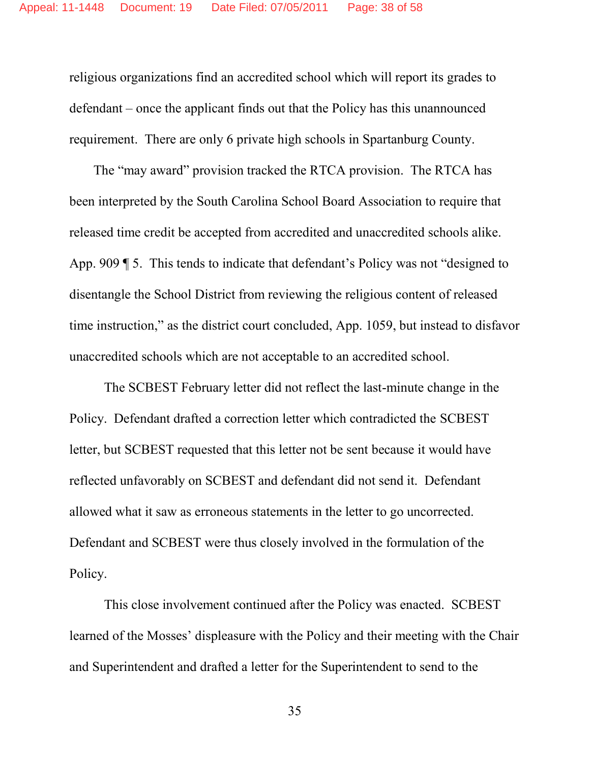religious organizations find an accredited school which will report its grades to defendant – once the applicant finds out that the Policy has this unannounced requirement. There are only 6 private high schools in Spartanburg County.

The "may award" provision tracked the RTCA provision. The RTCA has been interpreted by the South Carolina School Board Association to require that released time credit be accepted from accredited and unaccredited schools alike. App. 909 ¶ 5. This tends to indicate that defendant's Policy was not "designed to disentangle the School District from reviewing the religious content of released time instruction," as the district court concluded, App. 1059, but instead to disfavor unaccredited schools which are not acceptable to an accredited school.

The SCBEST February letter did not reflect the last-minute change in the Policy. Defendant drafted a correction letter which contradicted the SCBEST letter, but SCBEST requested that this letter not be sent because it would have reflected unfavorably on SCBEST and defendant did not send it. Defendant allowed what it saw as erroneous statements in the letter to go uncorrected. Defendant and SCBEST were thus closely involved in the formulation of the Policy.

This close involvement continued after the Policy was enacted. SCBEST learned of the Mosses' displeasure with the Policy and their meeting with the Chair and Superintendent and drafted a letter for the Superintendent to send to the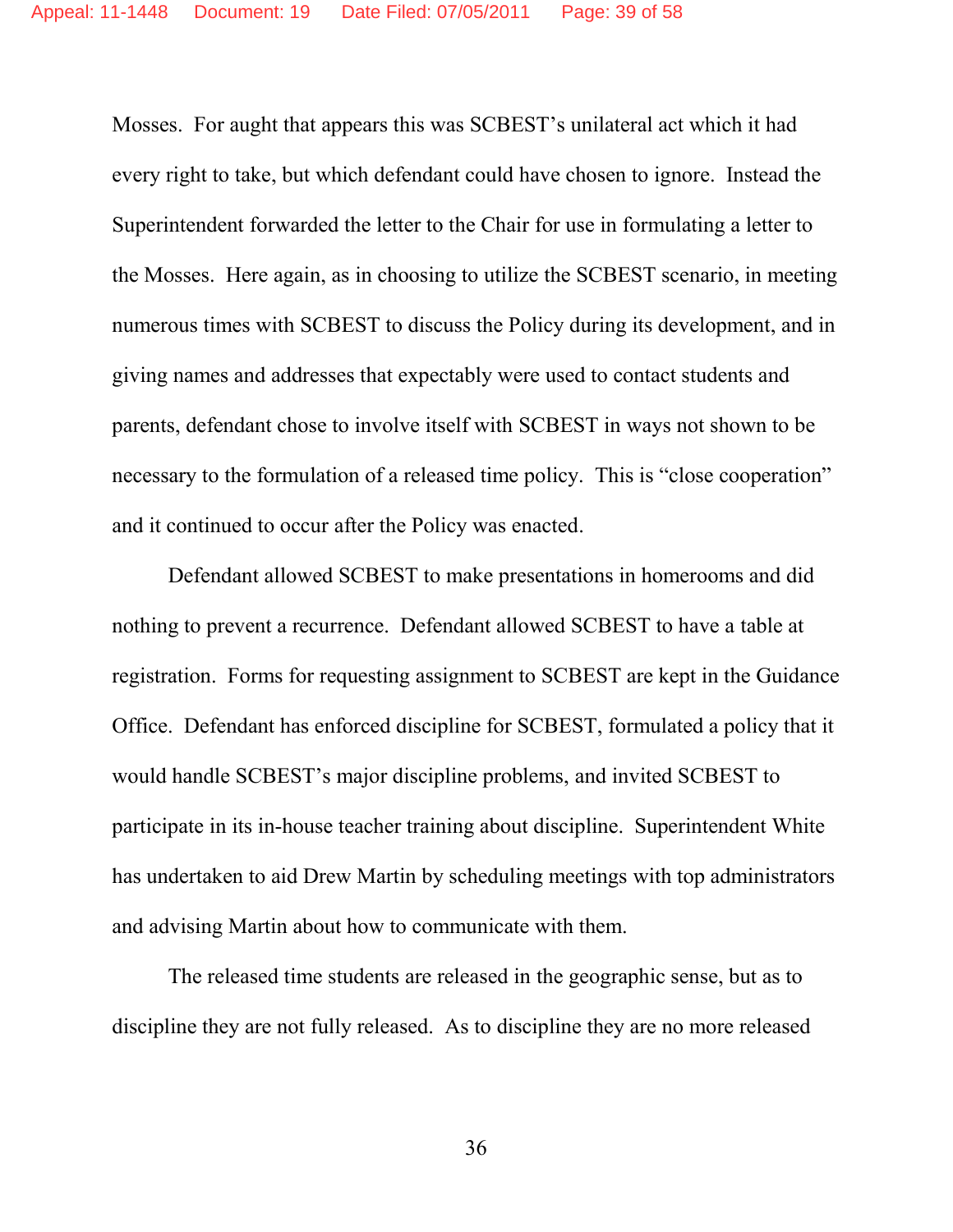Mosses. For aught that appears this was SCBEST's unilateral act which it had every right to take, but which defendant could have chosen to ignore. Instead the Superintendent forwarded the letter to the Chair for use in formulating a letter to the Mosses. Here again, as in choosing to utilize the SCBEST scenario, in meeting numerous times with SCBEST to discuss the Policy during its development, and in giving names and addresses that expectably were used to contact students and parents, defendant chose to involve itself with SCBEST in ways not shown to be necessary to the formulation of a released time policy. This is "close cooperation" and it continued to occur after the Policy was enacted.

Defendant allowed SCBEST to make presentations in homerooms and did nothing to prevent a recurrence. Defendant allowed SCBEST to have a table at registration. Forms for requesting assignment to SCBEST are kept in the Guidance Office. Defendant has enforced discipline for SCBEST, formulated a policy that it would handle SCBEST's major discipline problems, and invited SCBEST to participate in its in-house teacher training about discipline. Superintendent White has undertaken to aid Drew Martin by scheduling meetings with top administrators and advising Martin about how to communicate with them.

The released time students are released in the geographic sense, but as to discipline they are not fully released. As to discipline they are no more released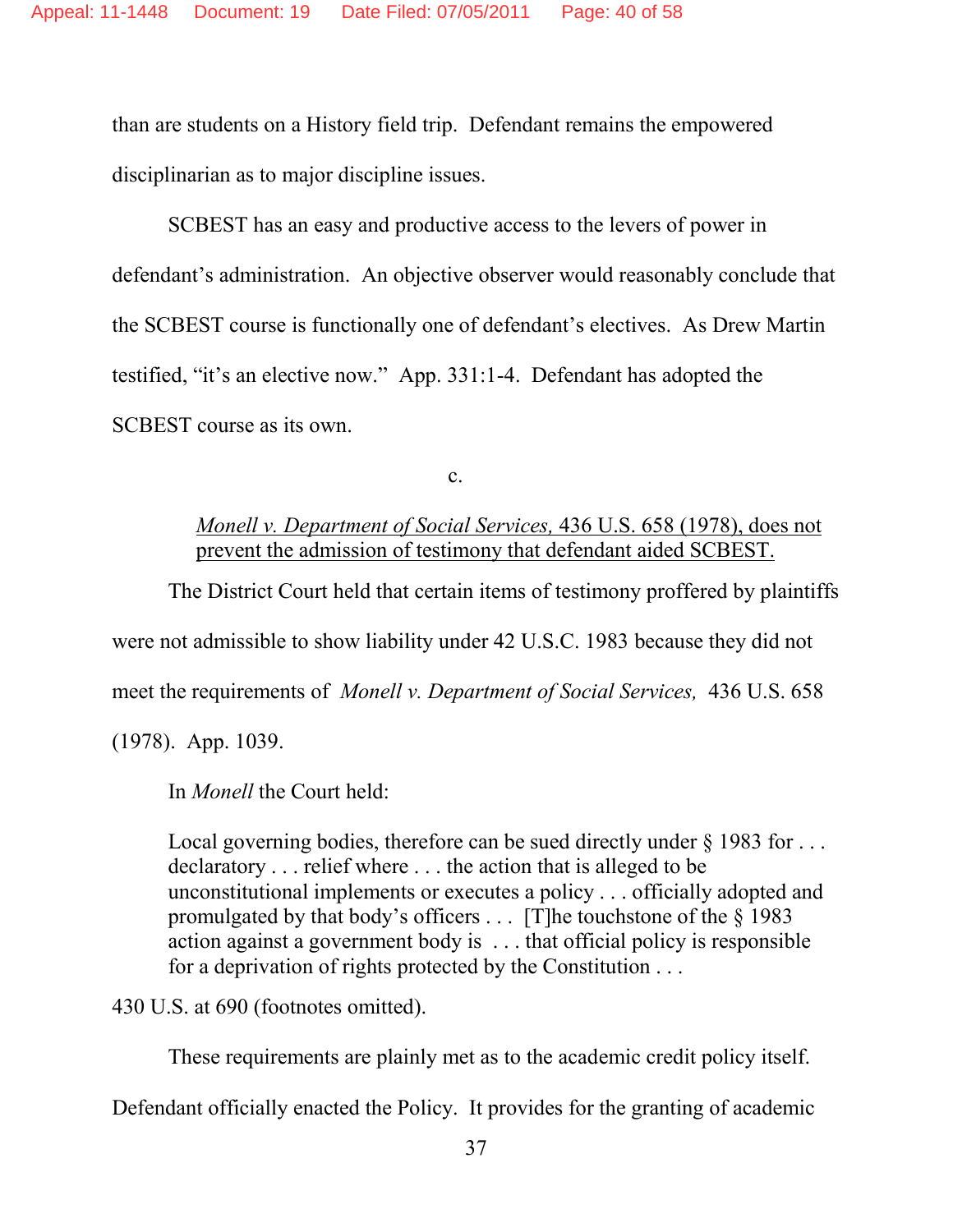than are students on a History field trip. Defendant remains the empowered disciplinarian as to major discipline issues.

SCBEST has an easy and productive access to the levers of power in defendant's administration. An objective observer would reasonably conclude that the SCBEST course is functionally one of defendant's electives. As Drew Martin testified, "it's an elective now." App. 331:1-4. Defendant has adopted the SCBEST course as its own.

c.

<u>*Monell v. Department of Social Services,* 436 U.S. 658 (1978), does not prevent the admission of testimony that defendant aided SCBEST.</u>

The District Court held that certain items of testimony proffered by plaintiffs were not admissible to show liability under 42 U.S.C. 1983 because they did not meet the requirements of *Monell v. Department of Social Services,* 436 U.S. 658 (1978). App. 1039.

In *Monell* the Court held:

> Local governing bodies, therefore can be sued directly under § 1983 for . . . declaratory . . . relief where . . . the action that is alleged to be unconstitutional implements or executes a policy . . . officially adopted and promulgated by that body's officers . . . [T]he touchstone of the § 1983 action against a government body is . . . that official policy is responsible for a deprivation of rights protected by the Constitution . . .

430 U.S. at 690 (footnotes omitted).

These requirements are plainly met as to the academic credit policy itself. Defendant officially enacted the Policy. It provides for the granting of academic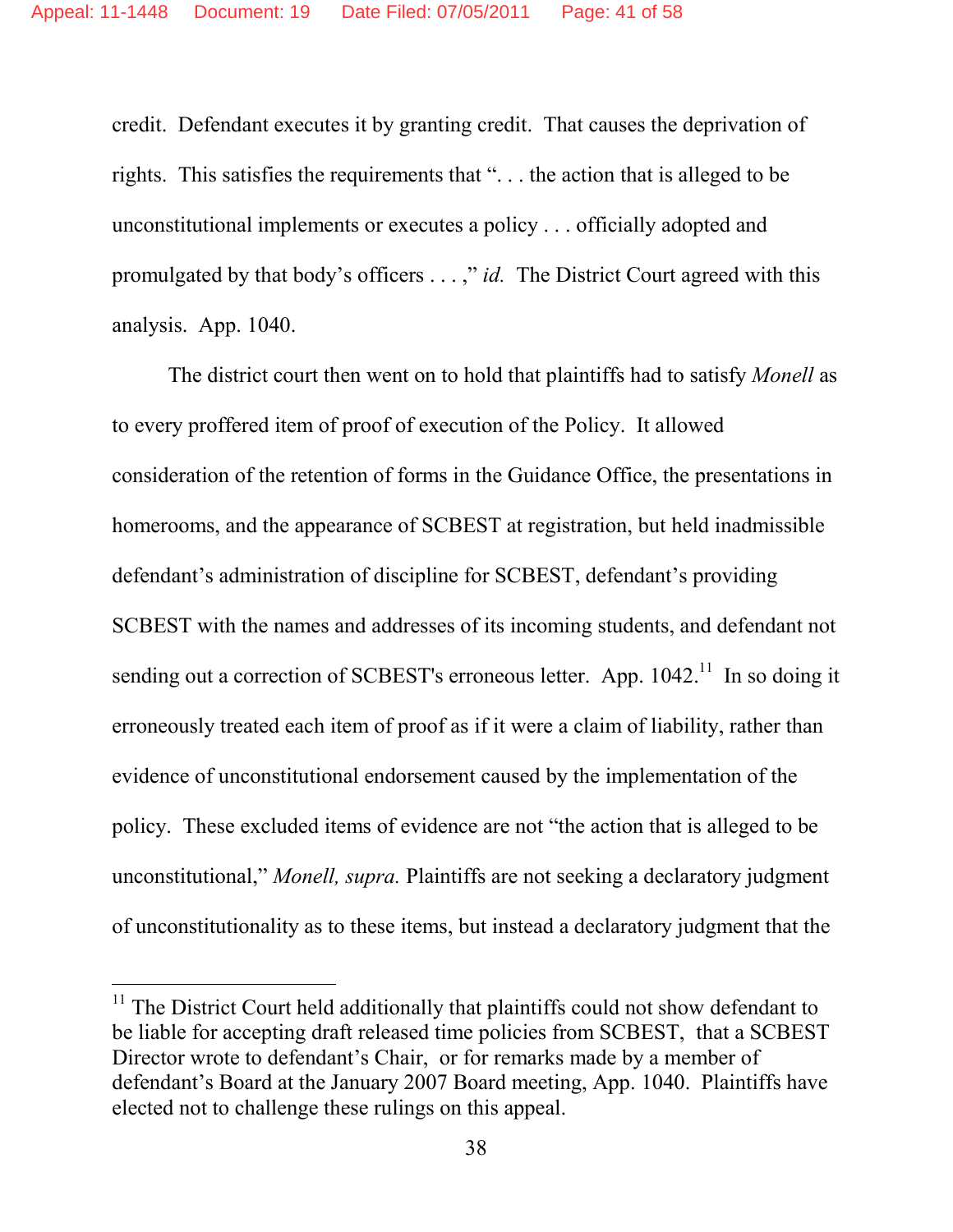credit. Defendant executes it by granting credit. That causes the deprivation of rights. This satisfies the requirements that ". . . the action that is alleged to be unconstitutional implements or executes a policy . . . officially adopted and promulgated by that body's officers . . . ," *id.* The District Court agreed with this analysis. App. 1040.

The district court then went on to hold that plaintiffs had to satisfy *Monell* as to every proffered item of proof of execution of the Policy. It allowed consideration of the retention of forms in the Guidance Office, the presentations in homerooms, and the appearance of SCBEST at registration, but held inadmissible defendant's administration of discipline for SCBEST, defendant's providing SCBEST with the names and addresses of its incoming students, and defendant not sending out a correction of SCBEST's erroneous letter. App. 1042.[11] In so doing it erroneously treated each item of proof as if it were a claim of liability, rather than evidence of unconstitutional endorsement caused by the implementation of the policy. These excluded items of evidence are not "the action that is alleged to be unconstitutional," *Monell, supra.* Plaintiffs are not seeking a declaratory judgment of unconstitutionality as to these items, but instead a declaratory judgment that the

---

[11] The District Court held additionally that plaintiffs could not show defendant to be liable for accepting draft released time policies from SCBEST, that a SCBEST Director wrote to defendant's Chair, or for remarks made by a member of defendant's Board at the January 2007 Board meeting, App. 1040. Plaintiffs have elected not to challenge these rulings on this appeal.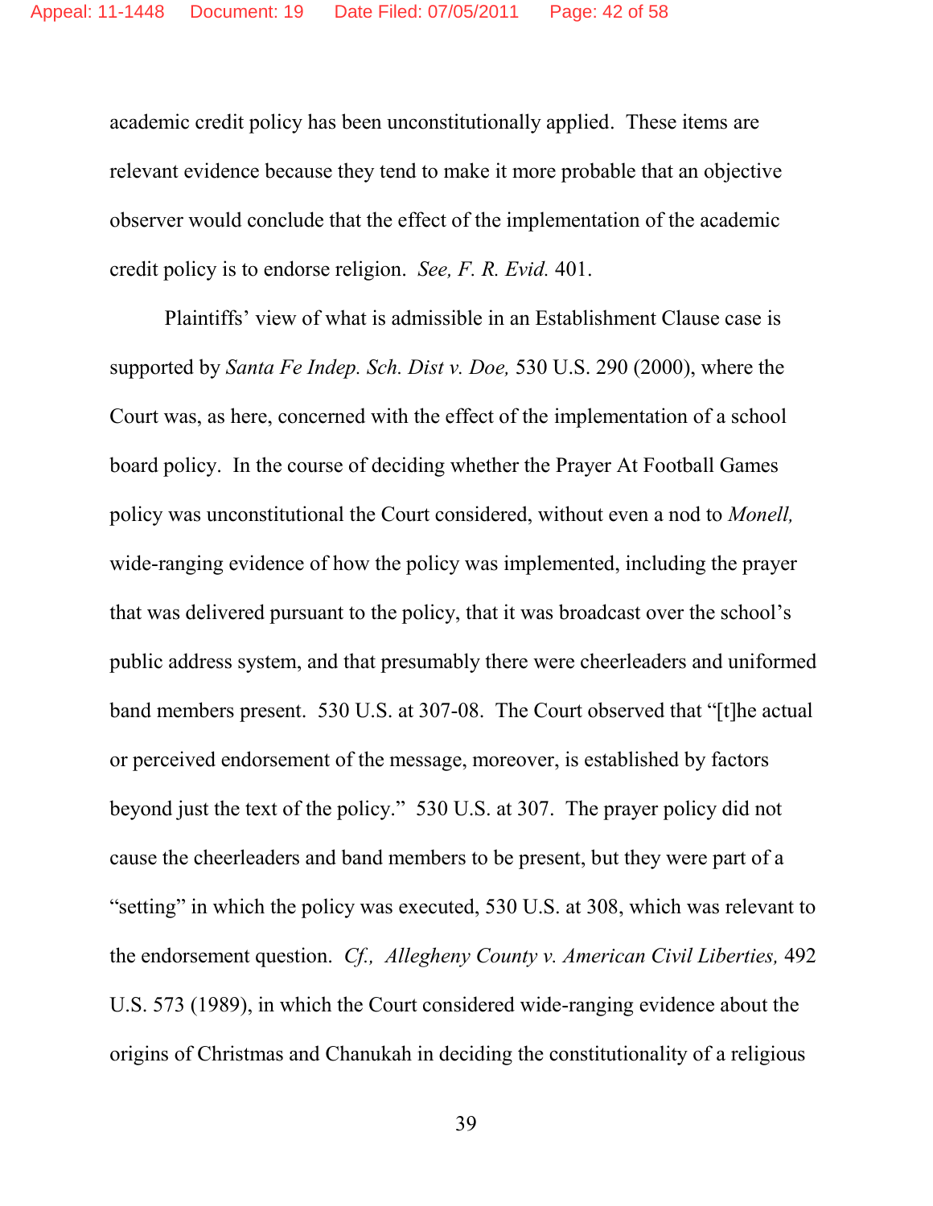academic credit policy has been unconstitutionally applied. These items are relevant evidence because they tend to make it more probable that an objective observer would conclude that the effect of the implementation of the academic credit policy is to endorse religion. *See, F. R. Evid.* 401.

Plaintiffs' view of what is admissible in an Establishment Clause case is supported by *Santa Fe Indep. Sch. Dist v. Doe,* 530 U.S. 290 (2000), where the Court was, as here, concerned with the effect of the implementation of a school board policy. In the course of deciding whether the Prayer At Football Games policy was unconstitutional the Court considered, without even a nod to *Monell,* wide-ranging evidence of how the policy was implemented, including the prayer that was delivered pursuant to the policy, that it was broadcast over the school's public address system, and that presumably there were cheerleaders and uniformed band members present. 530 U.S. at 307-08. The Court observed that "[t]he actual or perceived endorsement of the message, moreover, is established by factors beyond just the text of the policy." 530 U.S. at 307. The prayer policy did not cause the cheerleaders and band members to be present, but they were part of a "setting" in which the policy was executed, 530 U.S. at 308, which was relevant to the endorsement question. *Cf., Allegheny County v. American Civil Liberties,* 492 U.S. 573 (1989), in which the Court considered wide-ranging evidence about the origins of Christmas and Chanukah in deciding the constitutionality of a religious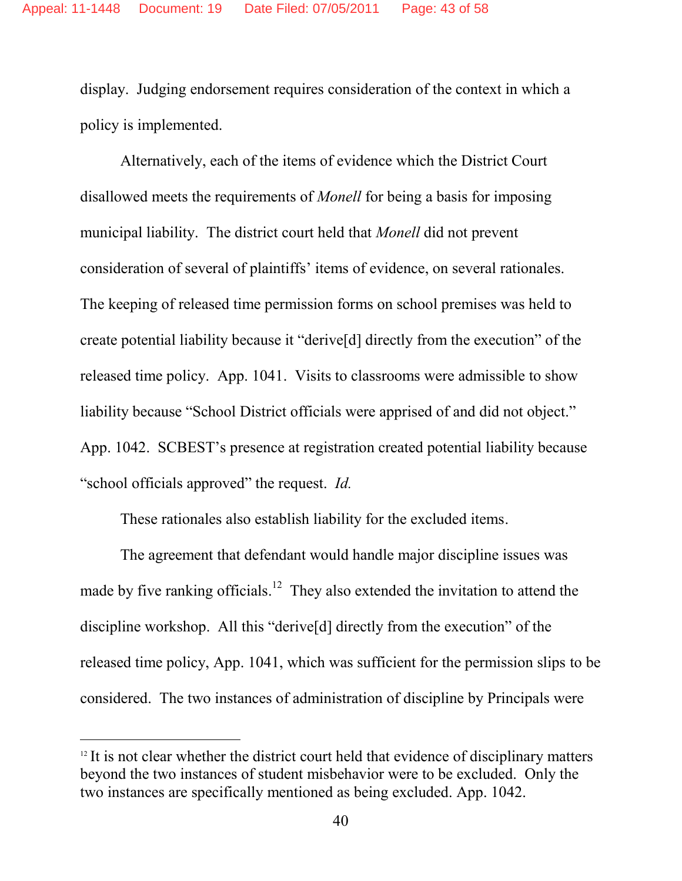display. Judging endorsement requires consideration of the context in which a policy is implemented.

Alternatively, each of the items of evidence which the District Court disallowed meets the requirements of *Monell* for being a basis for imposing municipal liability. The district court held that *Monell* did not prevent consideration of several of plaintiffs' items of evidence, on several rationales. The keeping of released time permission forms on school premises was held to create potential liability because it "derive[d] directly from the execution" of the released time policy. App. 1041. Visits to classrooms were admissible to show liability because "School District officials were apprised of and did not object." App. 1042. SCBEST's presence at registration created potential liability because "school officials approved" the request. *Id.*

These rationales also establish liability for the excluded items.

The agreement that defendant would handle major discipline issues was made by five ranking officials.[12] They also extended the invitation to attend the discipline workshop. All this "derive[d] directly from the execution" of the released time policy, App. 1041, which was sufficient for the permission slips to be considered. The two instances of administration of discipline by Principals were

---

[12] It is not clear whether the district court held that evidence of disciplinary matters beyond the two instances of student misbehavior were to be excluded. Only the two instances are specifically mentioned as being excluded. App. 1042.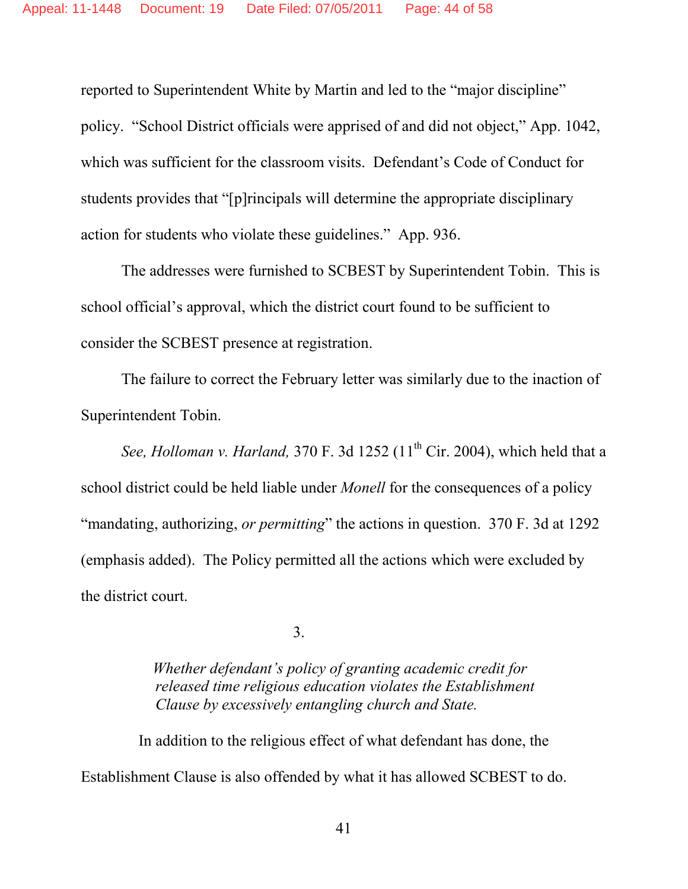reported to Superintendent White by Martin and led to the "major discipline" policy. "School District officials were apprised of and did not object," App. 1042, which was sufficient for the classroom visits. Defendant's Code of Conduct for students provides that "[p]rincipals will determine the appropriate disciplinary action for students who violate these guidelines." App. 936.

The addresses were furnished to SCBEST by Superintendent Tobin. This is school official's approval, which the district court found to be sufficient to consider the SCBEST presence at registration.

The failure to correct the February letter was similarly due to the inaction of Superintendent Tobin.

*See, Holloman v. Harland,* 370 F. 3d 1252 (11th Cir. 2004), which held that a school district could be held liable under *Monell* for the consequences of a policy "mandating, authorizing, *or permitting*" the actions in question. 370 F. 3d at 1292 (emphasis added). The Policy permitted all the actions which were excluded by the district court.

3.

*Whether defendant's policy of granting academic credit for released time religious education violates the Establishment Clause by excessively entangling church and State.*

In addition to the religious effect of what defendant has done, the Establishment Clause is also offended by what it has allowed SCBEST to do.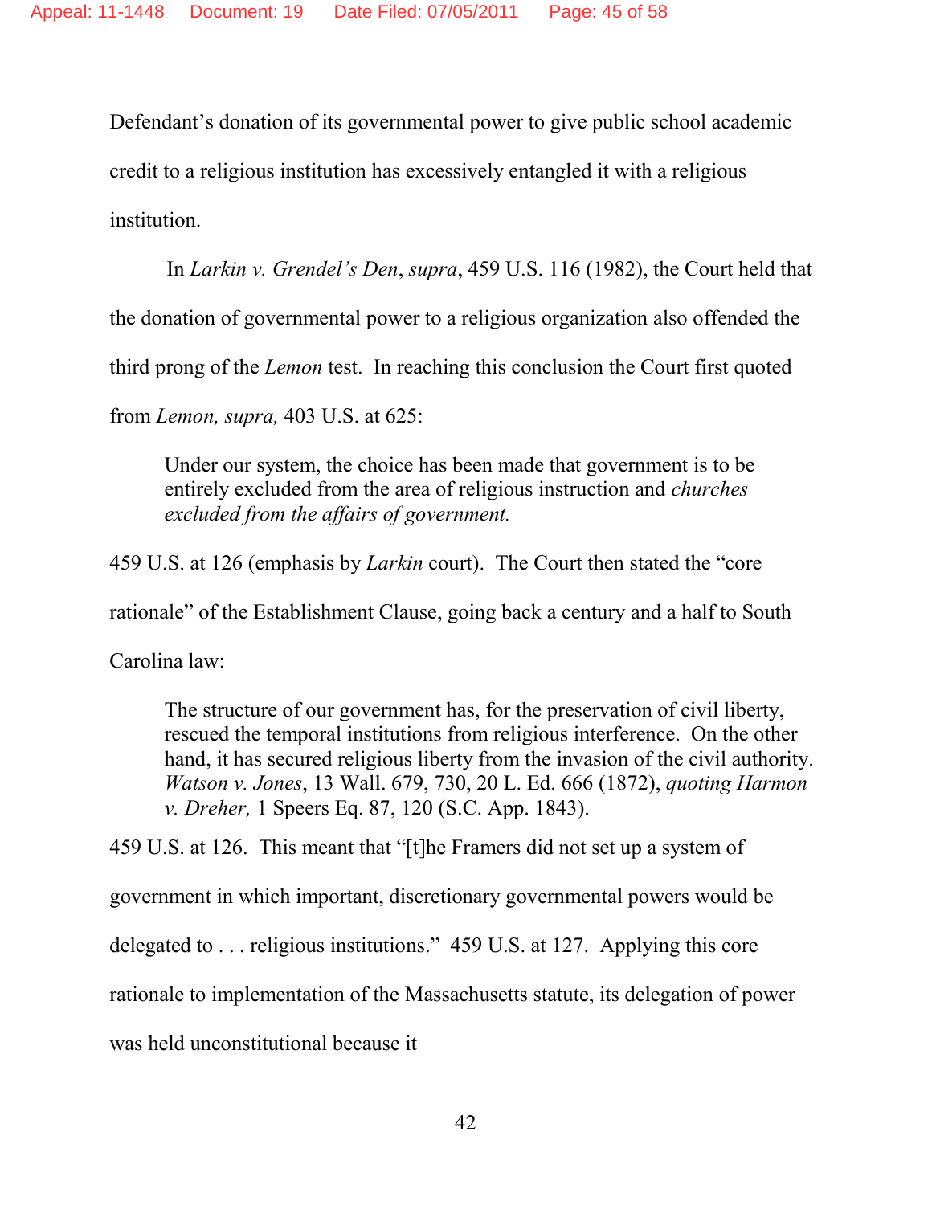Defendant's donation of its governmental power to give public school academic credit to a religious institution has excessively entangled it with a religious institution.

In *Larkin v. Grendel's Den*, *supra*, 459 U.S. 116 (1982), the Court held that the donation of governmental power to a religious organization also offended the third prong of the *Lemon* test. In reaching this conclusion the Court first quoted from *Lemon, supra,* 403 U.S. at 625:

> Under our system, the choice has been made that government is to be entirely excluded from the area of religious instruction and *churches excluded from the affairs of government.*

459 U.S. at 126 (emphasis by *Larkin* court). The Court then stated the "core rationale" of the Establishment Clause, going back a century and a half to South Carolina law:

> The structure of our government has, for the preservation of civil liberty, rescued the temporal institutions from religious interference. On the other hand, it has secured religious liberty from the invasion of the civil authority. *Watson v. Jones*, 13 Wall. 679, 730, 20 L. Ed. 666 (1872), *quoting Harmon v. Dreher,* 1 Speers Eq. 87, 120 (S.C. App. 1843).

459 U.S. at 126. This meant that "[t]he Framers did not set up a system of government in which important, discretionary governmental powers would be delegated to . . . religious institutions." 459 U.S. at 127. Applying this core rationale to implementation of the Massachusetts statute, its delegation of power was held unconstitutional because it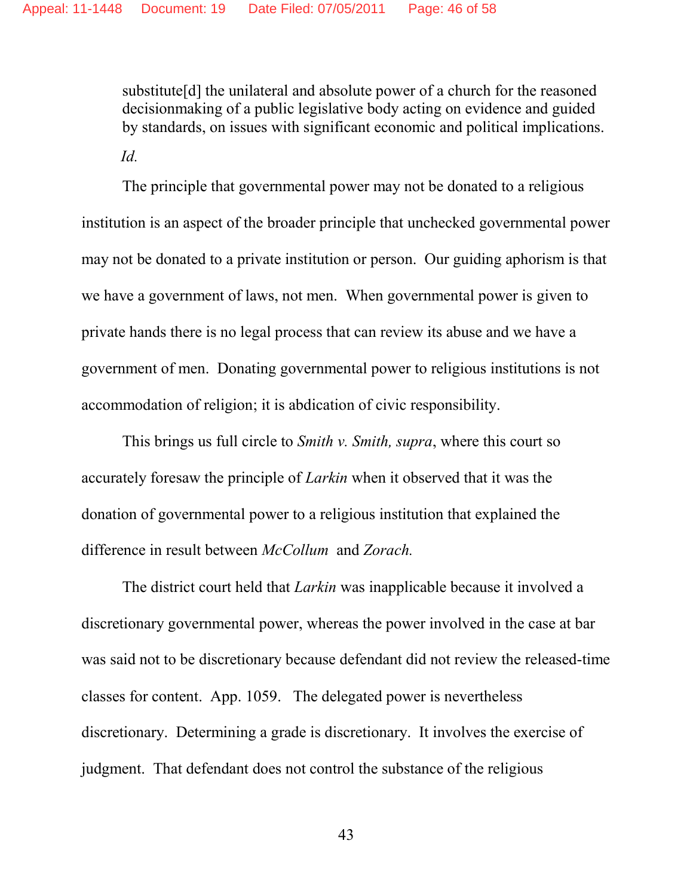> substitute[d] the unilateral and absolute power of a church for the reasoned decisionmaking of a public legislative body acting on evidence and guided by standards, on issues with significant economic and political implications.
>
> *Id.*

The principle that governmental power may not be donated to a religious institution is an aspect of the broader principle that unchecked governmental power may not be donated to a private institution or person. Our guiding aphorism is that we have a government of laws, not men. When governmental power is given to private hands there is no legal process that can review its abuse and we have a government of men. Donating governmental power to religious institutions is not accommodation of religion; it is abdication of civic responsibility.

This brings us full circle to *Smith v. Smith, supra*, where this court so accurately foresaw the principle of *Larkin* when it observed that it was the donation of governmental power to a religious institution that explained the difference in result between *McCollum* and *Zorach.*

The district court held that *Larkin* was inapplicable because it involved a discretionary governmental power, whereas the power involved in the case at bar was said not to be discretionary because defendant did not review the released-time classes for content. App. 1059. The delegated power is nevertheless discretionary. Determining a grade is discretionary. It involves the exercise of judgment. That defendant does not control the substance of the religious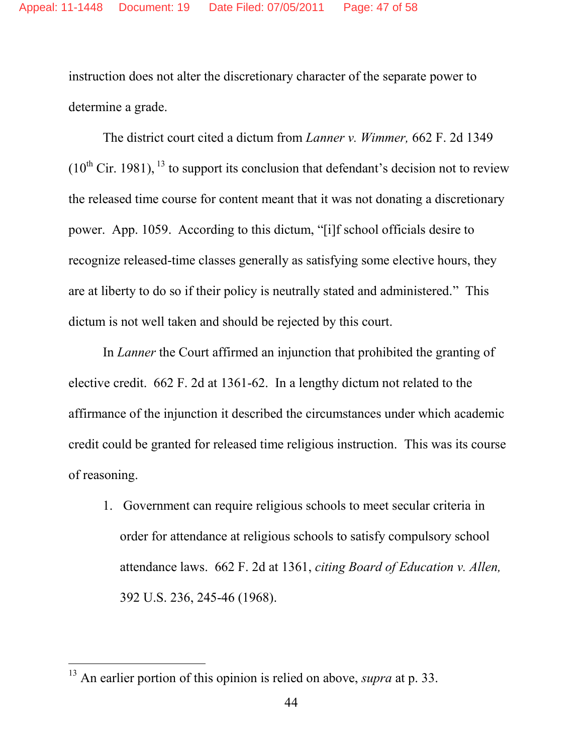instruction does not alter the discretionary character of the separate power to determine a grade.

The district court cited a dictum from *Lanner v. Wimmer,* 662 F. 2d 1349 ($10^{th}$ Cir. 1981), [13] to support its conclusion that defendant's decision not to review the released time course for content meant that it was not donating a discretionary power. App. 1059. According to this dictum, "[i]f school officials desire to recognize released-time classes generally as satisfying some elective hours, they are at liberty to do so if their policy is neutrally stated and administered." This dictum is not well taken and should be rejected by this court.

In *Lanner* the Court affirmed an injunction that prohibited the granting of elective credit. 662 F. 2d at 1361-62. In a lengthy dictum not related to the affirmance of the injunction it described the circumstances under which academic credit could be granted for released time religious instruction. This was its course of reasoning.

1. Government can require religious schools to meet secular criteria in order for attendance at religious schools to satisfy compulsory school attendance laws. 662 F. 2d at 1361, *citing Board of Education v. Allen,* 392 U.S. 236, 245-46 (1968).

---

[13] An earlier portion of this opinion is relied on above, *supra* at p. 33.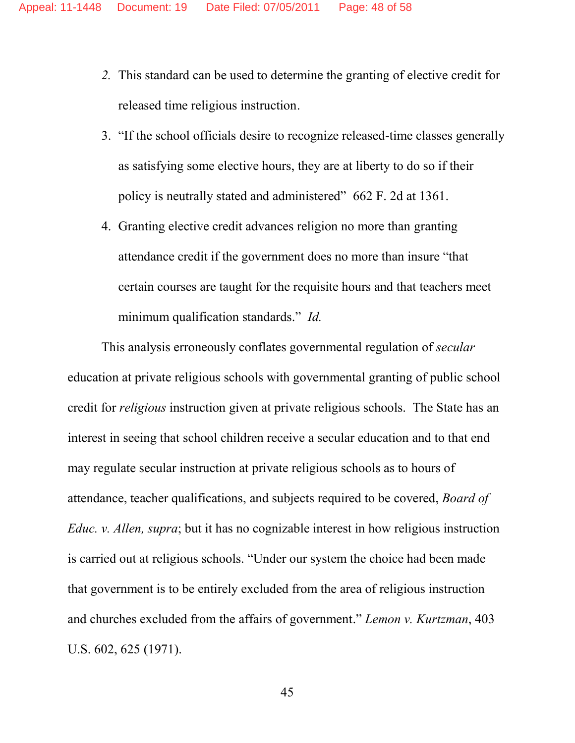2. This standard can be used to determine the granting of elective credit for released time religious instruction.

3. "If the school officials desire to recognize released-time classes generally as satisfying some elective hours, they are at liberty to do so if their policy is neutrally stated and administered" 662 F. 2d at 1361.

4. Granting elective credit advances religion no more than granting attendance credit if the government does no more than insure "that certain courses are taught for the requisite hours and that teachers meet minimum qualification standards." *Id.*

This analysis erroneously conflates governmental regulation of *secular* education at private religious schools with governmental granting of public school credit for *religious* instruction given at private religious schools. The State has an interest in seeing that school children receive a secular education and to that end may regulate secular instruction at private religious schools as to hours of attendance, teacher qualifications, and subjects required to be covered, *Board of Educ. v. Allen, supra*; but it has no cognizable interest in how religious instruction is carried out at religious schools. "Under our system the choice had been made that government is to be entirely excluded from the area of religious instruction and churches excluded from the affairs of government." *Lemon v. Kurtzman*, 403 U.S. 602, 625 (1971).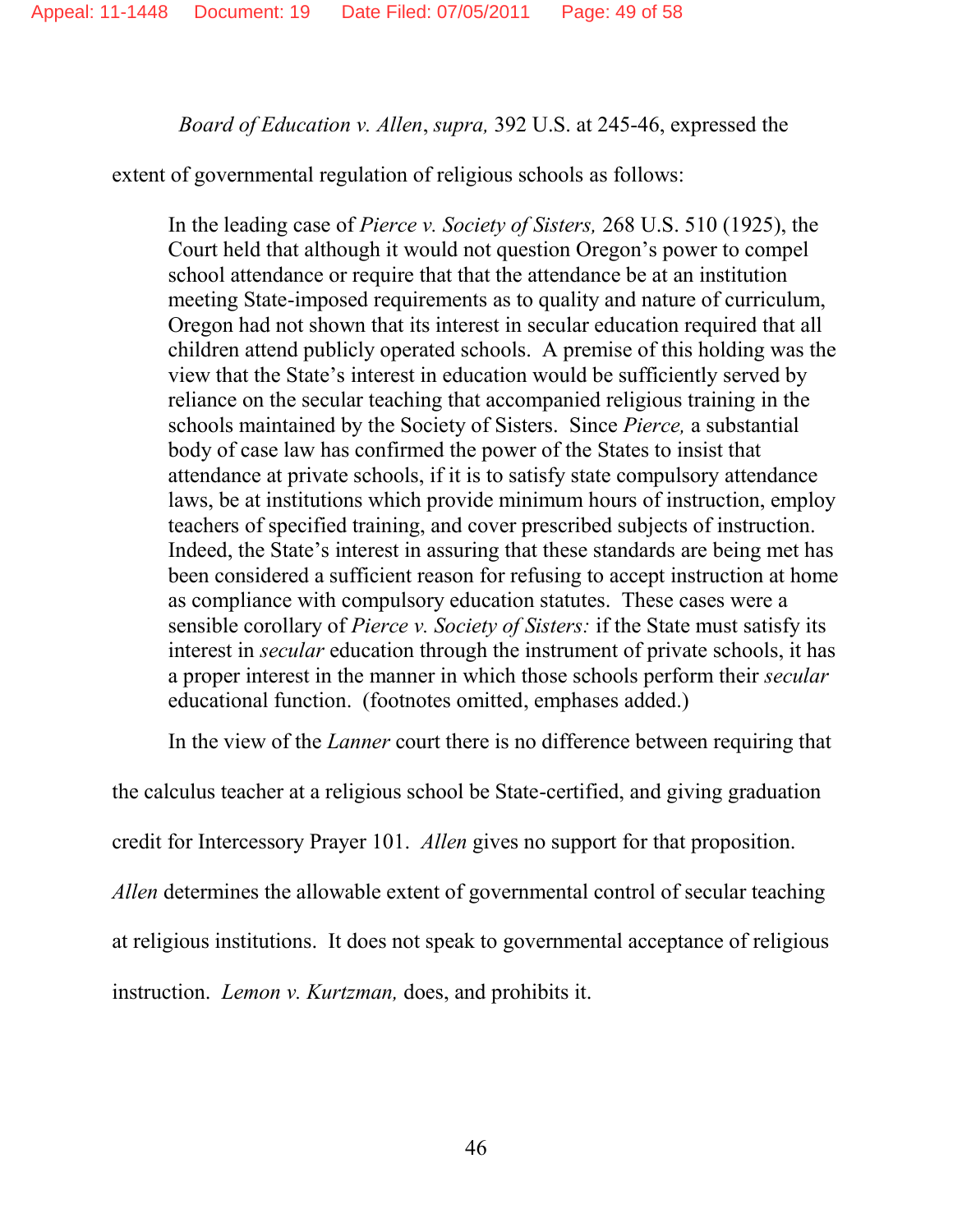*Board of Education v. Allen*, *supra,* 392 U.S. at 245-46, expressed the extent of governmental regulation of religious schools as follows:

> In the leading case of *Pierce v. Society of Sisters,* 268 U.S. 510 (1925), the Court held that although it would not question Oregon's power to compel school attendance or require that that the attendance be at an institution meeting State-imposed requirements as to quality and nature of curriculum, Oregon had not shown that its interest in secular education required that all children attend publicly operated schools. A premise of this holding was the view that the State's interest in education would be sufficiently served by reliance on the secular teaching that accompanied religious training in the schools maintained by the Society of Sisters. Since *Pierce,* a substantial body of case law has confirmed the power of the States to insist that attendance at private schools, if it is to satisfy state compulsory attendance laws, be at institutions which provide minimum hours of instruction, employ teachers of specified training, and cover prescribed subjects of instruction. Indeed, the State's interest in assuring that these standards are being met has been considered a sufficient reason for refusing to accept instruction at home as compliance with compulsory education statutes. These cases were a sensible corollary of *Pierce v. Society of Sisters:* if the State must satisfy its interest in *secular* education through the instrument of private schools, it has a proper interest in the manner in which those schools perform their *secular* educational function. (footnotes omitted, emphases added.)

In the view of the *Lanner* court there is no difference between requiring that the calculus teacher at a religious school be State-certified, and giving graduation credit for Intercessory Prayer 101. *Allen* gives no support for that proposition. *Allen* determines the allowable extent of governmental control of secular teaching at religious institutions. It does not speak to governmental acceptance of religious instruction. *Lemon v. Kurtzman,* does, and prohibits it.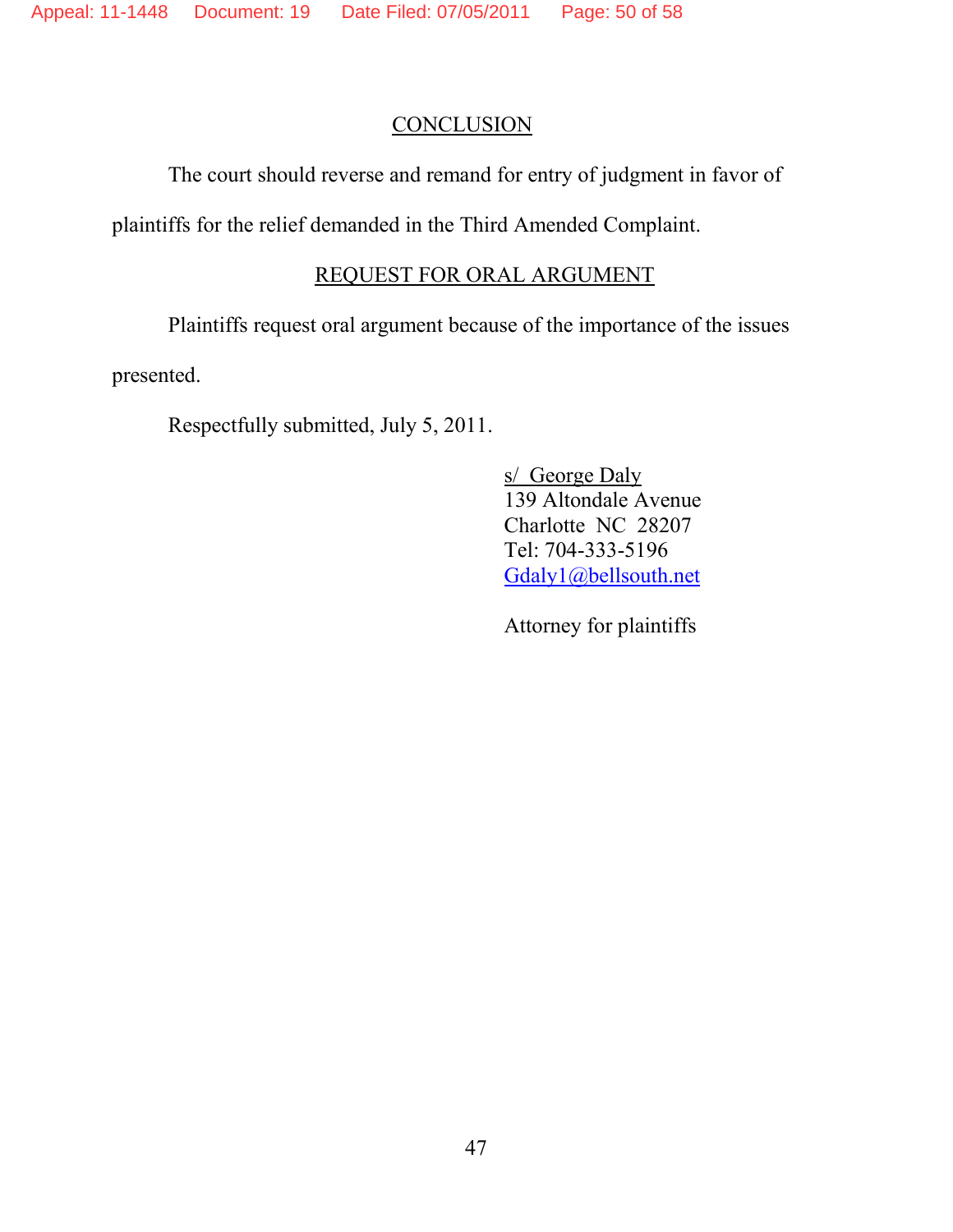## CONCLUSION

The court should reverse and remand for entry of judgment in favor of plaintiffs for the relief demanded in the Third Amended Complaint.

## REQUEST FOR ORAL ARGUMENT

Plaintiffs request oral argument because of the importance of the issues presented.

Respectfully submitted, July 5, 2011.

s/ George Daly
139 Altondale Avenue
Charlotte NC 28207
Tel: 704-333-5196
Gdaly1@bellsouth.net

Attorney for plaintiffs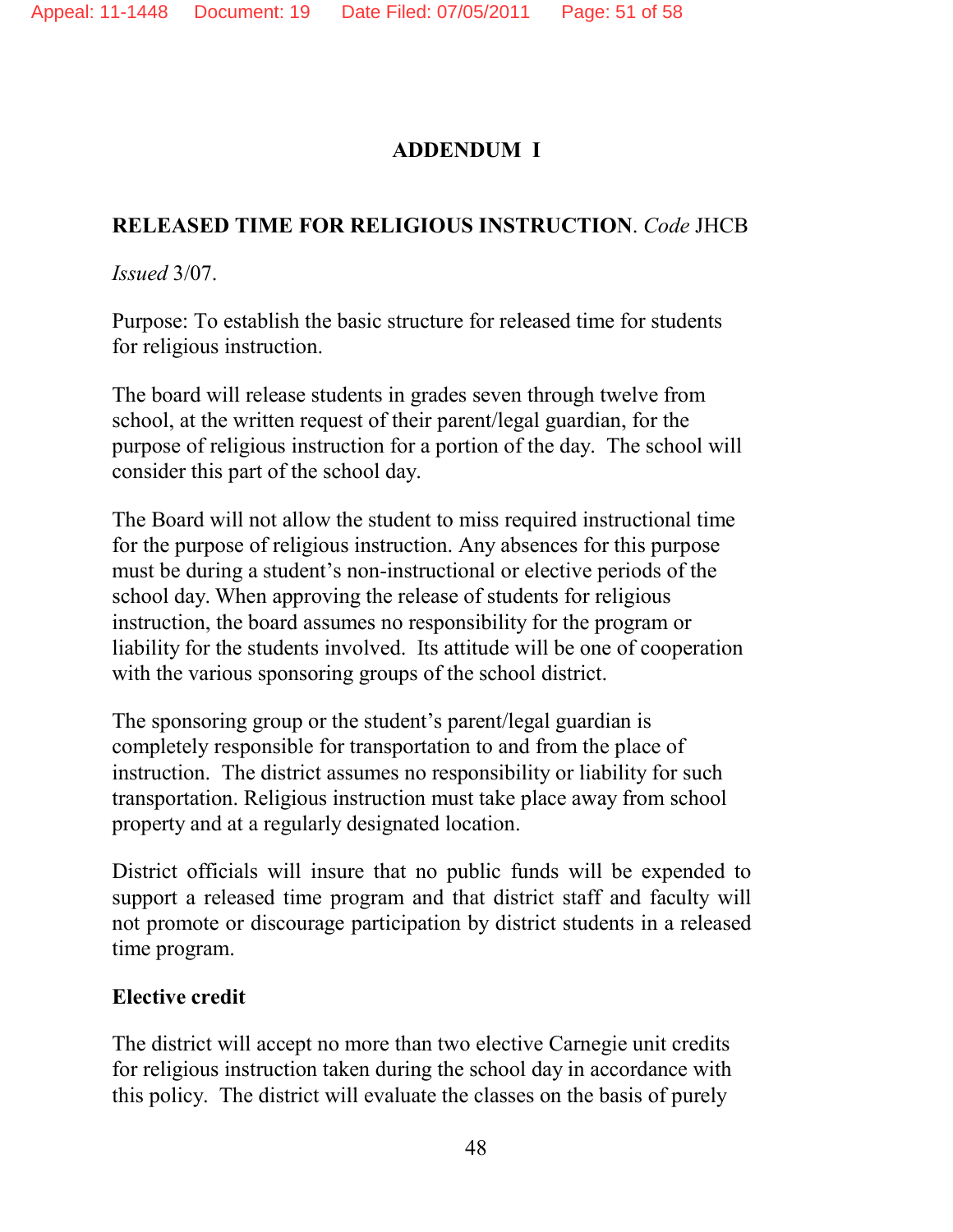# ADDENDUM I

**RELEASED TIME FOR RELIGIOUS INSTRUCTION**. *Code* JHCB

*Issued* 3/07.

Purpose: To establish the basic structure for released time for students for religious instruction.

The board will release students in grades seven through twelve from school, at the written request of their parent/legal guardian, for the purpose of religious instruction for a portion of the day. The school will consider this part of the school day.

The Board will not allow the student to miss required instructional time for the purpose of religious instruction. Any absences for this purpose must be during a student's non-instructional or elective periods of the school day. When approving the release of students for religious instruction, the board assumes no responsibility for the program or liability for the students involved. Its attitude will be one of cooperation with the various sponsoring groups of the school district.

The sponsoring group or the student's parent/legal guardian is completely responsible for transportation to and from the place of instruction. The district assumes no responsibility or liability for such transportation. Religious instruction must take place away from school property and at a regularly designated location.

District officials will insure that no public funds will be expended to support a released time program and that district staff and faculty will not promote or discourage participation by district students in a released time program.

**Elective credit**

The district will accept no more than two elective Carnegie unit credits for religious instruction taken during the school day in accordance with this policy. The district will evaluate the classes on the basis of purely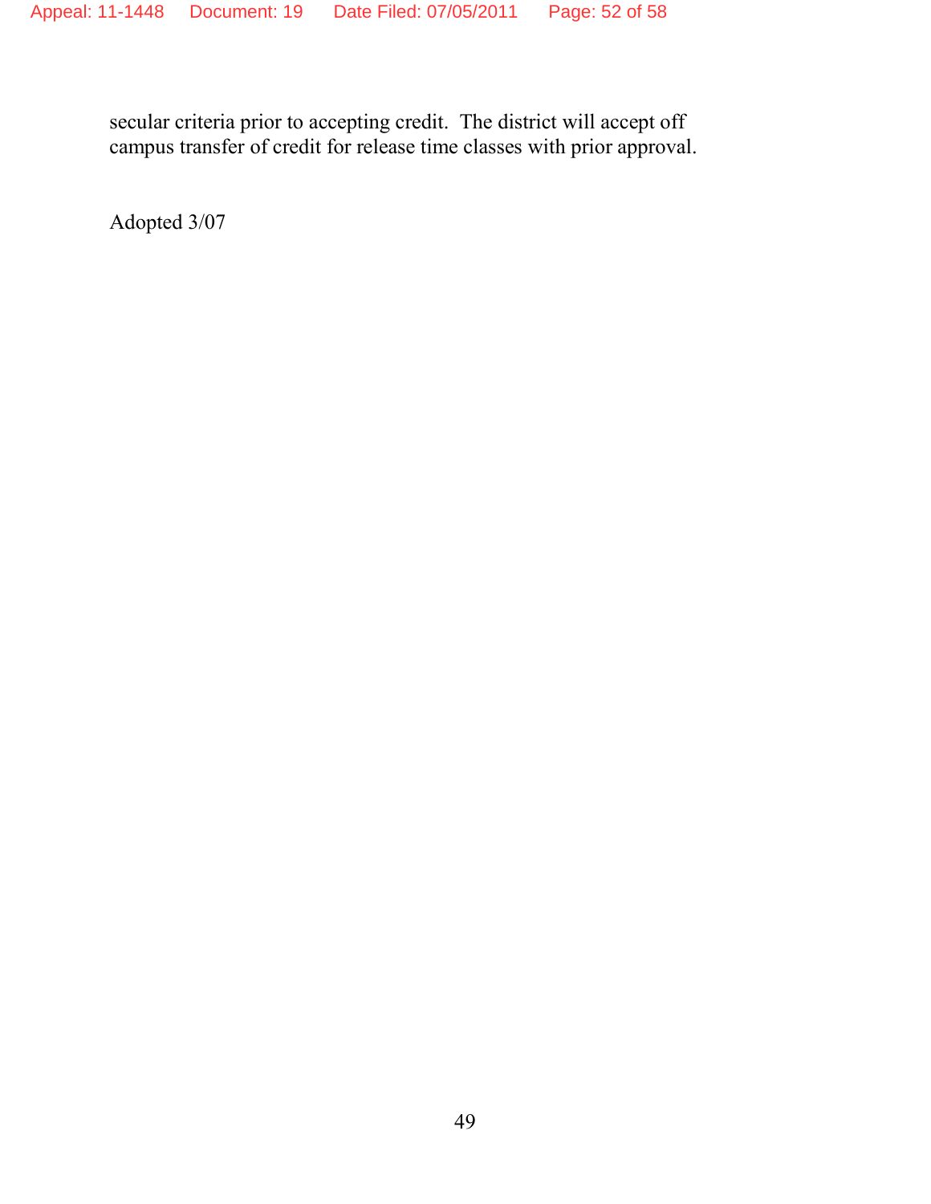secular criteria prior to accepting credit. The district will accept off campus transfer of credit for release time classes with prior approval.

Adopted 3/07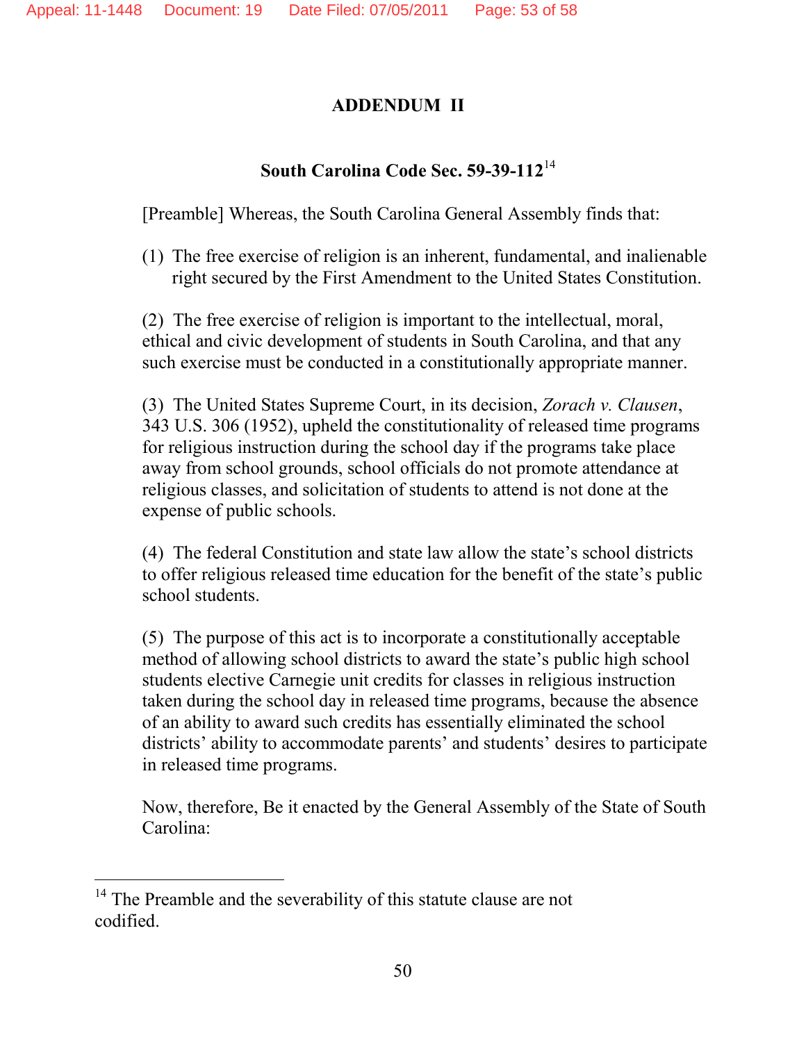## ADDENDUM II

### South Carolina Code Sec. 59-39-112[14]

[Preamble] Whereas, the South Carolina General Assembly finds that:

(1) The free exercise of religion is an inherent, fundamental, and inalienable right secured by the First Amendment to the United States Constitution.

(2) The free exercise of religion is important to the intellectual, moral, ethical and civic development of students in South Carolina, and that any such exercise must be conducted in a constitutionally appropriate manner.

(3) The United States Supreme Court, in its decision, *Zorach v. Clausen*, 343 U.S. 306 (1952), upheld the constitutionality of released time programs for religious instruction during the school day if the programs take place away from school grounds, school officials do not promote attendance at religious classes, and solicitation of students to attend is not done at the expense of public schools.

(4) The federal Constitution and state law allow the state's school districts to offer religious released time education for the benefit of the state's public school students.

(5) The purpose of this act is to incorporate a constitutionally acceptable method of allowing school districts to award the state's public high school students elective Carnegie unit credits for classes in religious instruction taken during the school day in released time programs, because the absence of an ability to award such credits has essentially eliminated the school districts' ability to accommodate parents' and students' desires to participate in released time programs.

Now, therefore, Be it enacted by the General Assembly of the State of South Carolina:

---

[14] The Preamble and the severability of this statute clause are not codified.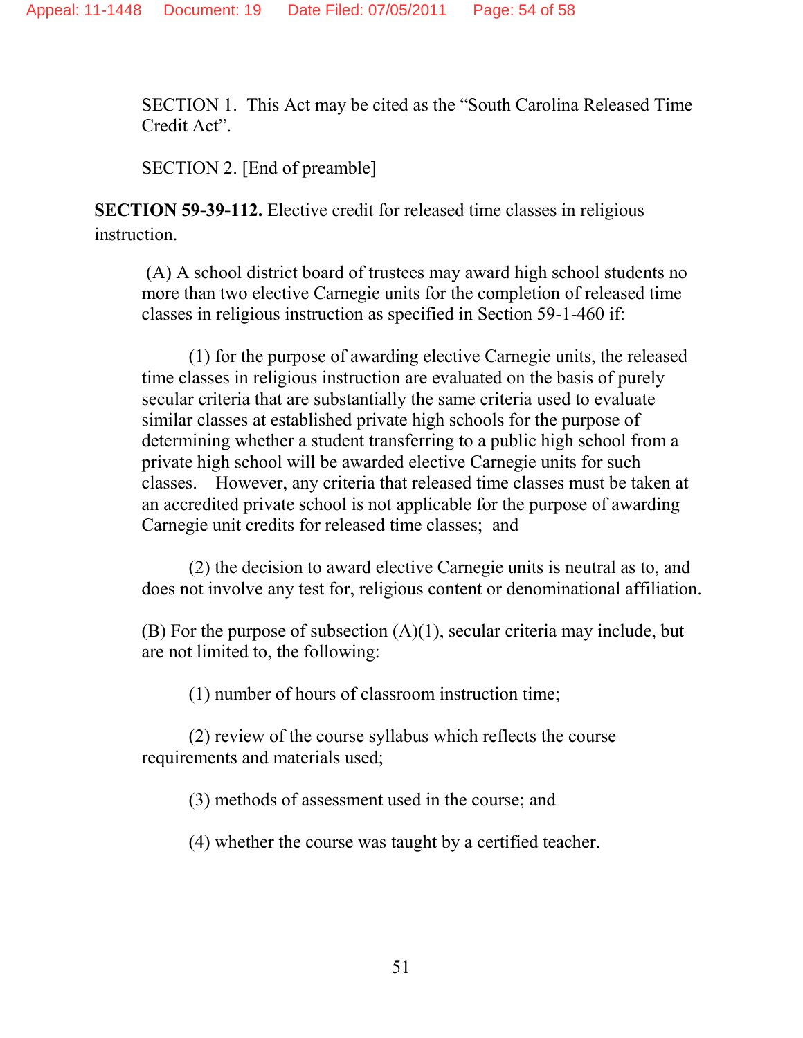SECTION 1. This Act may be cited as the "South Carolina Released Time Credit Act".

SECTION 2. [End of preamble]

**SECTION 59-39-112.** Elective credit for released time classes in religious instruction.

(A) A school district board of trustees may award high school students no more than two elective Carnegie units for the completion of released time classes in religious instruction as specified in Section 59-1-460 if:

(1) for the purpose of awarding elective Carnegie units, the released time classes in religious instruction are evaluated on the basis of purely secular criteria that are substantially the same criteria used to evaluate similar classes at established private high schools for the purpose of determining whether a student transferring to a public high school from a private high school will be awarded elective Carnegie units for such classes. However, any criteria that released time classes must be taken at an accredited private school is not applicable for the purpose of awarding Carnegie unit credits for released time classes; and

(2) the decision to award elective Carnegie units is neutral as to, and does not involve any test for, religious content or denominational affiliation.

(B) For the purpose of subsection (A)(1), secular criteria may include, but are not limited to, the following:

(1) number of hours of classroom instruction time;

(2) review of the course syllabus which reflects the course requirements and materials used;

(3) methods of assessment used in the course; and

(4) whether the course was taught by a certified teacher.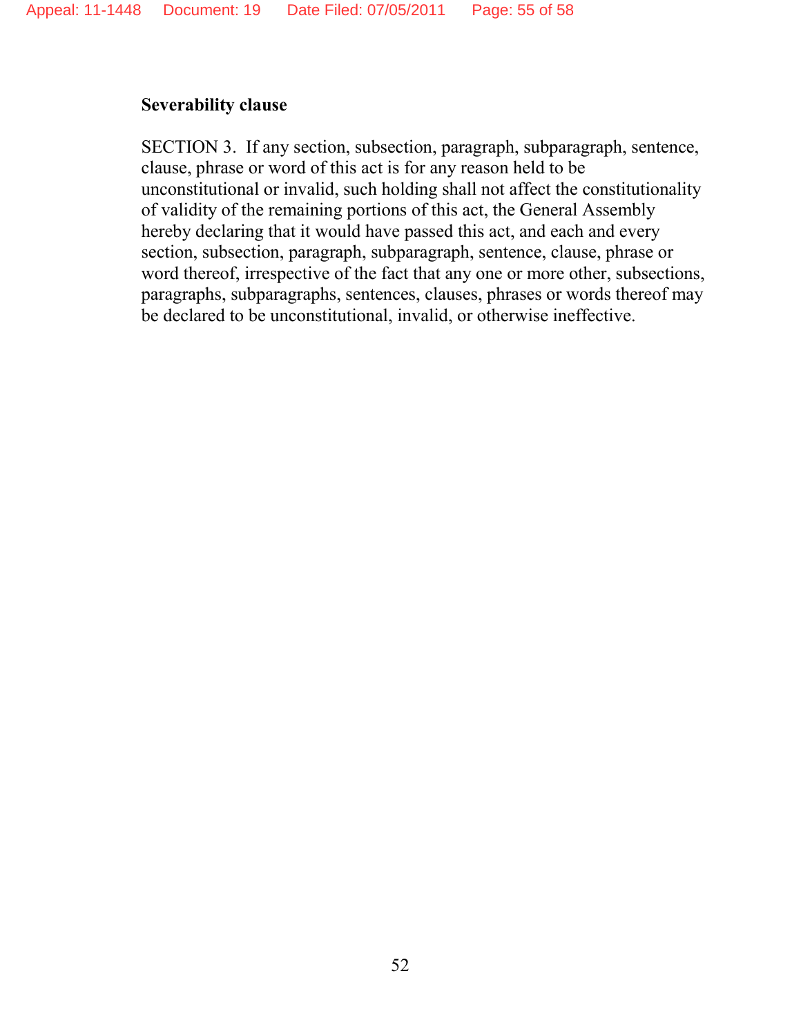**Severability clause**

SECTION 3. If any section, subsection, paragraph, subparagraph, sentence, clause, phrase or word of this act is for any reason held to be unconstitutional or invalid, such holding shall not affect the constitutionality of validity of the remaining portions of this act, the General Assembly hereby declaring that it would have passed this act, and each and every section, subsection, paragraph, subparagraph, sentence, clause, phrase or word thereof, irrespective of the fact that any one or more other, subsections, paragraphs, subparagraphs, sentences, clauses, phrases or words thereof may be declared to be unconstitutional, invalid, or otherwise ineffective.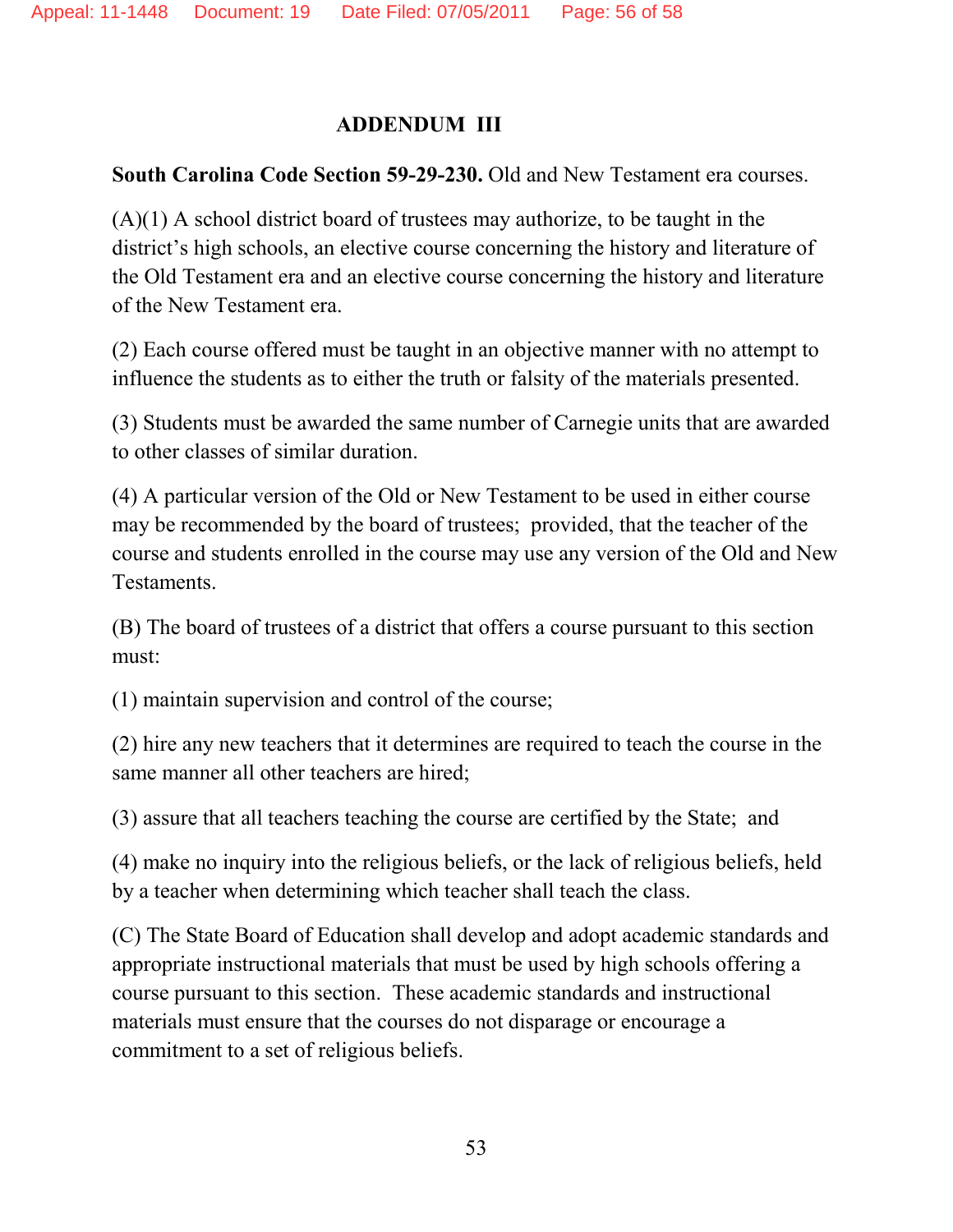## ADDENDUM III

**South Carolina Code Section 59-29-230.** Old and New Testament era courses.

(A)(1) A school district board of trustees may authorize, to be taught in the district's high schools, an elective course concerning the history and literature of the Old Testament era and an elective course concerning the history and literature of the New Testament era.

(2) Each course offered must be taught in an objective manner with no attempt to influence the students as to either the truth or falsity of the materials presented.

(3) Students must be awarded the same number of Carnegie units that are awarded to other classes of similar duration.

(4) A particular version of the Old or New Testament to be used in either course may be recommended by the board of trustees; provided, that the teacher of the course and students enrolled in the course may use any version of the Old and New Testaments.

(B) The board of trustees of a district that offers a course pursuant to this section must:

(1) maintain supervision and control of the course;

(2) hire any new teachers that it determines are required to teach the course in the same manner all other teachers are hired;

(3) assure that all teachers teaching the course are certified by the State; and

(4) make no inquiry into the religious beliefs, or the lack of religious beliefs, held by a teacher when determining which teacher shall teach the class.

(C) The State Board of Education shall develop and adopt academic standards and appropriate instructional materials that must be used by high schools offering a course pursuant to this section. These academic standards and instructional materials must ensure that the courses do not disparage or encourage a commitment to a set of religious beliefs.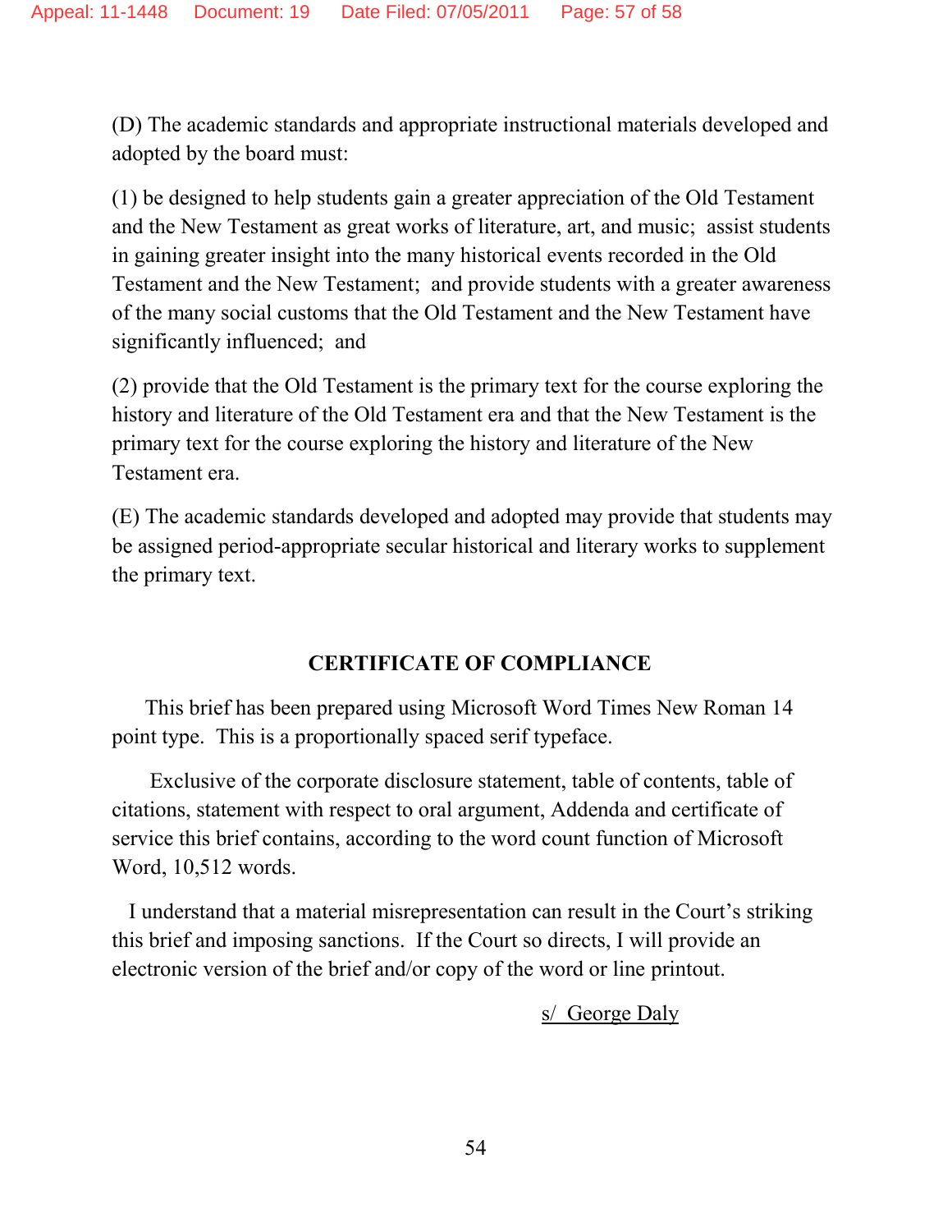(D) The academic standards and appropriate instructional materials developed and adopted by the board must:

(1) be designed to help students gain a greater appreciation of the Old Testament and the New Testament as great works of literature, art, and music; assist students in gaining greater insight into the many historical events recorded in the Old Testament and the New Testament; and provide students with a greater awareness of the many social customs that the Old Testament and the New Testament have significantly influenced; and

(2) provide that the Old Testament is the primary text for the course exploring the history and literature of the Old Testament era and that the New Testament is the primary text for the course exploring the history and literature of the New Testament era.

(E) The academic standards developed and adopted may provide that students may be assigned period-appropriate secular historical and literary works to supplement the primary text.

## CERTIFICATE OF COMPLIANCE

This brief has been prepared using Microsoft Word Times New Roman 14 point type. This is a proportionally spaced serif typeface.

Exclusive of the corporate disclosure statement, table of contents, table of citations, statement with respect to oral argument, Addenda and certificate of service this brief contains, according to the word count function of Microsoft Word, 10,512 words.

I understand that a material misrepresentation can result in the Court's striking this brief and imposing sanctions. If the Court so directs, I will provide an electronic version of the brief and/or copy of the word or line printout.

s/ George Daly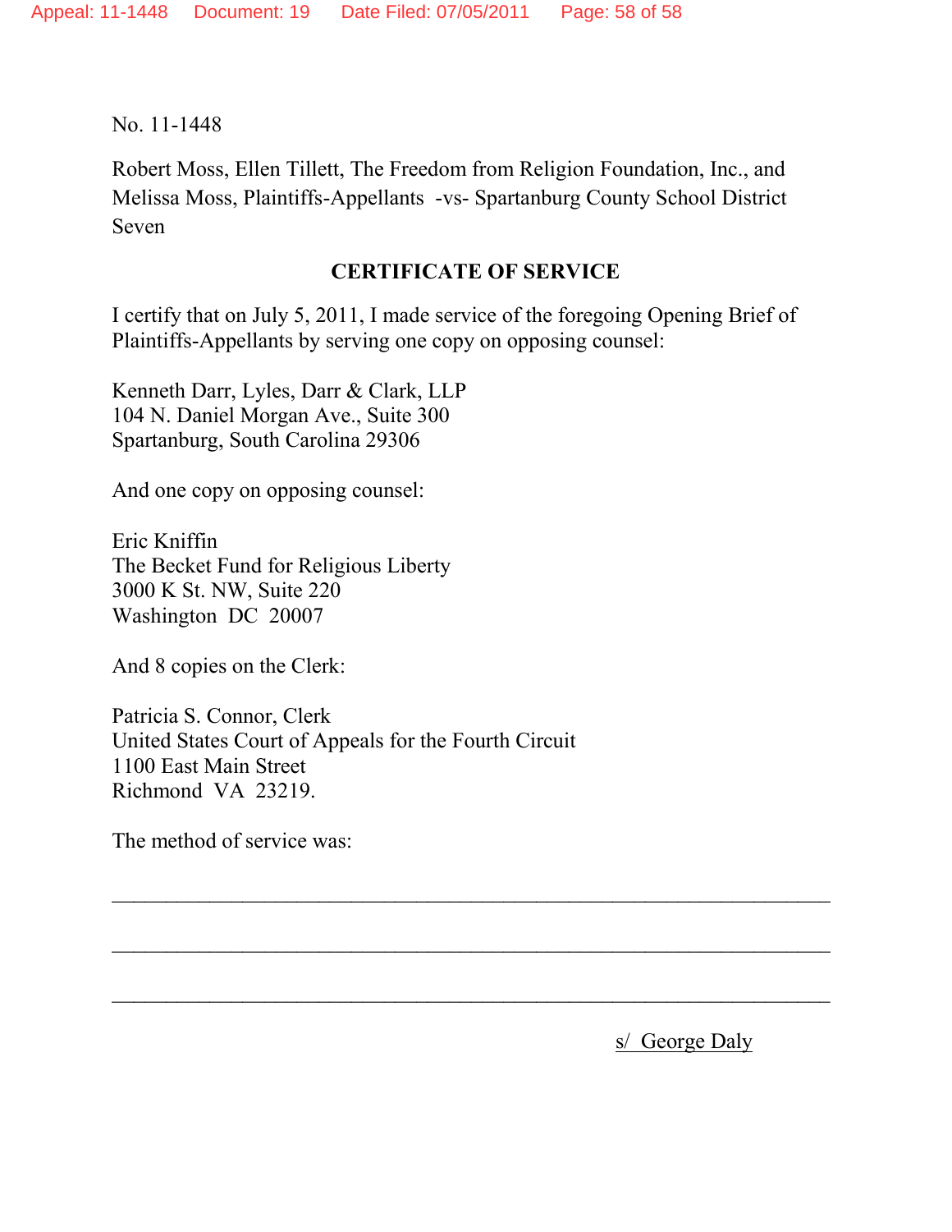No. 11-1448

Robert Moss, Ellen Tillett, The Freedom from Religion Foundation, Inc., and Melissa Moss, Plaintiffs-Appellants -vs- Spartanburg County School District Seven

## CERTIFICATE OF SERVICE

I certify that on July 5, 2011, I made service of the foregoing Opening Brief of Plaintiffs-Appellants by serving one copy on opposing counsel:

Kenneth Darr, Lyles, Darr & Clark, LLP
104 N. Daniel Morgan Ave., Suite 300
Spartanburg, South Carolina 29306

And one copy on opposing counsel:

Eric Kniffin
The Becket Fund for Religious Liberty
3000 K St. NW, Suite 220
Washington DC 20007

And 8 copies on the Clerk:

Patricia S. Connor, Clerk
United States Court of Appeals for the Fourth Circuit
1100 East Main Street
Richmond VA 23219.

The method of service was:

\_\_\_\_\_\_\_\_\_\_\_\_\_\_\_\_\_\_\_\_\_\_\_\_\_\_\_\_\_\_\_\_\_\_\_\_\_\_\_\_\_\_\_\_\_\_\_\_\_\_\_\_\_\_\_\_

\_\_\_\_\_\_\_\_\_\_\_\_\_\_\_\_\_\_\_\_\_\_\_\_\_\_\_\_\_\_\_\_\_\_\_\_\_\_\_\_\_\_\_\_\_\_\_\_\_\_\_\_\_\_\_\_

\_\_\_\_\_\_\_\_\_\_\_\_\_\_\_\_\_\_\_\_\_\_\_\_\_\_\_\_\_\_\_\_\_\_\_\_\_\_\_\_\_\_\_\_\_\_\_\_\_\_\_\_\_\_\_\_

s/ George Daly